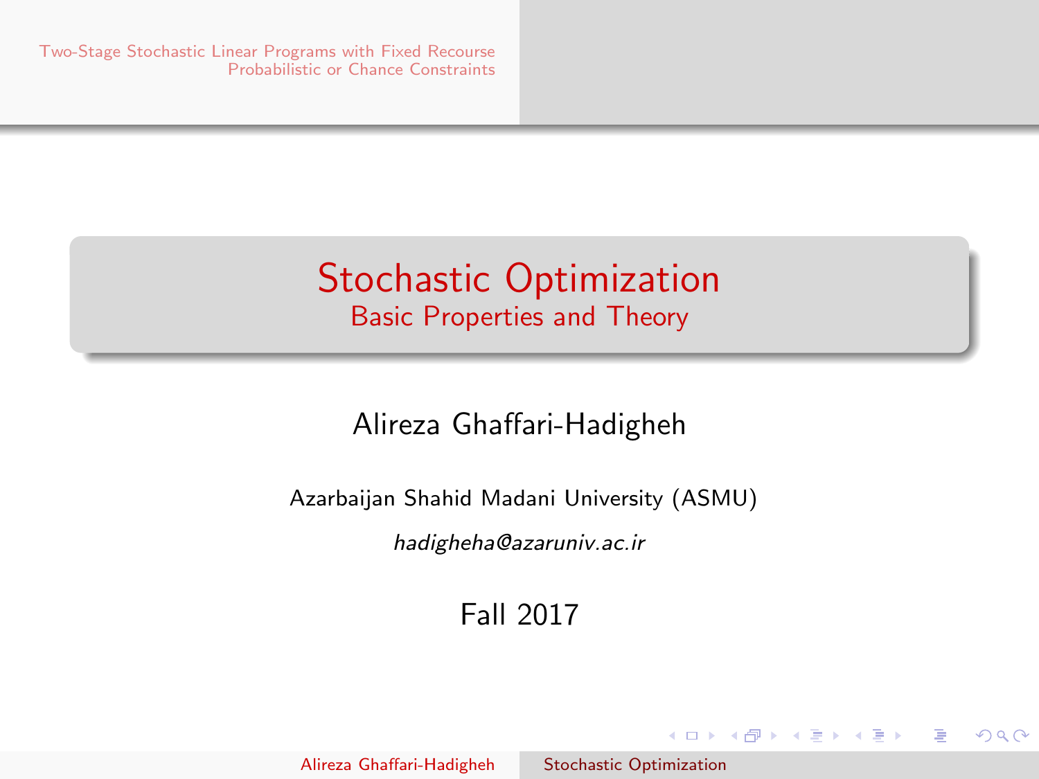# Stochastic Optimization

## Basic Properties and Theory

Alireza Ghaffari-Hadigheh

Azarbaijan Shahid Madani University (ASMU)

*hadigheha@azaruniv.ac.ir*

Fall 2017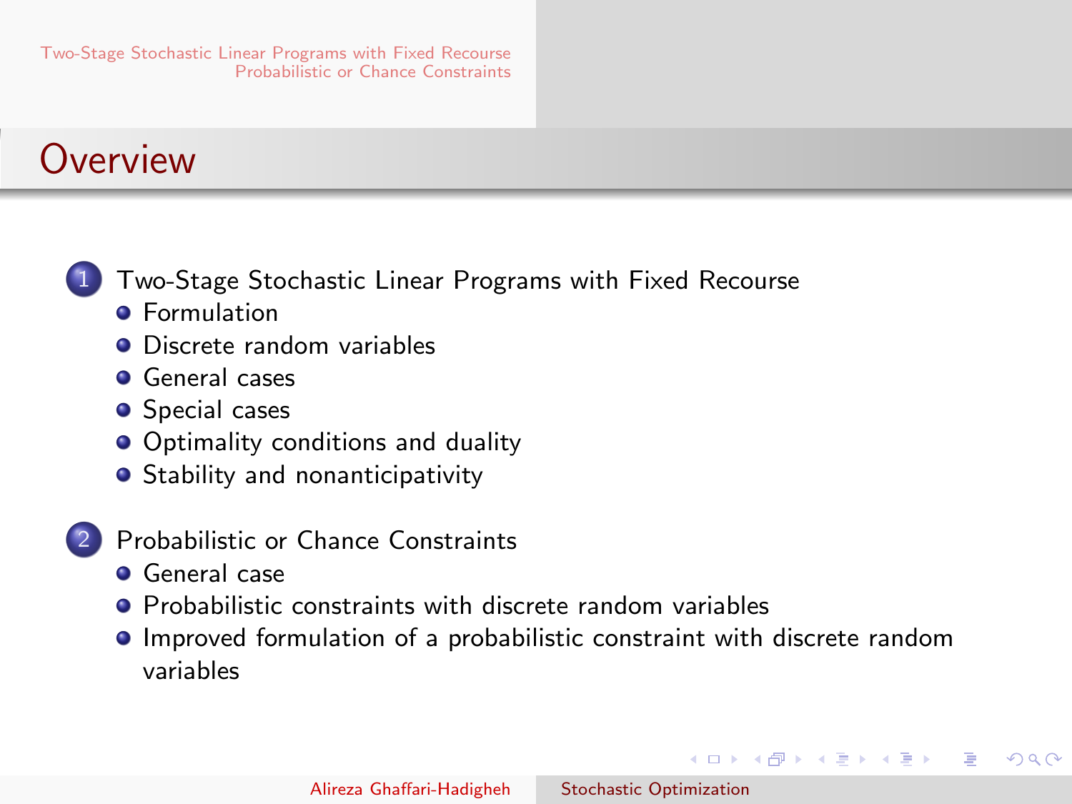# Overview

1. Two-Stage Stochastic Linear Programs with Fixed Recourse
   - Formulation
   - Discrete random variables
   - General cases
   - Special cases
   - Optimality conditions and duality
   - Stability and nonanticipativity
2. Probabilistic or Chance Constraints
   - General case
   - Probabilistic constraints with discrete random variables
   - Improved formulation of a probabilistic constraint with discrete random variables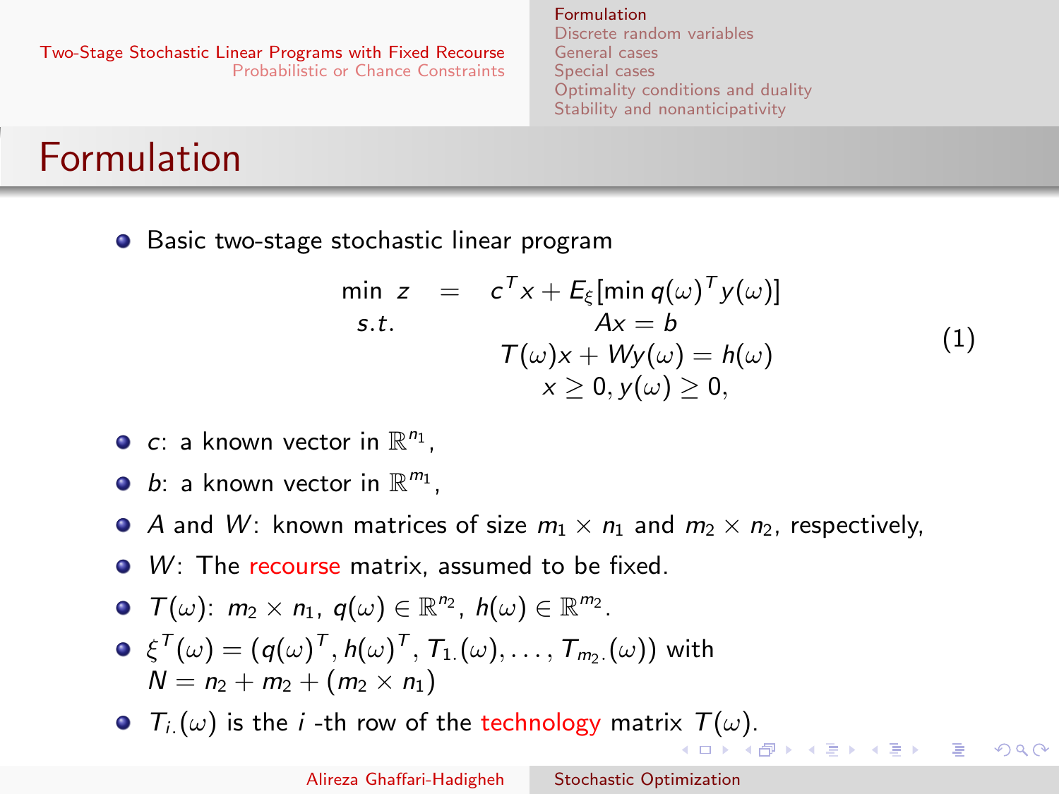# Formulation

- Basic two-stage stochastic linear program

$$
\begin{array}{rcc}
\min\ z & = & c^T x + E_\xi[\min q(\omega)^T y(\omega)] \\
s.t. & & Ax = b \\
 & & T(\omega)x + Wy(\omega) = h(\omega) \\
 & & x \geq 0, y(\omega) \geq 0,
\end{array}
\tag{1}
$$

- $c$: a known vector in $\mathbb{R}^{n_1}$,
- $b$: a known vector in $\mathbb{R}^{m_1}$,
- $A$ and $W$: known matrices of size $m_1 \times n_1$ and $m_2 \times n_2$, respectively,
- $W$: The recourse matrix, assumed to be fixed.
- $T(\omega)$: $m_2 \times n_1$, $q(\omega) \in \mathbb{R}^{n_2}$, $h(\omega) \in \mathbb{R}^{m_2}$.
- $\xi^T(\omega) = (q(\omega)^T, h(\omega)^T, T_{1\cdot}(\omega), \ldots, T_{m_2\cdot}(\omega))$ with $N = n_2 + m_2 + (m_2 \times n_1)$
- $T_{i\cdot}(\omega)$ is the $i$ -th row of the technology matrix $T(\omega)$.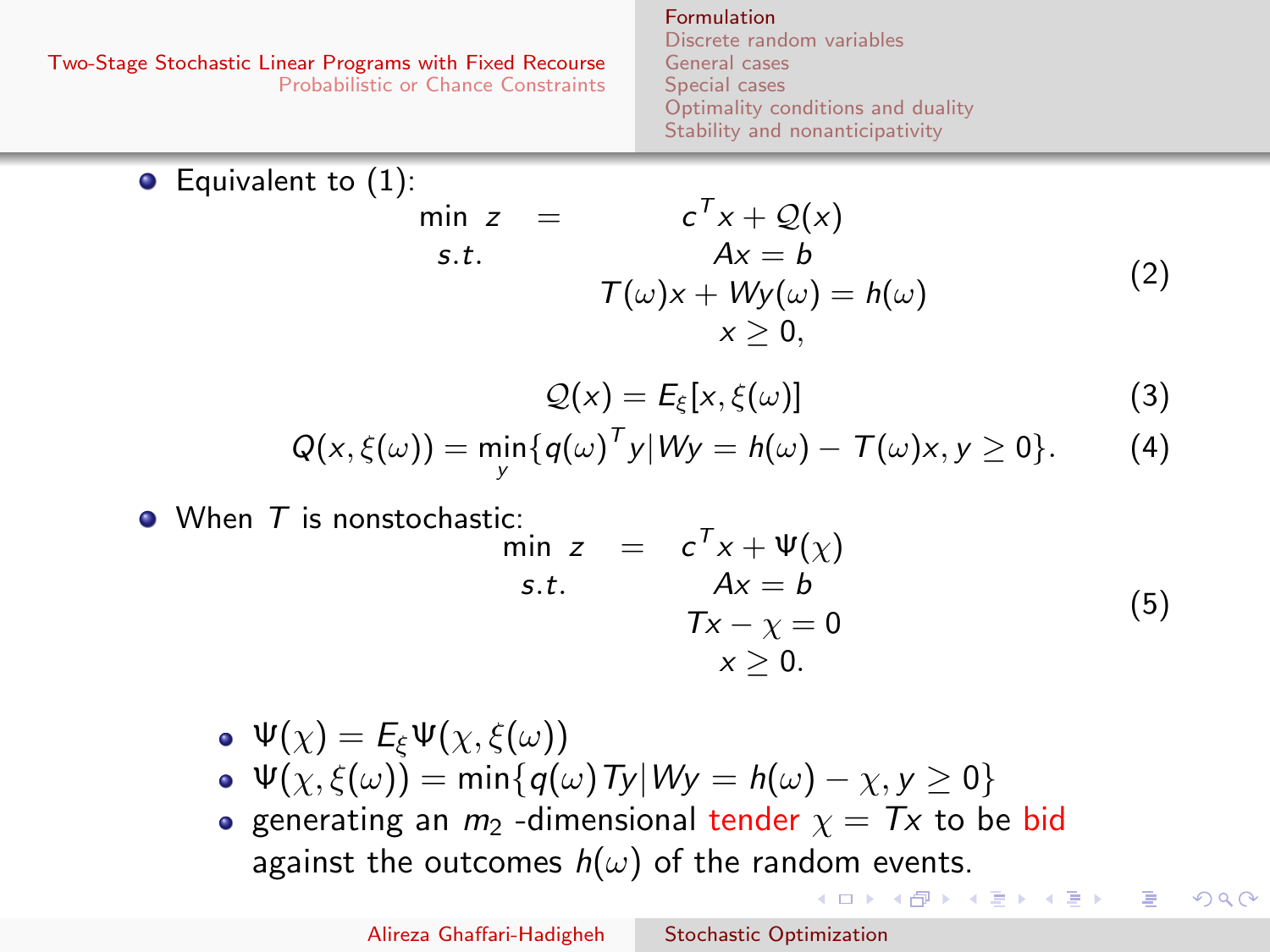- Equivalent to (1):

$$\begin{aligned} \min\ z \quad = \quad & c^T x + \mathcal{Q}(x) \\ s.t. \quad & Ax = b \\ & T(\omega)x + Wy(\omega) = h(\omega) \\ & x \geq 0, \end{aligned} \tag{2}$$

$$\mathcal{Q}(x) = E_\xi[x, \xi(\omega)] \tag{3}$$

$$Q(x, \xi(\omega)) = \min_y \{q(\omega)^T y | Wy = h(\omega) - T(\omega)x, y \geq 0\}. \tag{4}$$

- When $T$ is nonstochastic:

$$\begin{aligned} \min\ z \quad = \quad & c^T x + \Psi(\chi) \\ s.t. \quad & Ax = b \\ & Tx - \chi = 0 \\ & x \geq 0. \end{aligned} \tag{5}$$

  - $\Psi(\chi) = E_\xi \Psi(\chi, \xi(\omega))$
  - $\Psi(\chi, \xi(\omega)) = \min\{q(\omega)Ty | Wy = h(\omega) - \chi, y \geq 0\}$
  - generating an $m_2$ -dimensional tender $\chi = Tx$ to be bid against the outcomes $h(\omega)$ of the random events.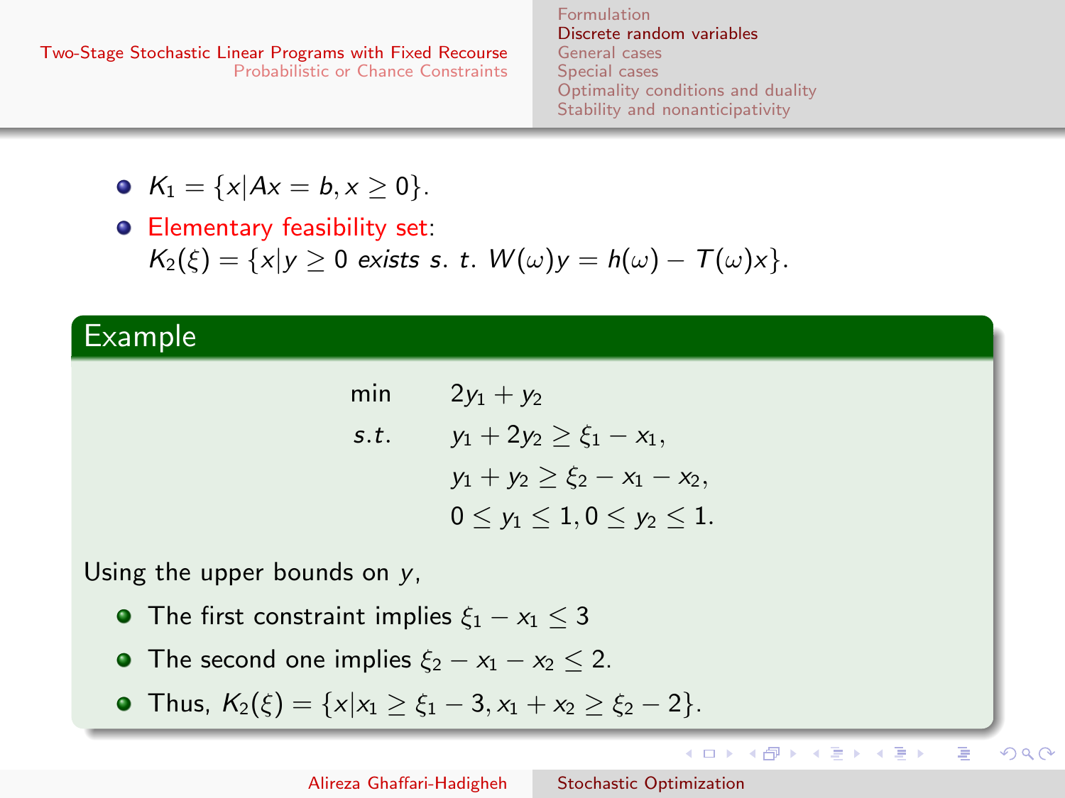- $K_1 = \{x | Ax = b, x \geq 0\}$.
- Elementary feasibility set: $K_2(\xi) = \{x | y \geq 0 \text{ exists s. t. } W(\omega)y = h(\omega) - T(\omega)x\}$.

**Example**

$$
\begin{aligned}
\min \quad & 2y_1 + y_2 \\
s.t. \quad & y_1 + 2y_2 \geq \xi_1 - x_1, \\
& y_1 + y_2 \geq \xi_2 - x_1 - x_2, \\
& 0 \leq y_1 \leq 1, 0 \leq y_2 \leq 1.
\end{aligned}
$$

Using the upper bounds on $y$,

- The first constraint implies $\xi_1 - x_1 \leq 3$
- The second one implies $\xi_2 - x_1 - x_2 \leq 2$.
- Thus, $K_2(\xi) = \{x | x_1 \geq \xi_1 - 3, x_1 + x_2 \geq \xi_2 - 2\}$.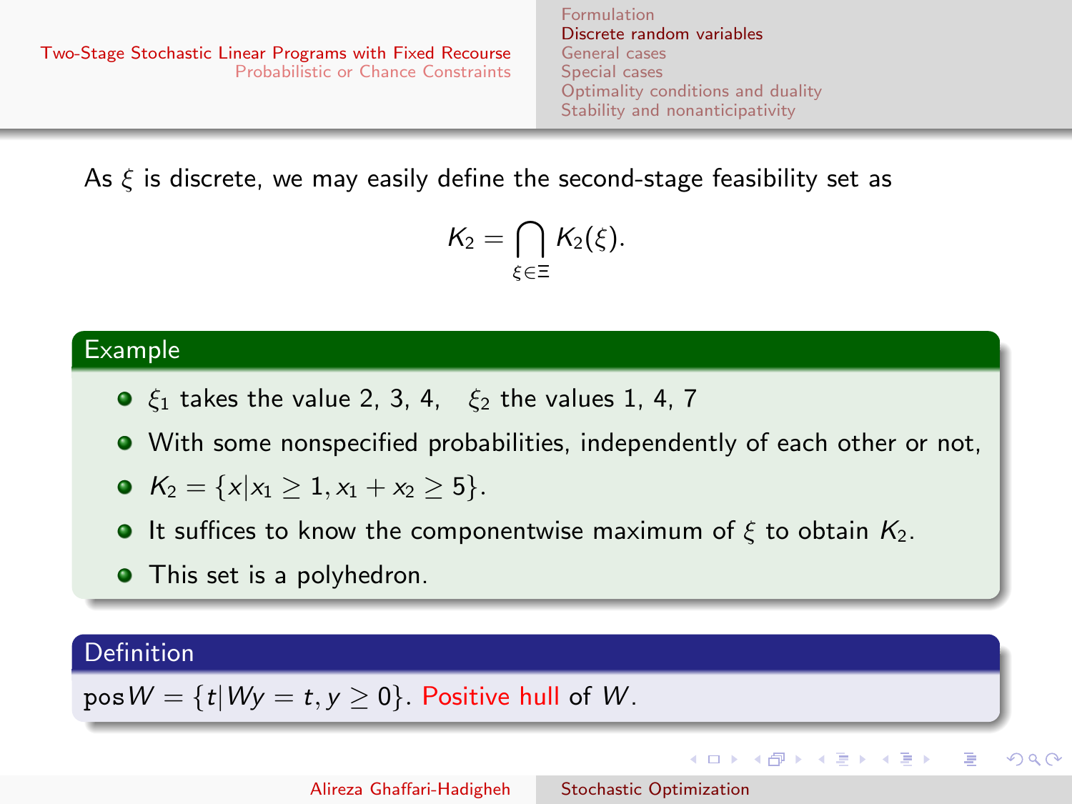As $\xi$ is discrete, we may easily define the second-stage feasibility set as

$$K_2 = \bigcap_{\xi \in \Xi} K_2(\xi).$$

**Example**

- $\xi_1$ takes the value 2, 3, 4, $\xi_2$ the values 1, 4, 7
- With some nonspecified probabilities, independently of each other or not,
- $K_2 = \{x | x_1 \geq 1, x_1 + x_2 \geq 5\}$.
- It suffices to know the componentwise maximum of $\xi$ to obtain $K_2$.
- This set is a polyhedron.

**Definition**

$\text{pos}\, W = \{t | Wy = t, y \geq 0\}$. Positive hull of $W$.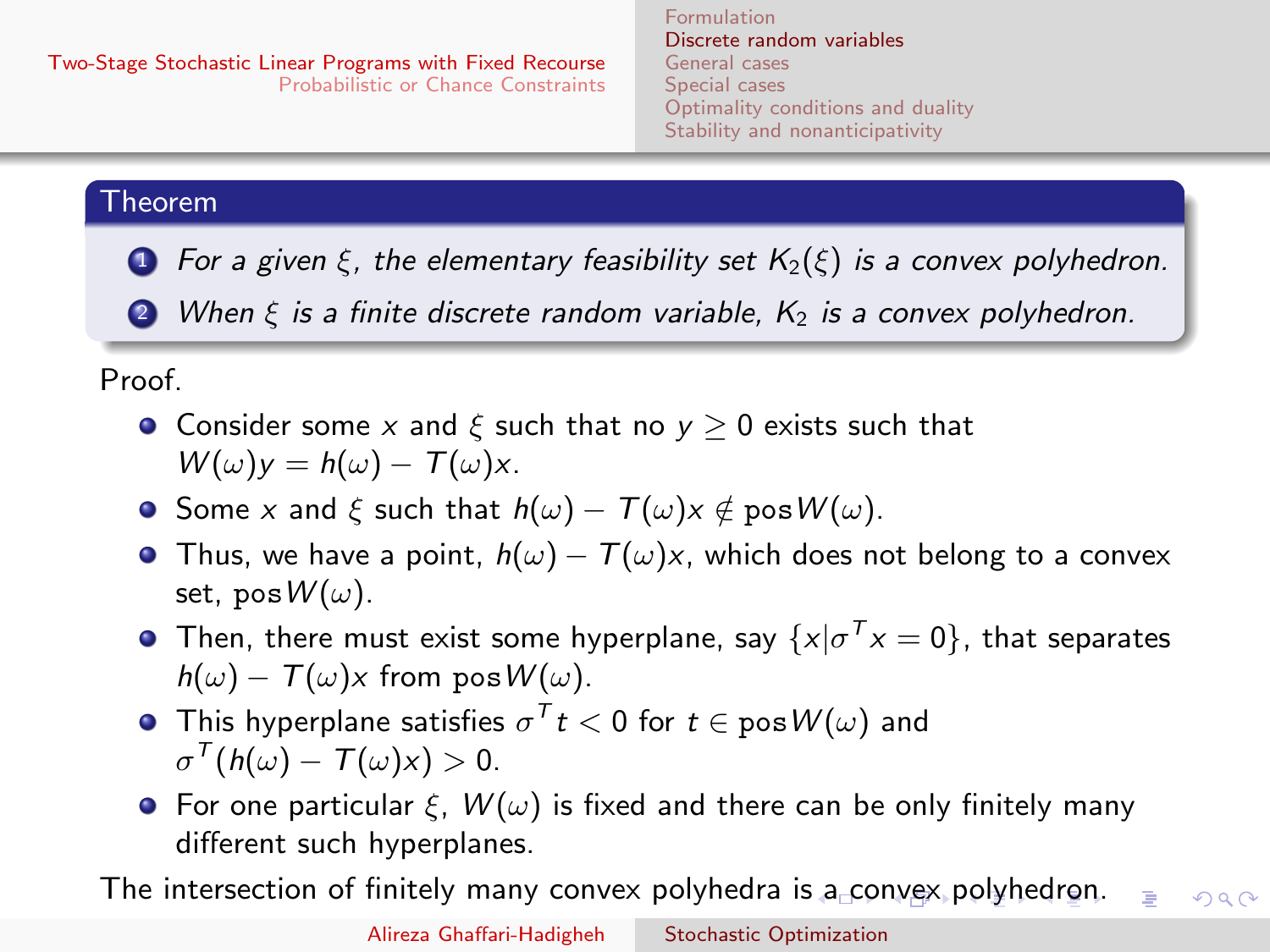**Theorem**

1. *For a given $\xi$, the elementary feasibility set $K_2(\xi)$ is a convex polyhedron.*
2. *When $\xi$ is a finite discrete random variable, $K_2$ is a convex polyhedron.*

Proof.

- Consider some $x$ and $\xi$ such that no $y \geq 0$ exists such that $W(\omega)y = h(\omega) - T(\omega)x$.
- Some $x$ and $\xi$ such that $h(\omega) - T(\omega)x \notin \text{pos}\, W(\omega)$.
- Thus, we have a point, $h(\omega) - T(\omega)x$, which does not belong to a convex set, $\text{pos}\, W(\omega)$.
- Then, there must exist some hyperplane, say $\{x | \sigma^T x = 0\}$, that separates $h(\omega) - T(\omega)x$ from $\text{pos}\, W(\omega)$.
- This hyperplane satisfies $\sigma^T t < 0$ for $t \in \text{pos}\, W(\omega)$ and $\sigma^T(h(\omega) - T(\omega)x) > 0$.
- For one particular $\xi$, $W(\omega)$ is fixed and there can be only finitely many different such hyperplanes.

The intersection of finitely many convex polyhedra is a convex polyhedron.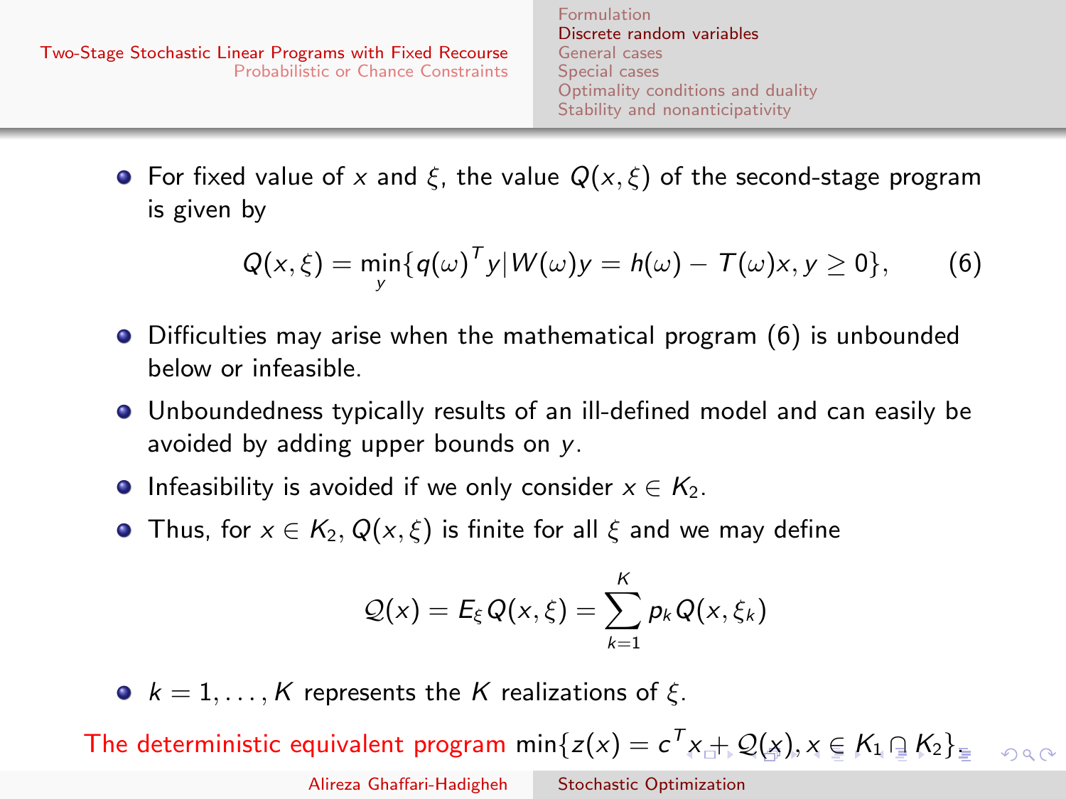- For fixed value of $x$ and $\xi$, the value $Q(x,\xi)$ of the second-stage program is given by

$$Q(x,\xi) = \min_{y}\{q(\omega)^T y | W(\omega)y = h(\omega) - T(\omega)x, y \geq 0\}, \qquad (6)$$

- Difficulties may arise when the mathematical program (6) is unbounded below or infeasible.
- Unboundedness typically results of an ill-defined model and can easily be avoided by adding upper bounds on $y$.
- Infeasibility is avoided if we only consider $x \in K_2$.
- Thus, for $x \in K_2$, $Q(x,\xi)$ is finite for all $\xi$ and we may define

$$\mathcal{Q}(x) = E_\xi Q(x,\xi) = \sum_{k=1}^{K} p_k Q(x,\xi_k)$$

- $k = 1,\ldots,K$ represents the $K$ realizations of $\xi$.

The deterministic equivalent program $\min\{z(x) = c^T x + \mathcal{Q}(x), x \in K_1 \cap K_2\}$.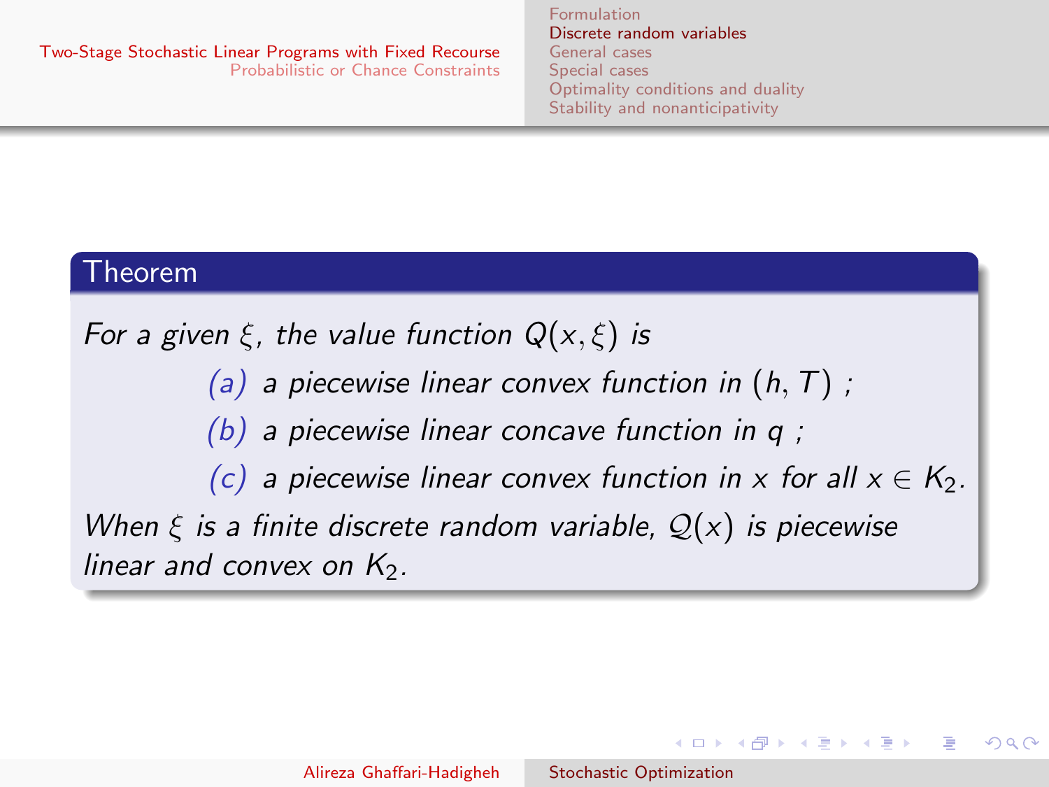**Theorem**

*For a given $\xi$, the value function $Q(x, \xi)$ is*

- *(a) a piecewise linear convex function in $(h, T)$ ;*
- *(b) a piecewise linear concave function in $q$ ;*
- *(c) a piecewise linear convex function in $x$ for all $x \in K_2$.*

*When $\xi$ is a finite discrete random variable, $\mathcal{Q}(x)$ is piecewise linear and convex on $K_2$.*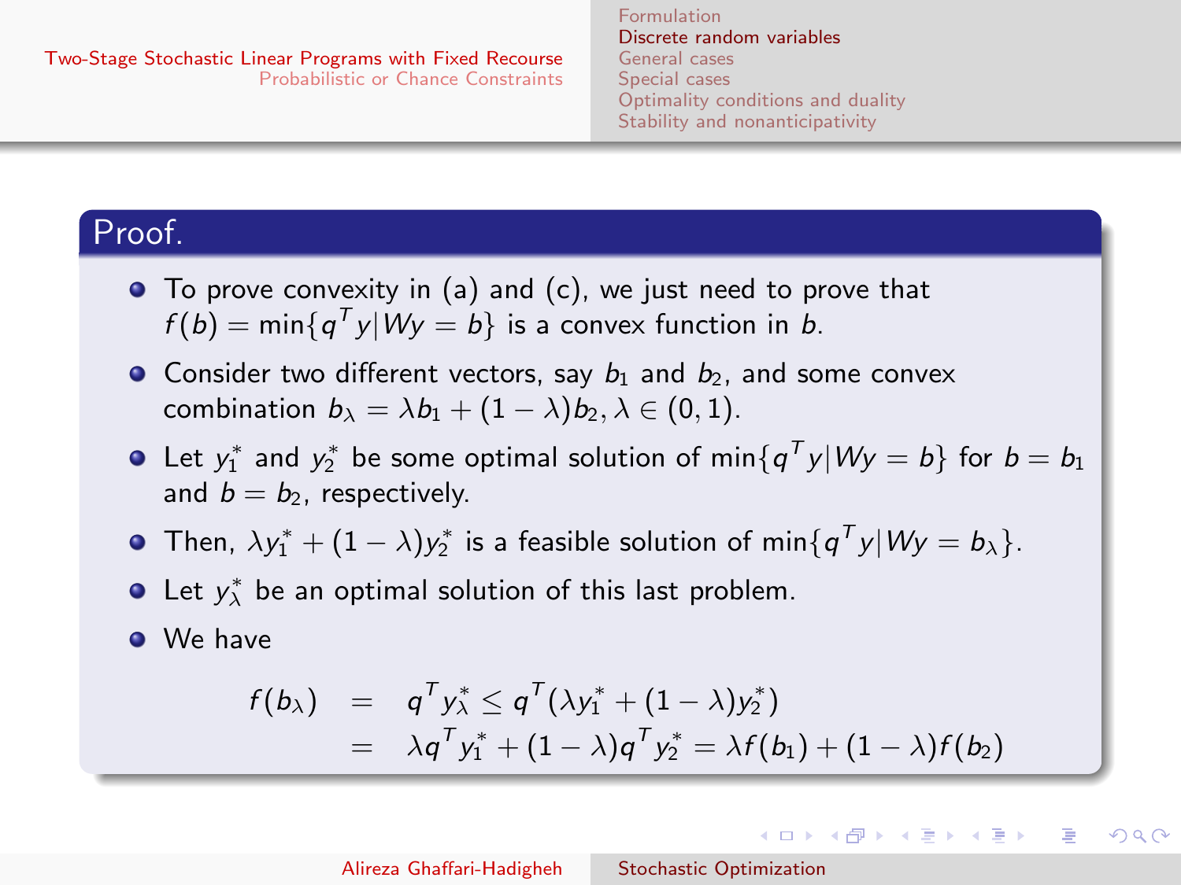## Proof.

- To prove convexity in (a) and (c), we just need to prove that $f(b) = \min\{q^T y | Wy = b\}$ is a convex function in $b$.
- Consider two different vectors, say $b_1$ and $b_2$, and some convex combination $b_\lambda = \lambda b_1 + (1-\lambda) b_2, \lambda \in (0,1)$.
- Let $y_1^*$ and $y_2^*$ be some optimal solution of $\min\{q^T y | Wy = b\}$ for $b = b_1$ and $b = b_2$, respectively.
- Then, $\lambda y_1^* + (1-\lambda) y_2^*$ is a feasible solution of $\min\{q^T y | Wy = b_\lambda\}$.
- Let $y_\lambda^*$ be an optimal solution of this last problem.
- We have

$$
\begin{aligned}
f(b_\lambda) &= q^T y_\lambda^* \leq q^T(\lambda y_1^* + (1-\lambda) y_2^*) \\
&= \lambda q^T y_1^* + (1-\lambda) q^T y_2^* = \lambda f(b_1) + (1-\lambda) f(b_2)
\end{aligned}
$$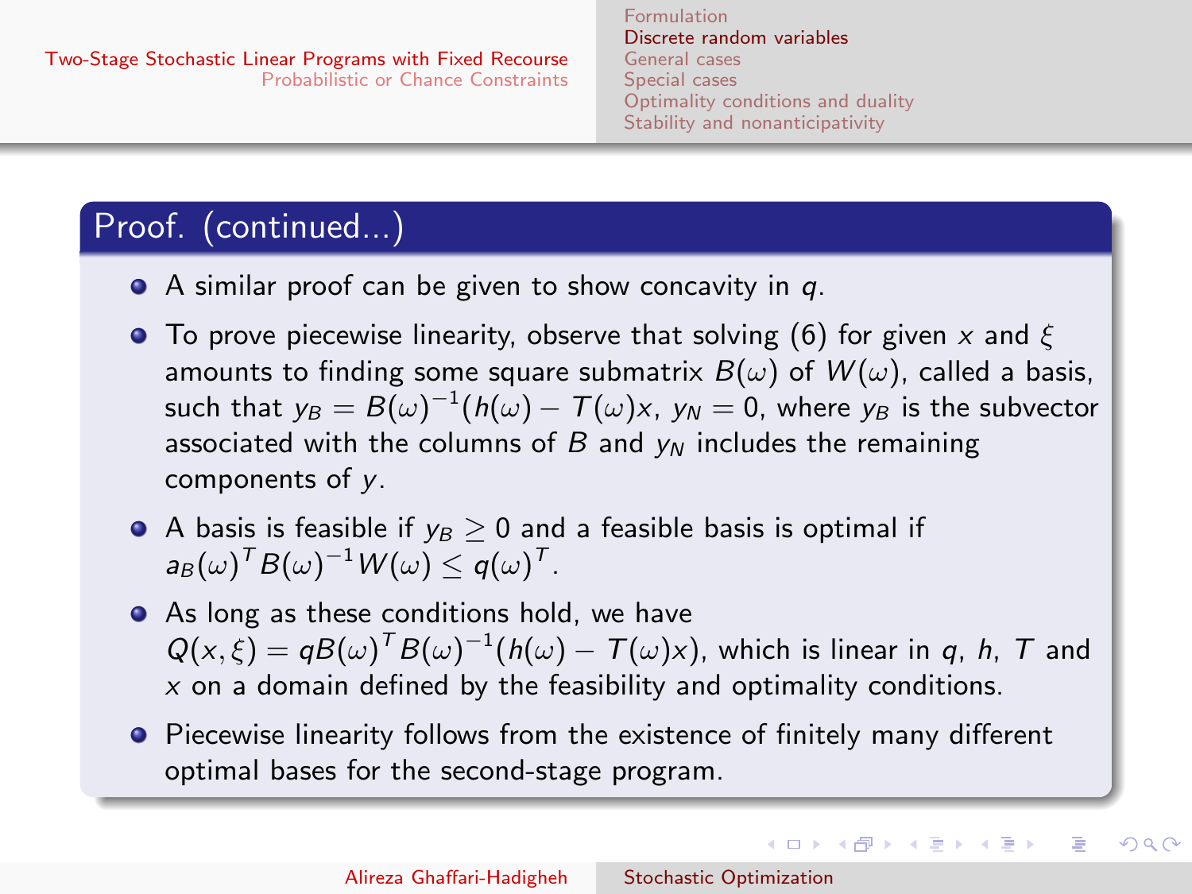## Proof. (continued...)

- A similar proof can be given to show concavity in $q$.
- To prove piecewise linearity, observe that solving (6) for given $x$ and $\xi$ amounts to finding some square submatrix $B(\omega)$ of $W(\omega)$, called a basis, such that $y_B = B(\omega)^{-1}(h(\omega) - T(\omega)x$, $y_N = 0$, where $y_B$ is the subvector associated with the columns of $B$ and $y_N$ includes the remaining components of $y$.
- A basis is feasible if $y_B \geq 0$ and a feasible basis is optimal if $a_B(\omega)^T B(\omega)^{-1} W(\omega) \leq q(\omega)^T$.
- As long as these conditions hold, we have $Q(x, \xi) = qB(\omega)^T B(\omega)^{-1}(h(\omega) - T(\omega)x)$, which is linear in $q$, $h$, $T$ and $x$ on a domain defined by the feasibility and optimality conditions.
- Piecewise linearity follows from the existence of finitely many different optimal bases for the second-stage program.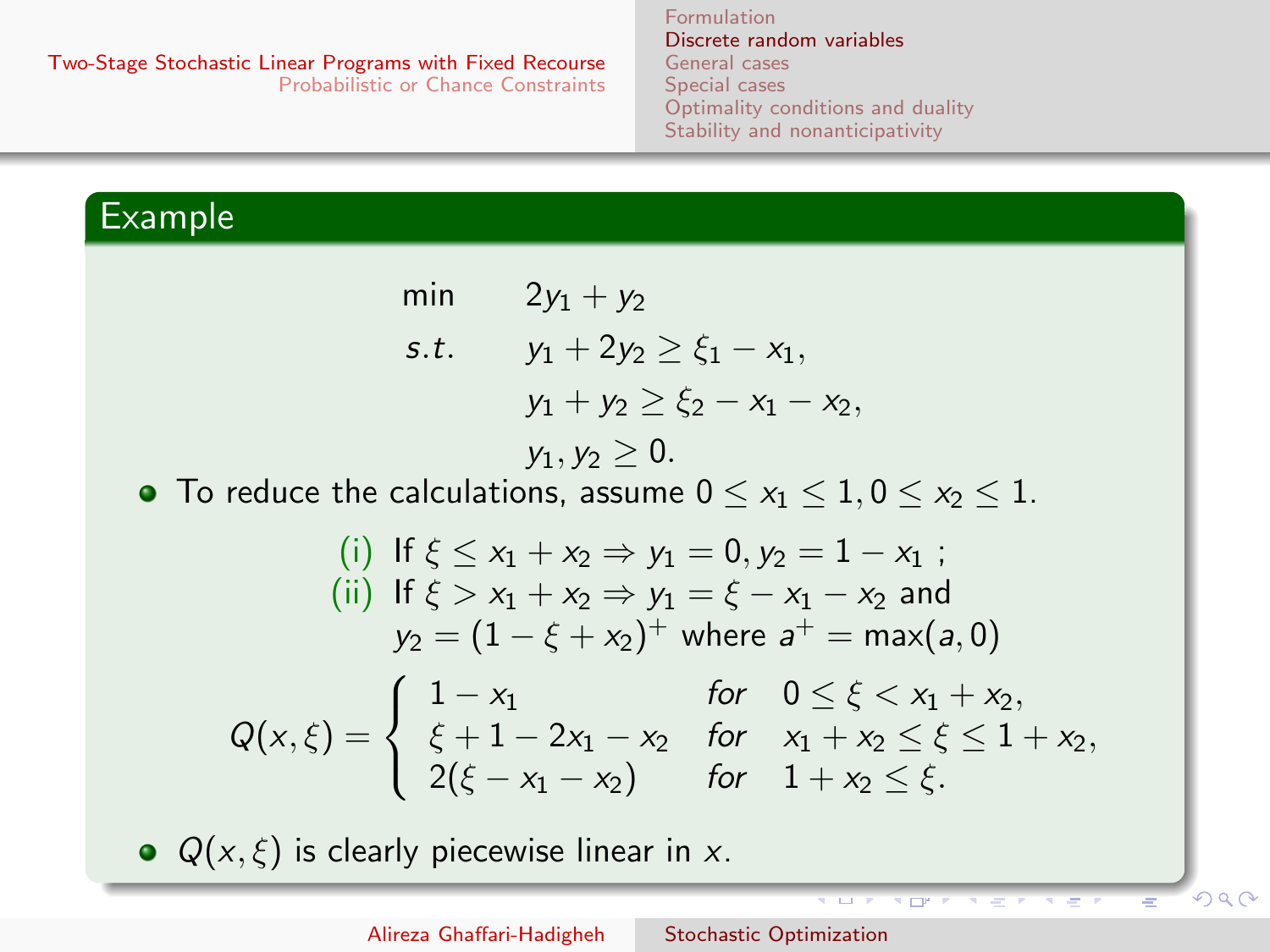## Example

$$
\begin{aligned}
\min \quad & 2y_1 + y_2 \\
s.t. \quad & y_1 + 2y_2 \geq \xi_1 - x_1, \\
& y_1 + y_2 \geq \xi_2 - x_1 - x_2, \\
& y_1, y_2 \geq 0.
\end{aligned}
$$

- To reduce the calculations, assume $0 \leq x_1 \leq 1, 0 \leq x_2 \leq 1$.

  (i) If $\xi \leq x_1 + x_2 \Rightarrow y_1 = 0, y_2 = 1 - x_1$ ;

  (ii) If $\xi > x_1 + x_2 \Rightarrow y_1 = \xi - x_1 - x_2$ and $y_2 = (1 - \xi + x_2)^+$ where $a^+ = \max(a, 0)$

$$
Q(x, \xi) = \begin{cases} 1 - x_1 & \text{for} \quad 0 \leq \xi < x_1 + x_2, \\ \xi + 1 - 2x_1 - x_2 & \text{for} \quad x_1 + x_2 \leq \xi \leq 1 + x_2, \\ 2(\xi - x_1 - x_2) & \text{for} \quad 1 + x_2 \leq \xi. \end{cases}
$$

- $Q(x, \xi)$ is clearly piecewise linear in $x$.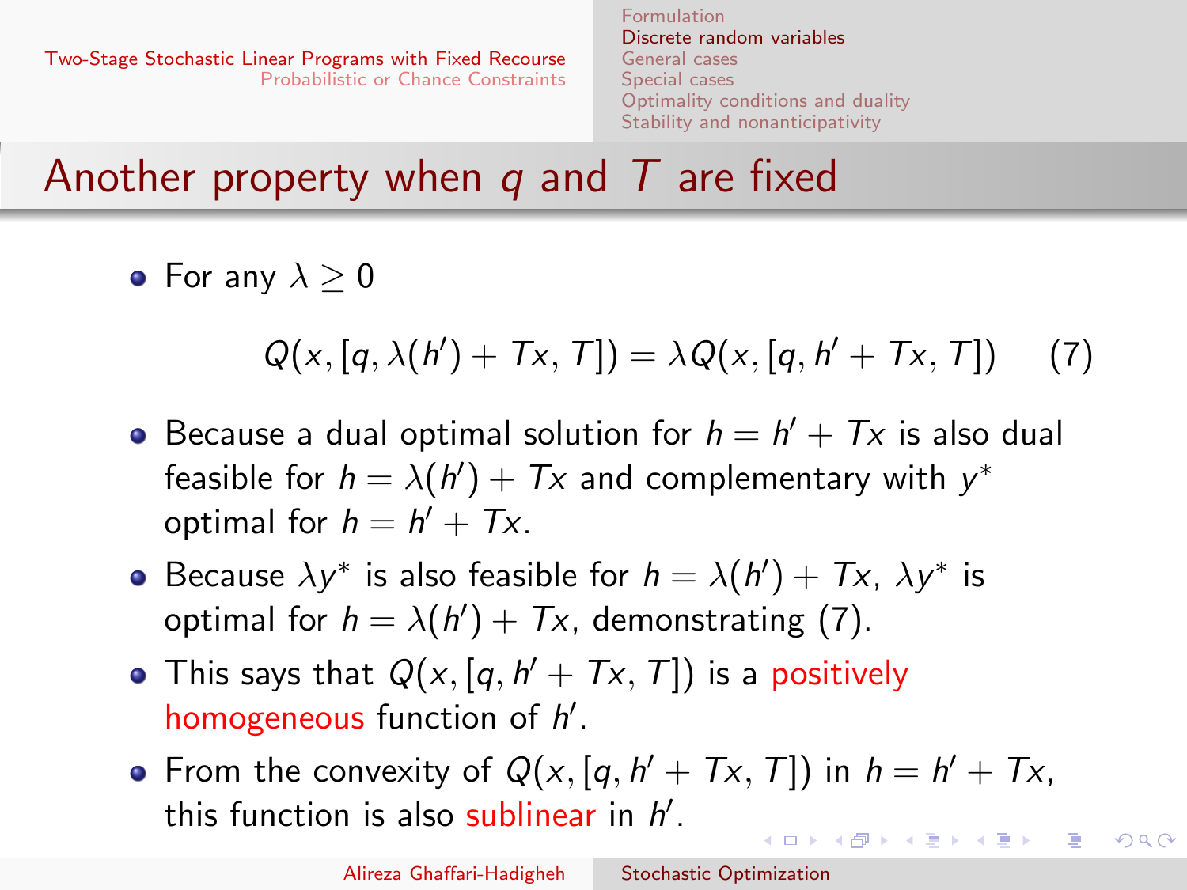## Another property when $q$ and $T$ are fixed

- For any $\lambda \geq 0$

$$Q(x, [q, \lambda(h') + Tx, T]) = \lambda Q(x, [q, h' + Tx, T]) \quad (7)$$

- Because a dual optimal solution for $h = h' + Tx$ is also dual feasible for $h = \lambda(h') + Tx$ and complementary with $y^*$ optimal for $h = h' + Tx$.
- Because $\lambda y^*$ is also feasible for $h = \lambda(h') + Tx$, $\lambda y^*$ is optimal for $h = \lambda(h') + Tx$, demonstrating (7).
- This says that $Q(x, [q, h' + Tx, T])$ is a positively homogeneous function of $h'$.
- From the convexity of $Q(x, [q, h' + Tx, T])$ in $h = h' + Tx$, this function is also sublinear in $h'$.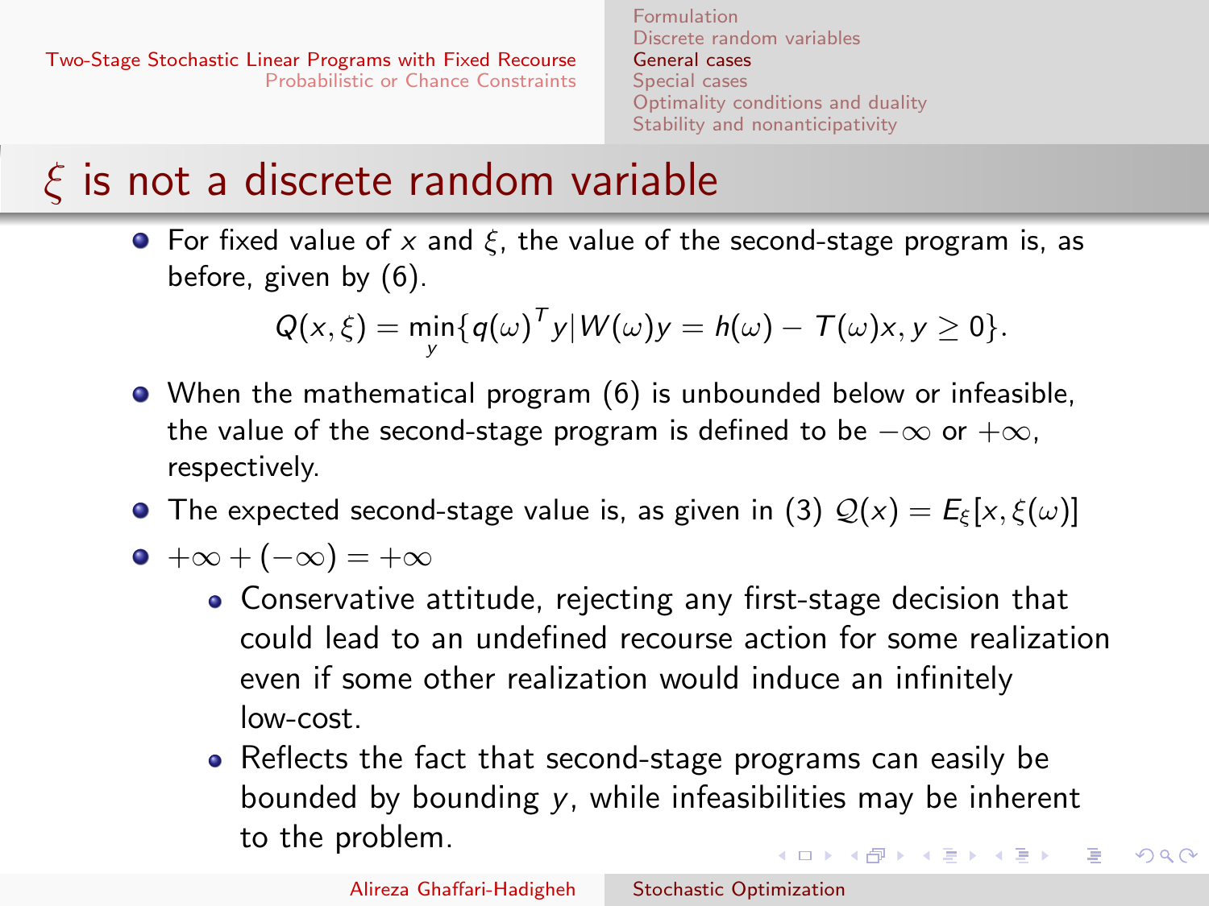# $\xi$ is not a discrete random variable

- For fixed value of $x$ and $\xi$, the value of the second-stage program is, as before, given by (6).

$$Q(x, \xi) = \min_y \{q(\omega)^T y | W(\omega)y = h(\omega) - T(\omega)x, y \geq 0\}.$$

- When the mathematical program (6) is unbounded below or infeasible, the value of the second-stage program is defined to be $-\infty$ or $+\infty$, respectively.
- The expected second-stage value is, as given in (3) $\mathcal{Q}(x) = E_\xi[x, \xi(\omega)]$
- $+\infty + (-\infty) = +\infty$
  - Conservative attitude, rejecting any first-stage decision that could lead to an undefined recourse action for some realization even if some other realization would induce an infinitely low-cost.
  - Reflects the fact that second-stage programs can easily be bounded by bounding $y$, while infeasibilities may be inherent to the problem.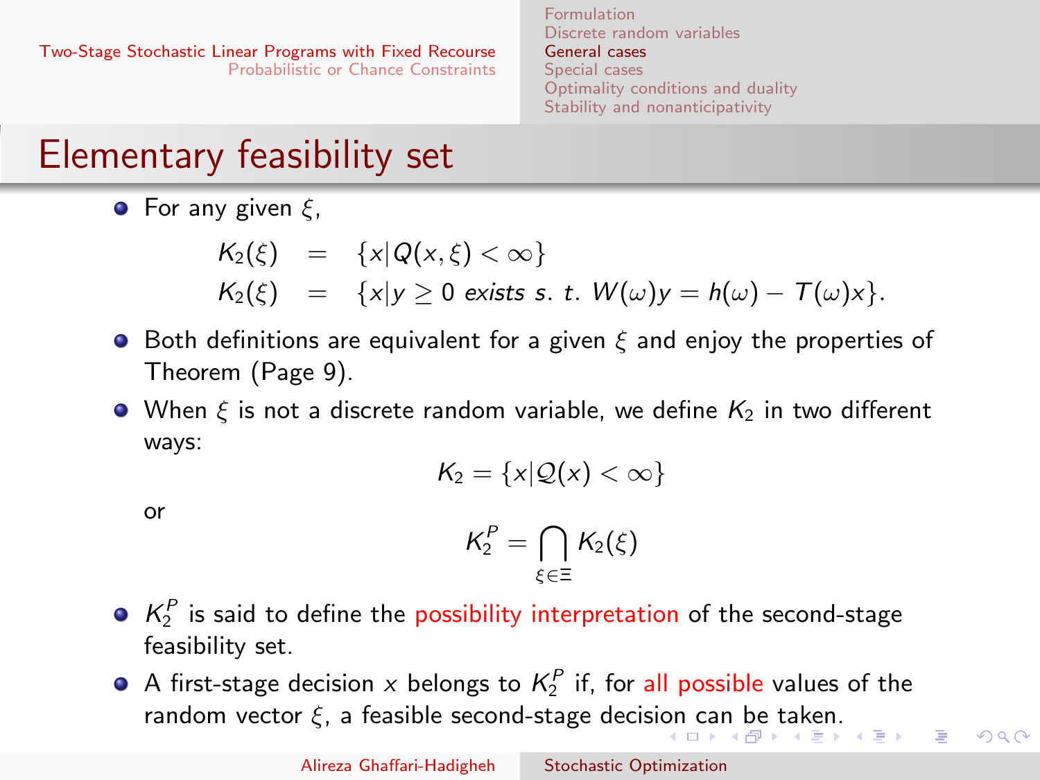# Elementary feasibility set

- For any given $\xi$,

$$
\begin{aligned}
K_2(\xi) &= \{x | Q(x,\xi) < \infty\} \\
K_2(\xi) &= \{x | y \geq 0 \text{ exists s. t. } W(\omega)y = h(\omega) - T(\omega)x\}.
\end{aligned}
$$

- Both definitions are equivalent for a given $\xi$ and enjoy the properties of Theorem (Page 9).
- When $\xi$ is not a discrete random variable, we define $K_2$ in two different ways:

$$K_2 = \{x | \mathcal{Q}(x) < \infty\}$$

or

$$K_2^P = \bigcap_{\xi \in \Xi} K_2(\xi)$$

- $K_2^P$ is said to define the possibility interpretation of the second-stage feasibility set.
- A first-stage decision $x$ belongs to $K_2^P$ if, for all possible values of the random vector $\xi$, a feasible second-stage decision can be taken.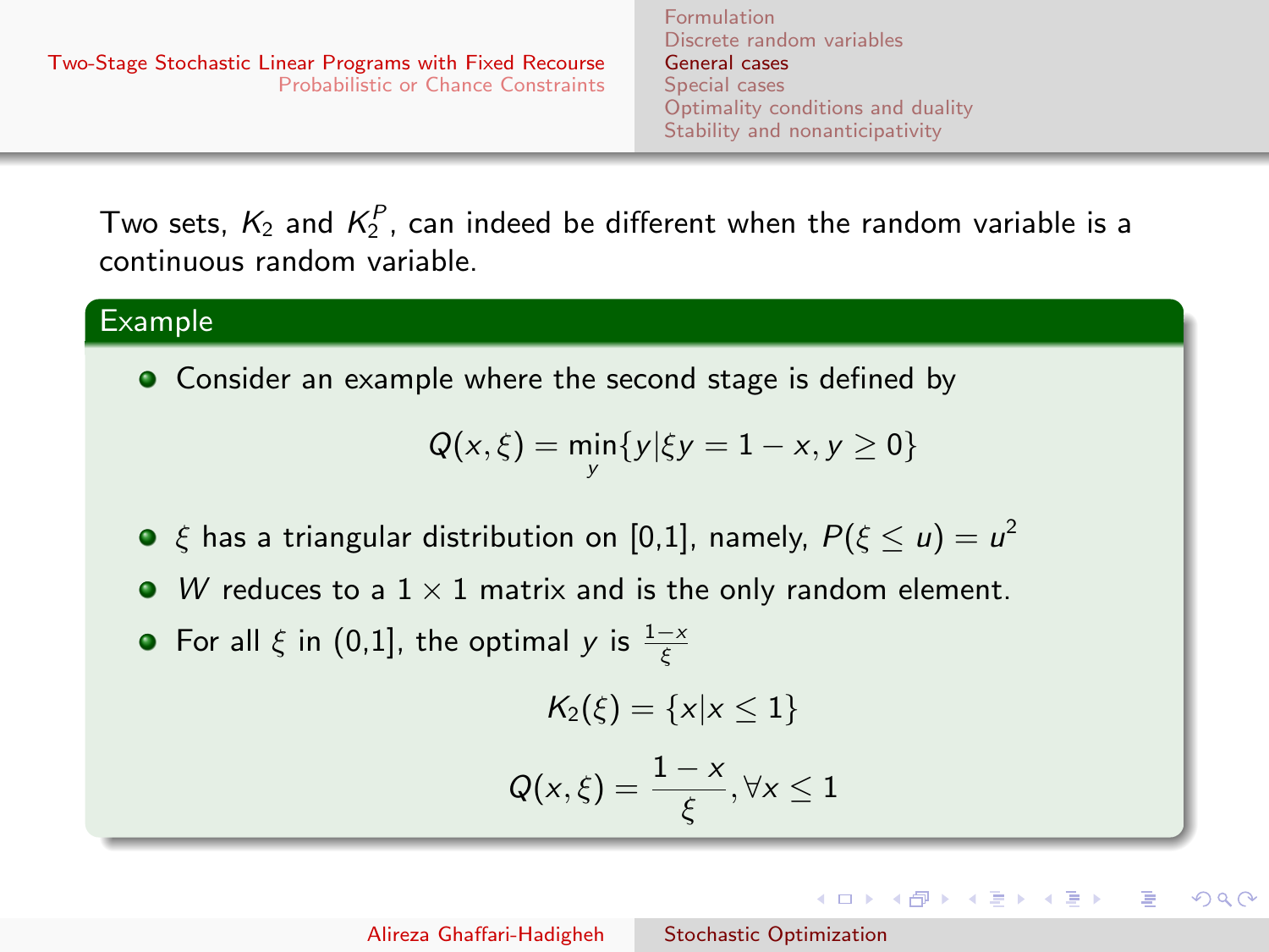Two sets, $K_2$ and $K_2^P$, can indeed be different when the random variable is a continuous random variable.

**Example**

- Consider an example where the second stage is defined by

$$Q(x, \xi) = \min_y \{y | \xi y = 1 - x, y \geq 0\}$$

- $\xi$ has a triangular distribution on [0,1], namely, $P(\xi \leq u) = u^2$
- $W$ reduces to a $1 \times 1$ matrix and is the only random element.
- For all $\xi$ in (0,1], the optimal $y$ is $\frac{1-x}{\xi}$

$$K_2(\xi) = \{x | x \leq 1\}$$

$$Q(x, \xi) = \frac{1-x}{\xi}, \forall x \leq 1$$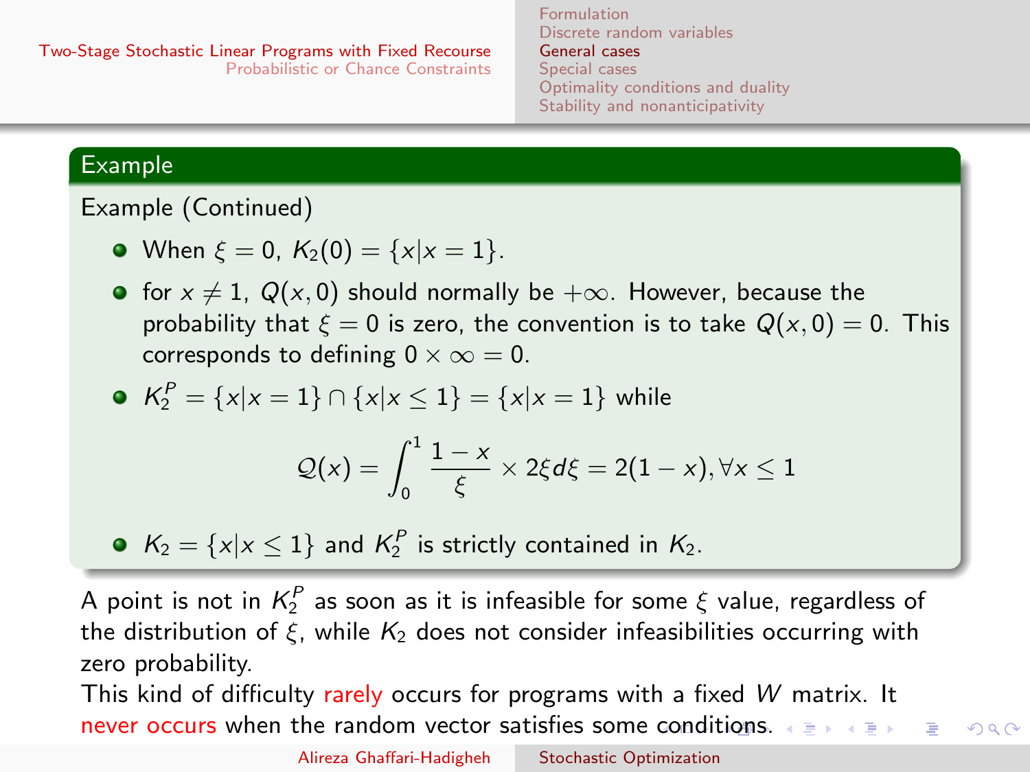### Example

Example (Continued)

- When $\xi = 0$, $K_2(0) = \{x | x = 1\}$.
- for $x \neq 1$, $Q(x, 0)$ should normally be $+\infty$. However, because the probability that $\xi = 0$ is zero, the convention is to take $Q(x, 0) = 0$. This corresponds to defining $0 \times \infty = 0$.
- $K_2^P = \{x | x = 1\} \cap \{x | x \leq 1\} = \{x | x = 1\}$ while

$$\mathcal{Q}(x) = \int_0^1 \frac{1 - x}{\xi} \times 2\xi d\xi = 2(1 - x), \forall x \leq 1$$

- $K_2 = \{x | x \leq 1\}$ and $K_2^P$ is strictly contained in $K_2$.

A point is not in $K_2^P$ as soon as it is infeasible for some $\xi$ value, regardless of the distribution of $\xi$, while $K_2$ does not consider infeasibilities occurring with zero probability.

This kind of difficulty rarely occurs for programs with a fixed $W$ matrix. It never occurs when the random vector satisfies some conditions.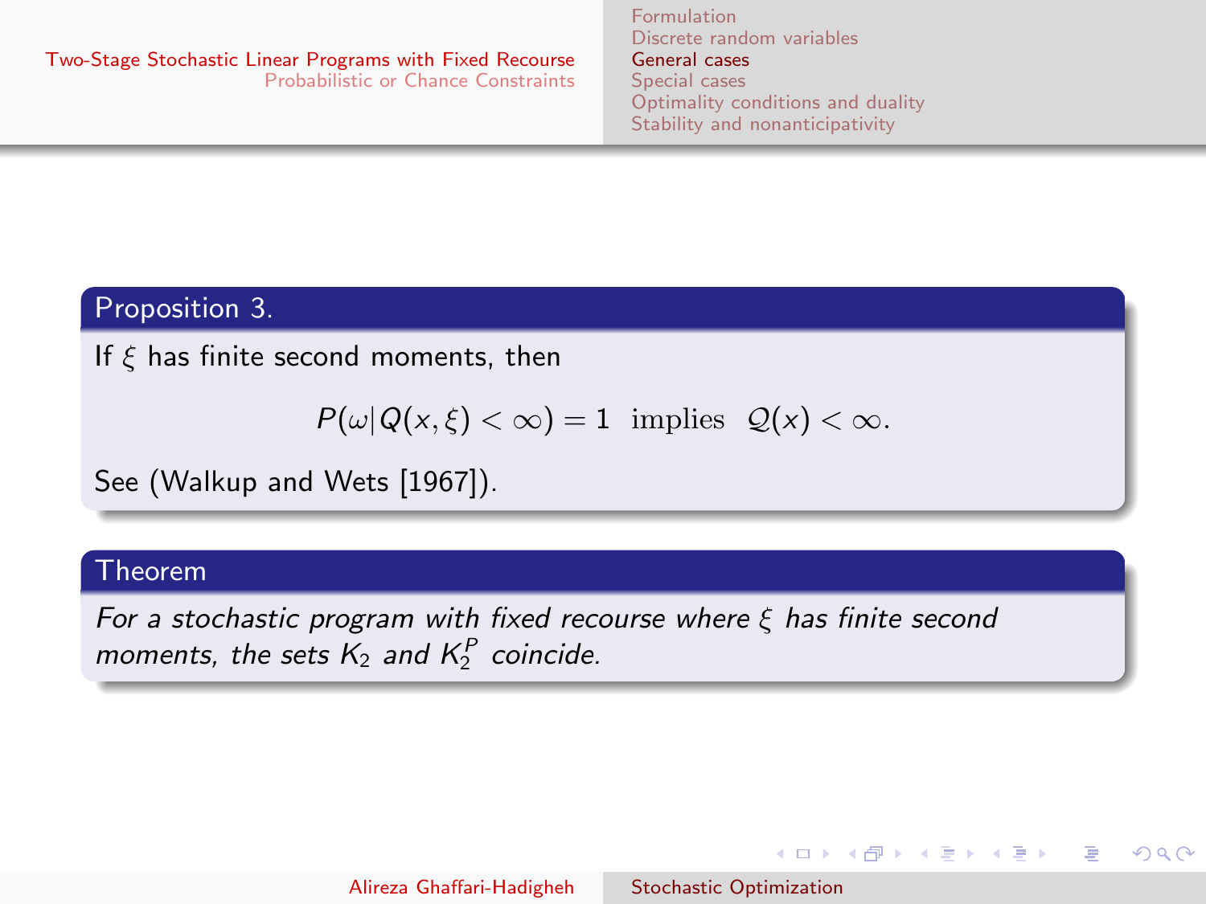**Proposition 3.**

If $\xi$ has finite second moments, then

$$P(\omega | Q(x, \xi) < \infty) = 1 \text{ implies } \mathcal{Q}(x) < \infty.$$

See (Walkup and Wets [1967]).

**Theorem**

*For a stochastic program with fixed recourse where $\xi$ has finite second moments, the sets $K_2$ and $K_2^P$ coincide.*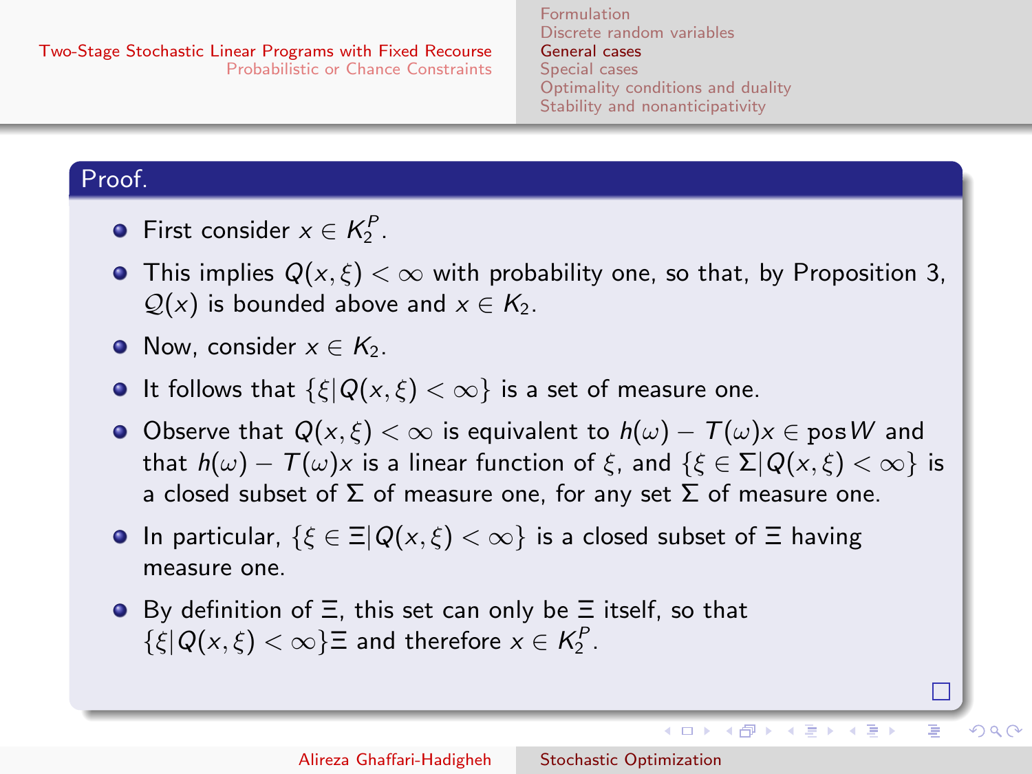**Proof.**

- First consider $x \in K_2^P$.
- This implies $Q(x, \xi) < \infty$ with probability one, so that, by Proposition 3, $\mathcal{Q}(x)$ is bounded above and $x \in K_2$.
- Now, consider $x \in K_2$.
- It follows that $\{\xi | Q(x, \xi) < \infty\}$ is a set of measure one.
- Observe that $Q(x, \xi) < \infty$ is equivalent to $h(\omega) - T(\omega)x \in \operatorname{pos} W$ and that $h(\omega) - T(\omega)x$ is a linear function of $\xi$, and $\{\xi \in \Sigma | Q(x, \xi) < \infty\}$ is a closed subset of $\Sigma$ of measure one, for any set $\Sigma$ of measure one.
- In particular, $\{\xi \in \Xi | Q(x, \xi) < \infty\}$ is a closed subset of $\Xi$ having measure one.
- By definition of $\Xi$, this set can only be $\Xi$ itself, so that $\{\xi | Q(x, \xi) < \infty\}\Xi$ and therefore $x \in K_2^P$.

□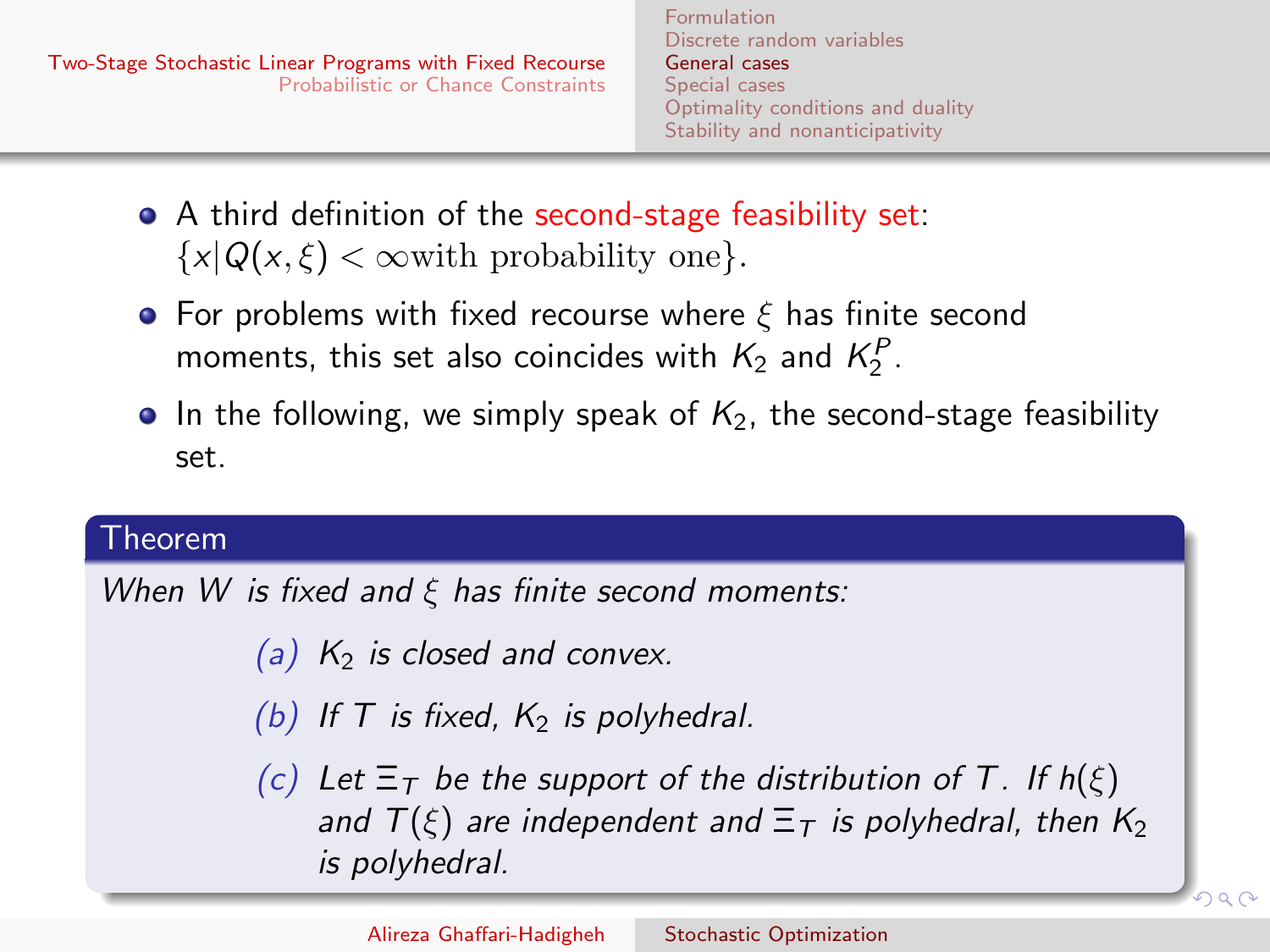- A third definition of the second-stage feasibility set: $\{x | Q(x, \xi) < \infty \text{with probability one}\}$.
- For problems with fixed recourse where $\xi$ has finite second moments, this set also coincides with $K_2$ and $K_2^P$.
- In the following, we simply speak of $K_2$, the second-stage feasibility set.

**Theorem**

*When $W$ is fixed and $\xi$ has finite second moments:*

(a) *$K_2$ is closed and convex.*

(b) *If $T$ is fixed, $K_2$ is polyhedral.*

(c) *Let $\Xi_T$ be the support of the distribution of $T$. If $h(\xi)$ and $T(\xi)$ are independent and $\Xi_T$ is polyhedral, then $K_2$ is polyhedral.*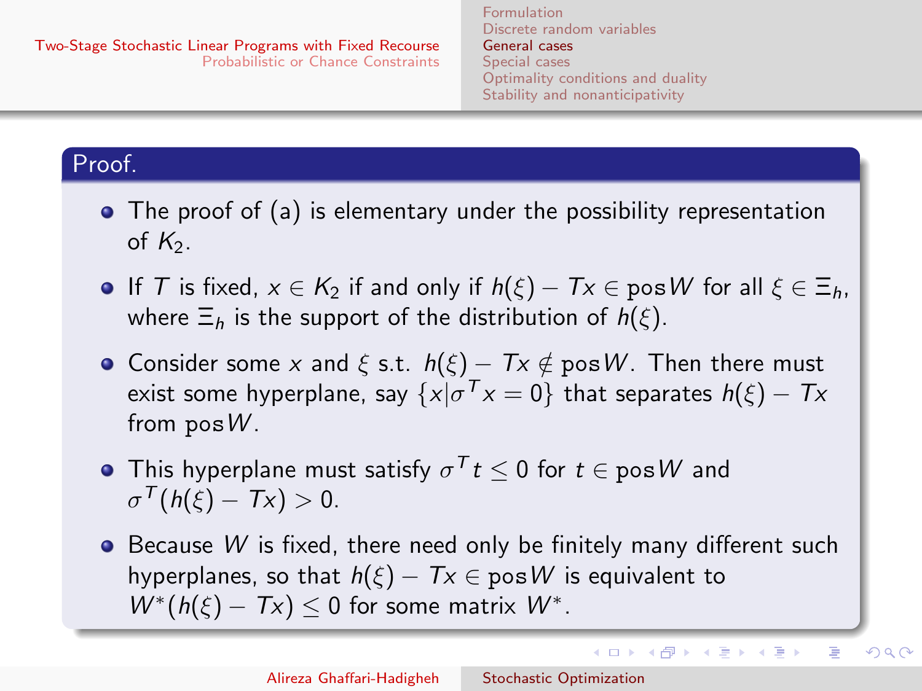**Proof.**

- The proof of (a) is elementary under the possibility representation of $K_2$.
- If $T$ is fixed, $x \in K_2$ if and only if $h(\xi) - Tx \in \text{pos}\,W$ for all $\xi \in \Xi_h$, where $\Xi_h$ is the support of the distribution of $h(\xi)$.
- Consider some $x$ and $\xi$ s.t. $h(\xi) - Tx \notin \text{pos}\,W$. Then there must exist some hyperplane, say $\{x | \sigma^T x = 0\}$ that separates $h(\xi) - Tx$ from $\text{pos}\,W$.
- This hyperplane must satisfy $\sigma^T t \leq 0$ for $t \in \text{pos}\,W$ and $\sigma^T(h(\xi) - Tx) > 0$.
- Because $W$ is fixed, there need only be finitely many different such hyperplanes, so that $h(\xi) - Tx \in \text{pos}\,W$ is equivalent to $W^*(h(\xi) - Tx) \leq 0$ for some matrix $W^*$.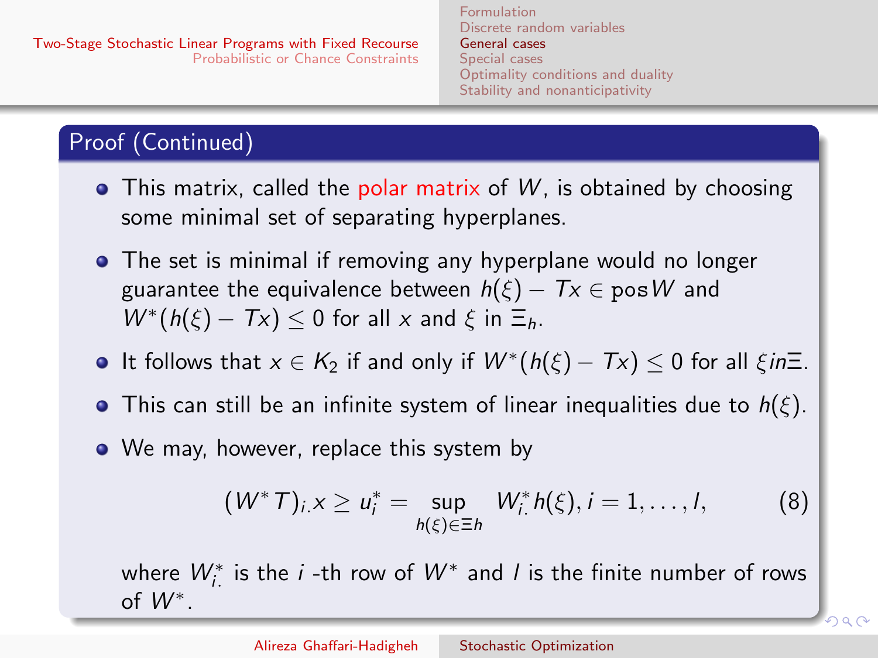## Proof (Continued)

- This matrix, called the polar matrix of $W$, is obtained by choosing some minimal set of separating hyperplanes.
- The set is minimal if removing any hyperplane would no longer guarantee the equivalence between $h(\xi) - Tx \in \text{pos}\, W$ and $W^*(h(\xi) - Tx) \leq 0$ for all $x$ and $\xi$ in $\Xi_h$.
- It follows that $x \in K_2$ if and only if $W^*(h(\xi) - Tx) \leq 0$ for all $\xi in \Xi$.
- This can still be an infinite system of linear inequalities due to $h(\xi)$.
- We may, however, replace this system by

$$(W^* T)_{i.} x \geq u_i^* = \sup_{h(\xi) \in \Xi h} W_{i.}^* h(\xi), i = 1, \ldots, l, \tag{8}$$

  where $W_{i.}^*$ is the $i$ -th row of $W^*$ and $l$ is the finite number of rows of $W^*$.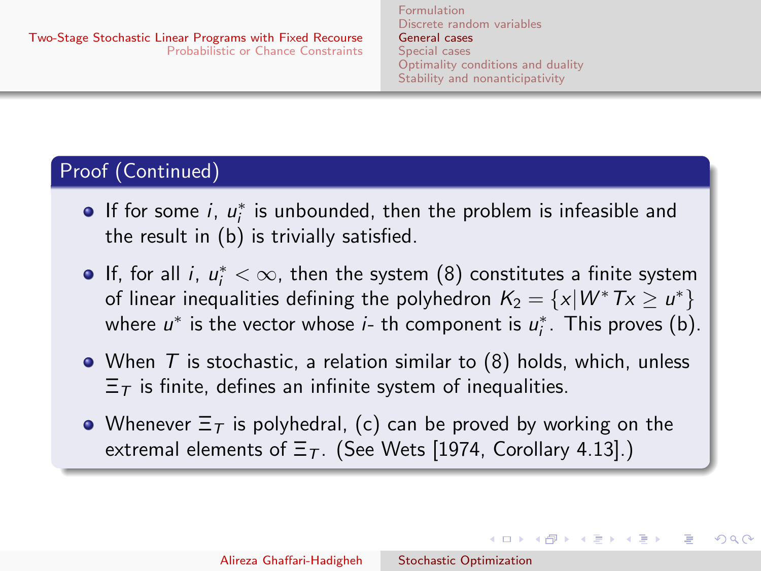## Proof (Continued)

- If for some $i$, $u_i^*$ is unbounded, then the problem is infeasible and the result in (b) is trivially satisfied.
- If, for all $i$, $u_i^* < \infty$, then the system (8) constitutes a finite system of linear inequalities defining the polyhedron $K_2 = \{x | W^* Tx \geq u^*\}$ where $u^*$ is the vector whose $i$- th component is $u_i^*$. This proves (b).
- When $T$ is stochastic, a relation similar to (8) holds, which, unless $\Xi_T$ is finite, defines an infinite system of inequalities.
- Whenever $\Xi_T$ is polyhedral, (c) can be proved by working on the extremal elements of $\Xi_T$. (See Wets [1974, Corollary 4.13].)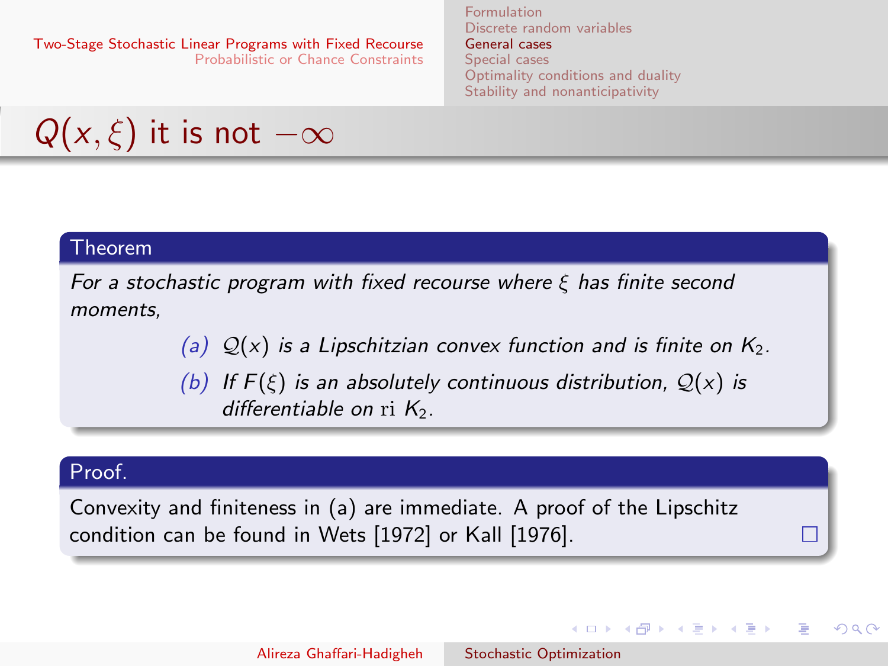# $Q(x, \xi)$ it is not $-\infty$

**Theorem**

*For a stochastic program with fixed recourse where $\xi$ has finite second moments,*

(a) *$\mathcal{Q}(x)$ is a Lipschitzian convex function and is finite on $K_2$.*

(b) *If $F(\xi)$ is an absolutely continuous distribution, $\mathcal{Q}(x)$ is differentiable on $\mathrm{ri}\ K_2$.*

**Proof.**

Convexity and finiteness in (a) are immediate. A proof of the Lipschitz condition can be found in Wets [1972] or Kall [1976]. □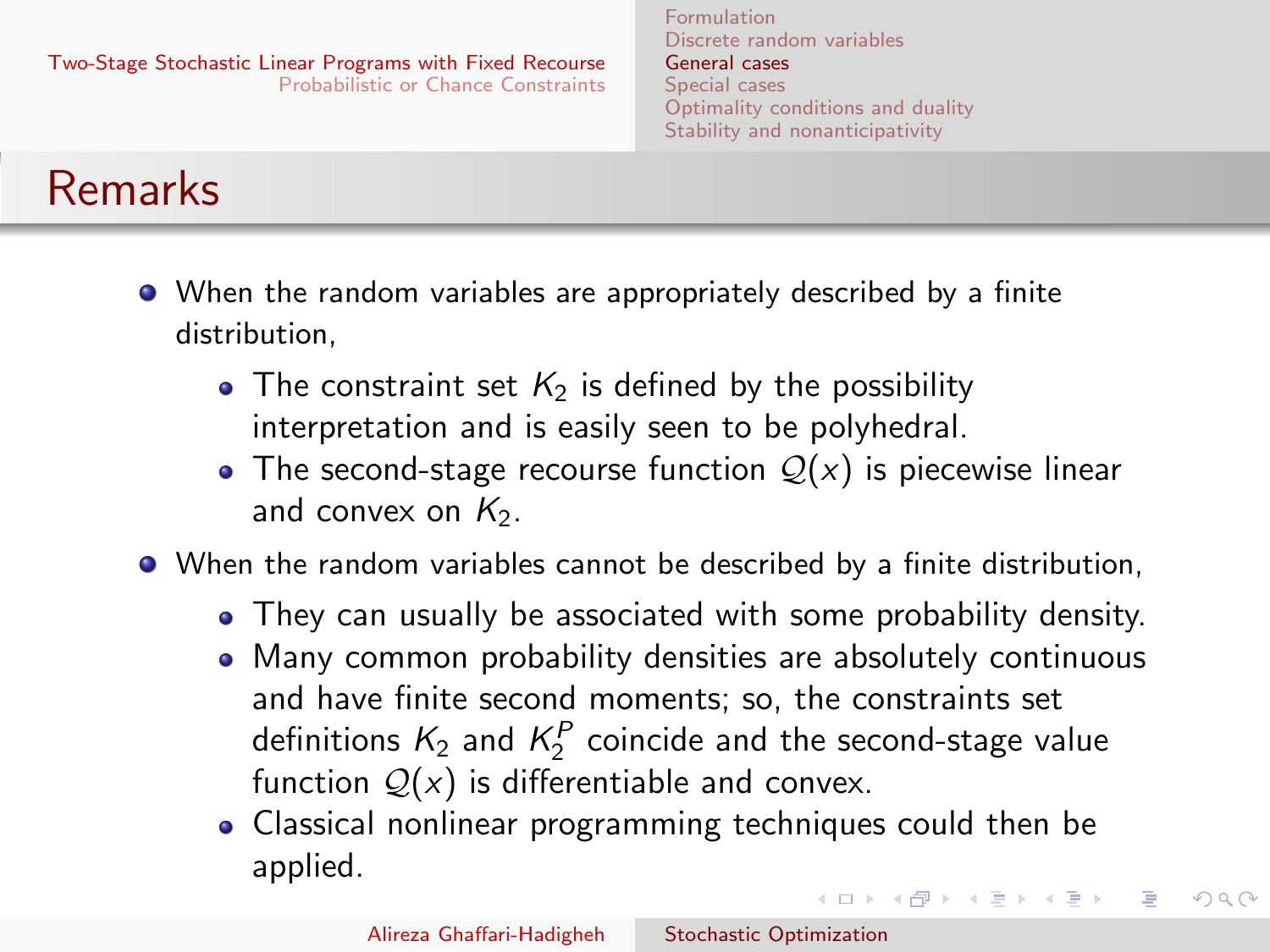## Remarks

- When the random variables are appropriately described by a finite distribution,
  - The constraint set $K_2$ is defined by the possibility interpretation and is easily seen to be polyhedral.
  - The second-stage recourse function $\mathcal{Q}(x)$ is piecewise linear and convex on $K_2$.
- When the random variables cannot be described by a finite distribution,
  - They can usually be associated with some probability density.
  - Many common probability densities are absolutely continuous and have finite second moments; so, the constraints set definitions $K_2$ and $K_2^P$ coincide and the second-stage value function $\mathcal{Q}(x)$ is differentiable and convex.
  - Classical nonlinear programming techniques could then be applied.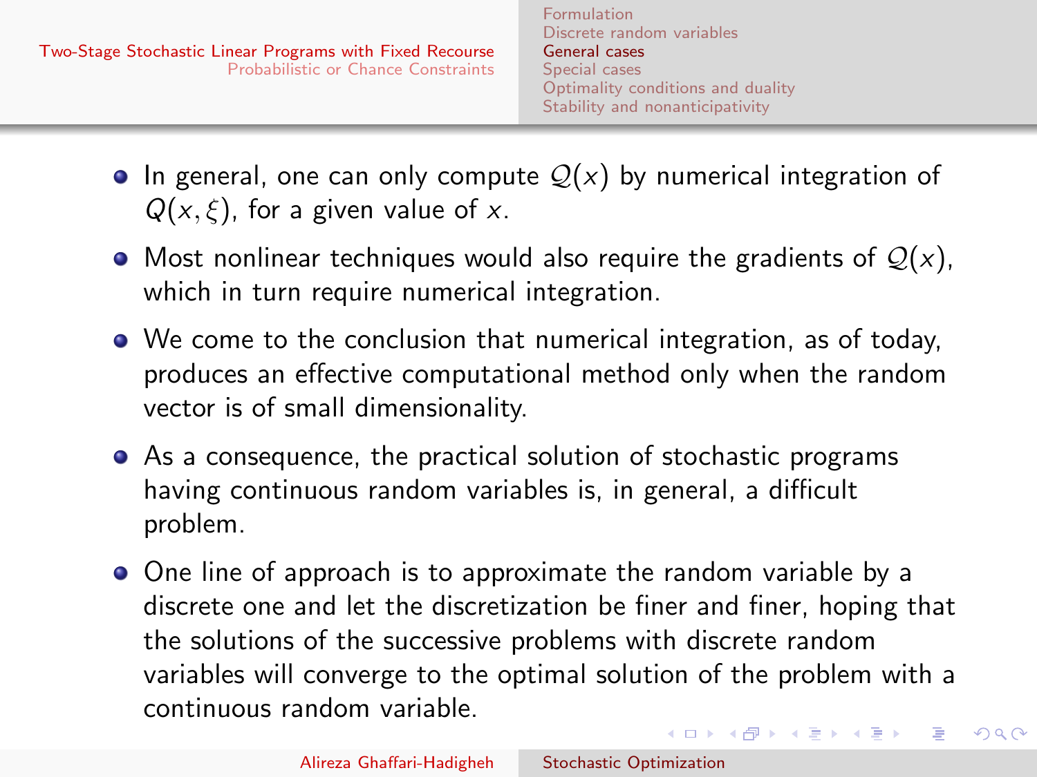- In general, one can only compute $\mathcal{Q}(x)$ by numerical integration of $Q(x, \xi)$, for a given value of $x$.
- Most nonlinear techniques would also require the gradients of $\mathcal{Q}(x)$, which in turn require numerical integration.
- We come to the conclusion that numerical integration, as of today, produces an effective computational method only when the random vector is of small dimensionality.
- As a consequence, the practical solution of stochastic programs having continuous random variables is, in general, a difficult problem.
- One line of approach is to approximate the random variable by a discrete one and let the discretization be finer and finer, hoping that the solutions of the successive problems with discrete random variables will converge to the optimal solution of the problem with a continuous random variable.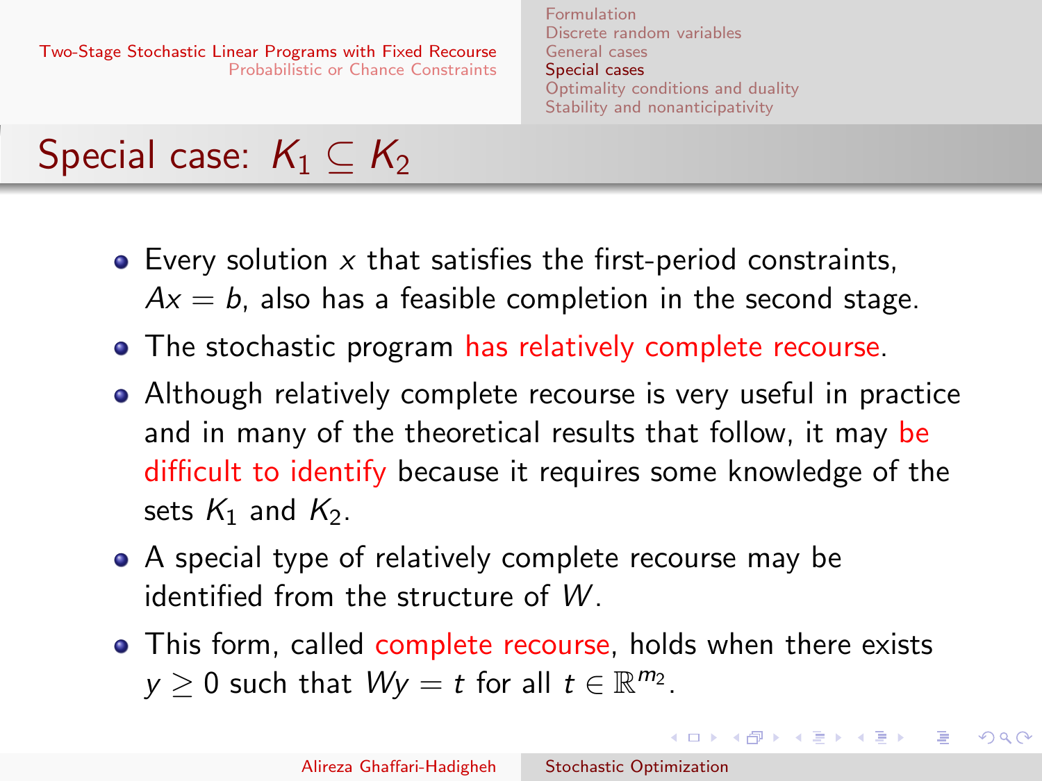# Special case: $K_1 \subseteq K_2$

- Every solution $x$ that satisfies the first-period constraints, $Ax = b$, also has a feasible completion in the second stage.
- The stochastic program has relatively complete recourse.
- Although relatively complete recourse is very useful in practice and in many of the theoretical results that follow, it may be difficult to identify because it requires some knowledge of the sets $K_1$ and $K_2$.
- A special type of relatively complete recourse may be identified from the structure of $W$.
- This form, called complete recourse, holds when there exists $y \geq 0$ such that $Wy = t$ for all $t \in \mathbb{R}^{m_2}$.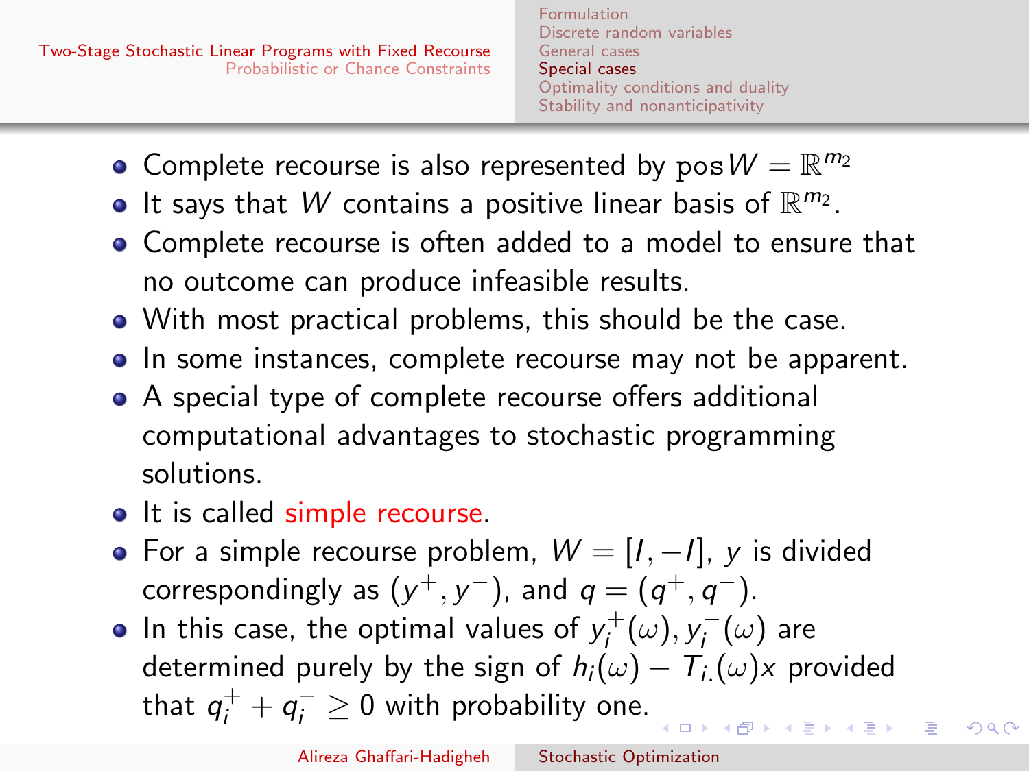- Complete recourse is also represented by $\text{pos}\, W = \mathbb{R}^{m_2}$
- It says that $W$ contains a positive linear basis of $\mathbb{R}^{m_2}$.
- Complete recourse is often added to a model to ensure that no outcome can produce infeasible results.
- With most practical problems, this should be the case.
- In some instances, complete recourse may not be apparent.
- A special type of complete recourse offers additional computational advantages to stochastic programming solutions.
- It is called simple recourse.
- For a simple recourse problem, $W = [I, -I]$, $y$ is divided correspondingly as $(y^+, y^-)$, and $q = (q^+, q^-)$.
- In this case, the optimal values of $y_i^+(\omega), y_i^-(\omega)$ are determined purely by the sign of $h_i(\omega) - T_{i.}(\omega)x$ provided that $q_i^+ + q_i^- \geq 0$ with probability one.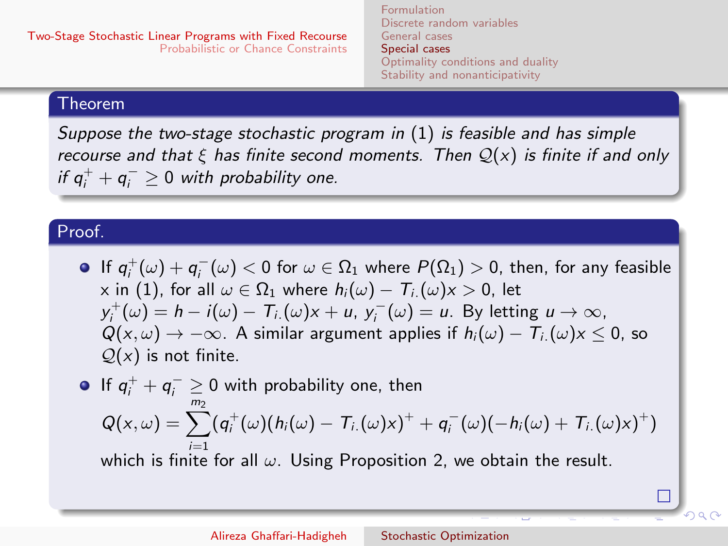**Theorem**

*Suppose the two-stage stochastic program in (1) is feasible and has simple recourse and that $\xi$ has finite second moments. Then $\mathcal{Q}(x)$ is finite if and only if $q_i^+ + q_i^- \geq 0$ with probability one.*

**Proof.**

- If $q_i^+(\omega) + q_i^-(\omega) < 0$ for $\omega \in \Omega_1$ where $P(\Omega_1) > 0$, then, for any feasible x in (1), for all $\omega \in \Omega_1$ where $h_i(\omega) - T_{i.}(\omega)x > 0$, let $y_i^+(\omega) = h - i(\omega) - T_{i.}(\omega)x + u$, $y_i^-(\omega) = u$. By letting $u \to \infty$, $Q(x, \omega) \to -\infty$. A similar argument applies if $h_i(\omega) - T_{i.}(\omega)x \leq 0$, so $\mathcal{Q}(x)$ is not finite.
- If $q_i^+ + q_i^- \geq 0$ with probability one, then
$$Q(x, \omega) = \sum_{i=1}^{m_2} (q_i^+(\omega)(h_i(\omega) - T_{i.}(\omega)x)^+ + q_i^-(\omega)(-h_i(\omega) + T_{i.}(\omega)x)^+)$$
which is finite for all $\omega$. Using Proposition 2, we obtain the result.

□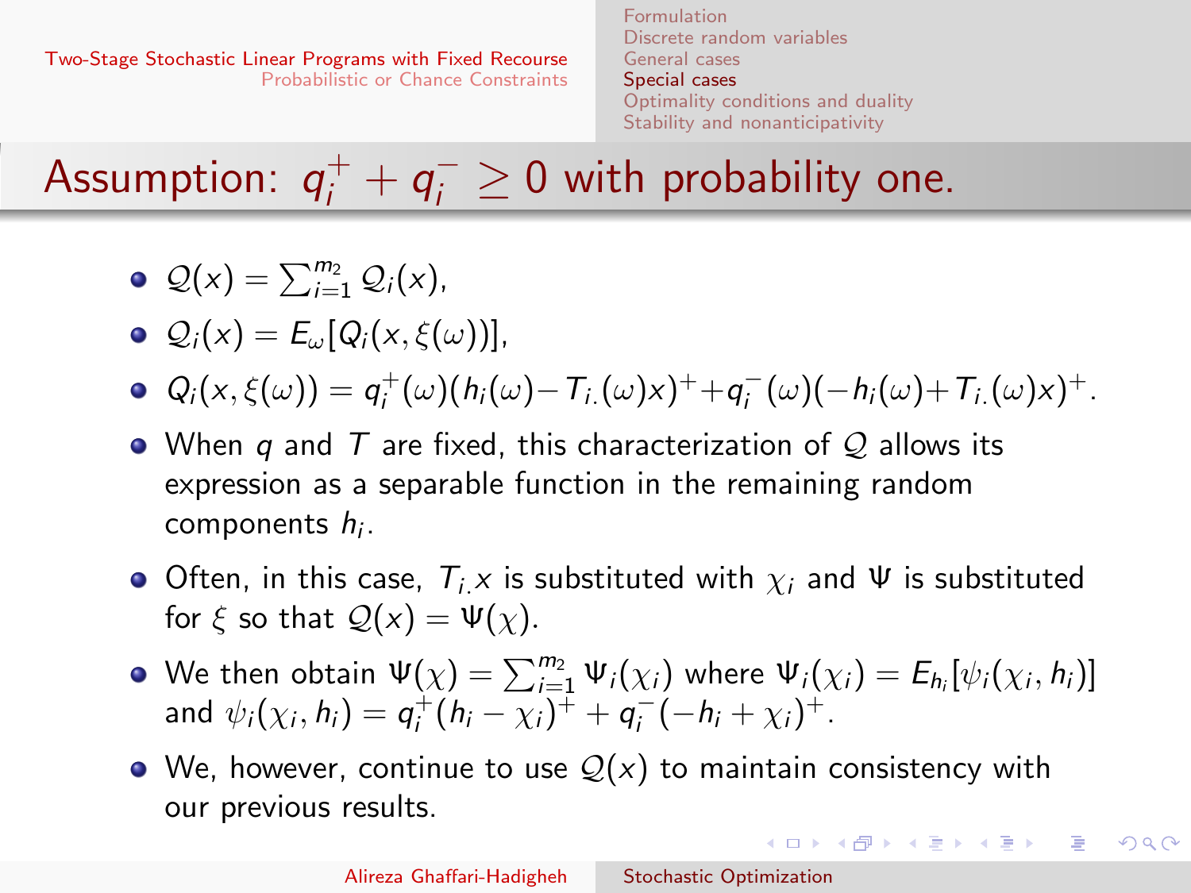## Assumption: $q_i^+ + q_i^- \geq 0$ with probability one.

- $\mathcal{Q}(x) = \sum_{i=1}^{m_2} \mathcal{Q}_i(x)$,
- $\mathcal{Q}_i(x) = E_\omega[Q_i(x, \xi(\omega))]$,
- $Q_i(x, \xi(\omega)) = q_i^+(\omega)(h_i(\omega) - T_{i.}(\omega)x)^+ + q_i^-(\omega)(-h_i(\omega) + T_{i.}(\omega)x)^+$.
- When $q$ and $T$ are fixed, this characterization of $\mathcal{Q}$ allows its expression as a separable function in the remaining random components $h_i$.
- Often, in this case, $T_{i.}x$ is substituted with $\chi_i$ and $\Psi$ is substituted for $\xi$ so that $\mathcal{Q}(x) = \Psi(\chi)$.
- We then obtain $\Psi(\chi) = \sum_{i=1}^{m_2} \Psi_i(\chi_i)$ where $\Psi_i(\chi_i) = E_{h_i}[\psi_i(\chi_i, h_i)]$ and $\psi_i(\chi_i, h_i) = q_i^+(h_i - \chi_i)^+ + q_i^-(-h_i + \chi_i)^+$.
- We, however, continue to use $\mathcal{Q}(x)$ to maintain consistency with our previous results.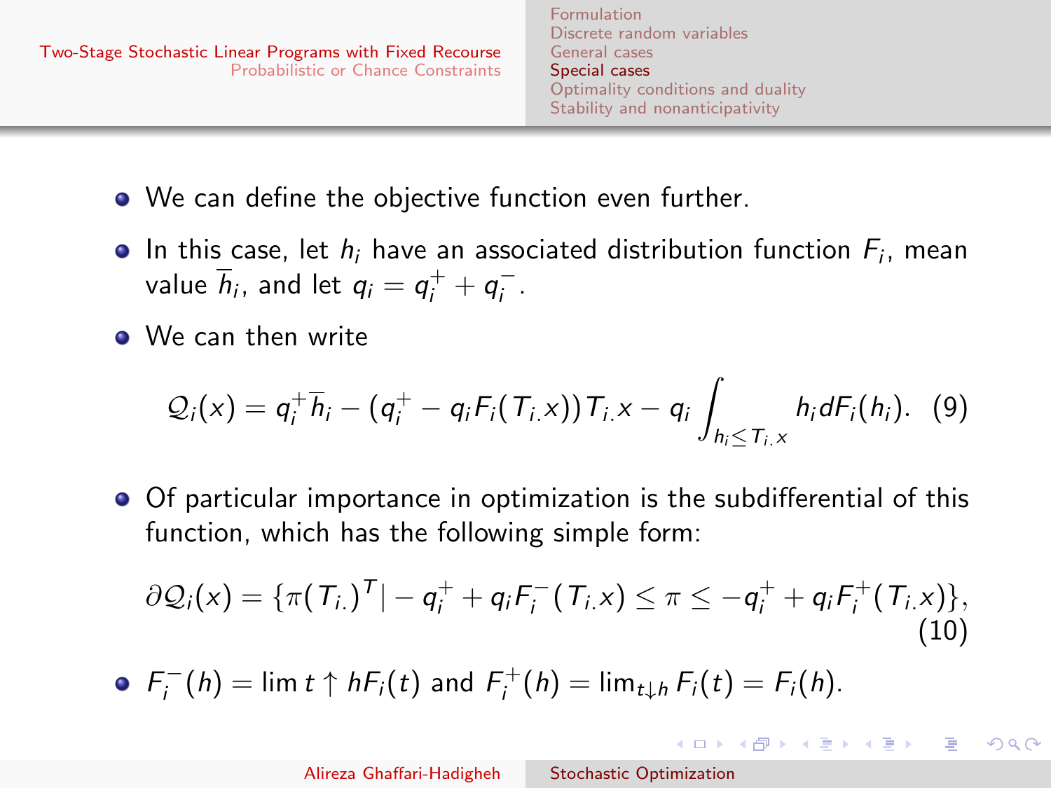- We can define the objective function even further.
- In this case, let $h_i$ have an associated distribution function $F_i$, mean value $\overline{h}_i$, and let $q_i = q_i^+ + q_i^-$.
- We can then write

$$\mathcal{Q}_i(x) = q_i^+ \overline{h}_i - (q_i^+ - q_i F_i(T_{i.}x)) T_{i.}x - q_i \int_{h_i \leq T_{i.}x} h_i dF_i(h_i). \quad (9)$$

- Of particular importance in optimization is the subdifferential of this function, which has the following simple form:

$$\partial \mathcal{Q}_i(x) = \{\pi (T_{i.})^T \mid -q_i^+ + q_i F_i^-(T_{i.}x) \leq \pi \leq -q_i^+ + q_i F_i^+(T_{i.}x)\}, \quad (10)$$

- $F_i^-(h) = \lim t \uparrow h F_i(t)$ and $F_i^+(h) = \lim_{t \downarrow h} F_i(t) = F_i(h)$.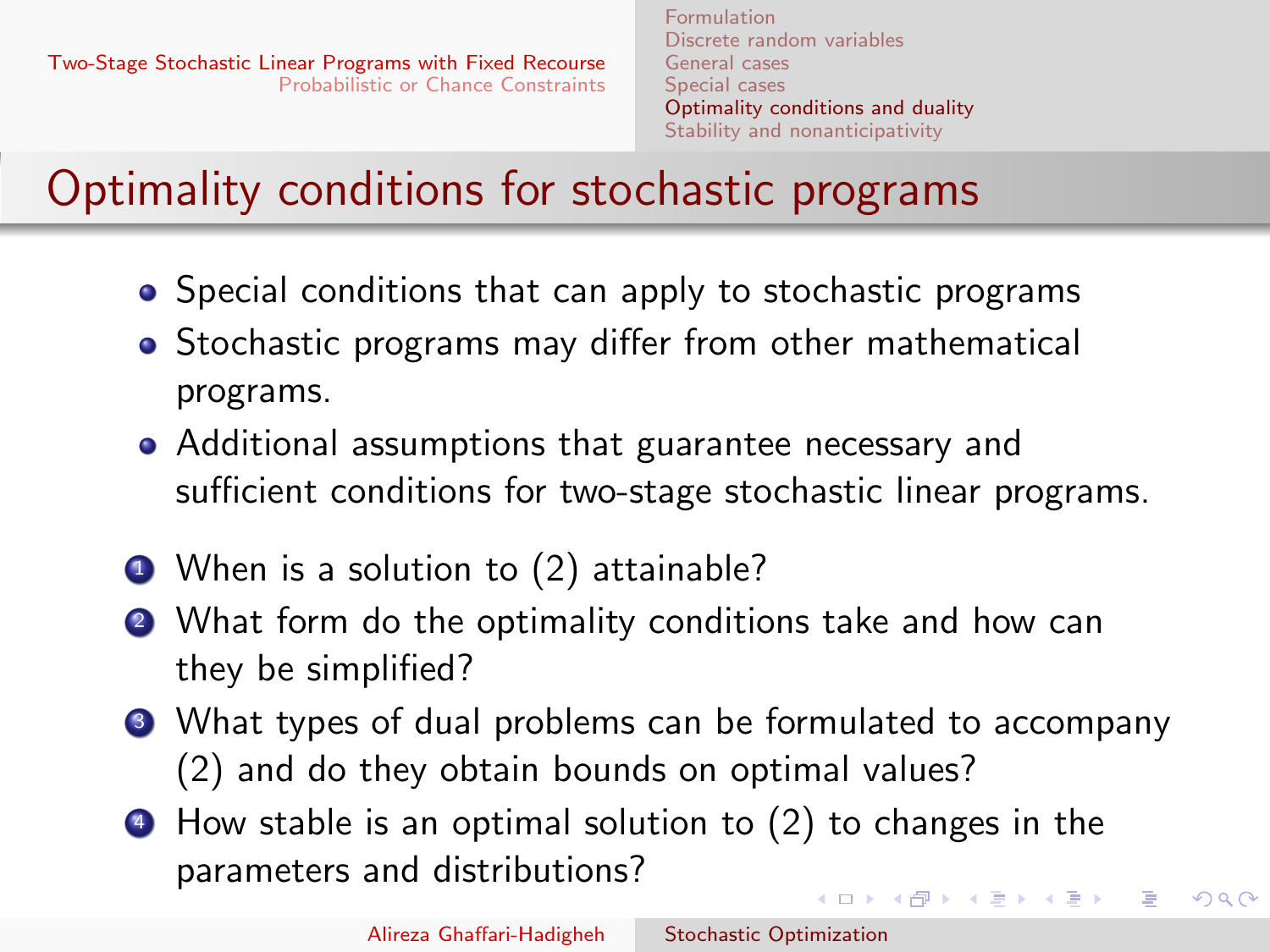# Optimality conditions for stochastic programs

- Special conditions that can apply to stochastic programs
- Stochastic programs may differ from other mathematical programs.
- Additional assumptions that guarantee necessary and sufficient conditions for two-stage stochastic linear programs.

1. When is a solution to (2) attainable?
2. What form do the optimality conditions take and how can they be simplified?
3. What types of dual problems can be formulated to accompany (2) and do they obtain bounds on optimal values?
4. How stable is an optimal solution to (2) to changes in the parameters and distributions?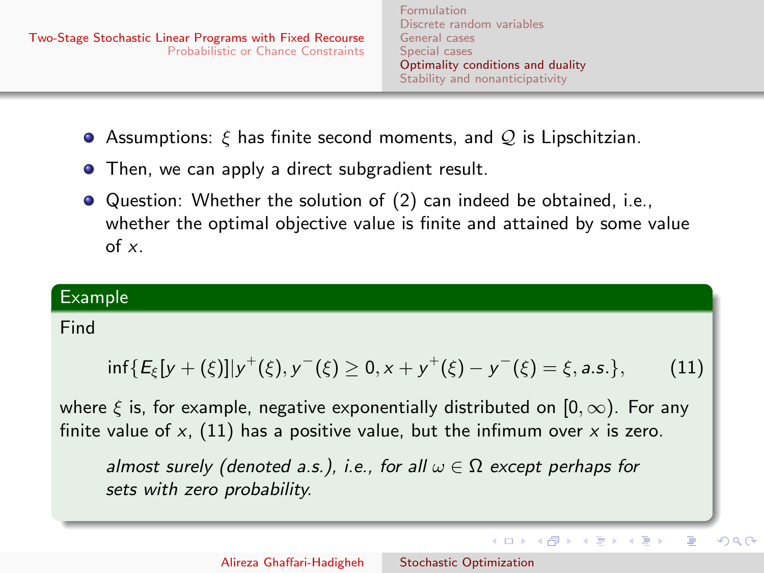- Assumptions: $\xi$ has finite second moments, and $\mathcal{Q}$ is Lipschitzian.
- Then, we can apply a direct subgradient result.
- Question: Whether the solution of (2) can indeed be obtained, i.e., whether the optimal objective value is finite and attained by some value of $x$.

**Example**

Find

$$\inf\{E_\xi[y+(\xi)] | y^+(\xi), y^-(\xi) \geq 0, x + y^+(\xi) - y^-(\xi) = \xi, a.s.\}, \tag{11}$$

where $\xi$ is, for example, negative exponentially distributed on $[0, \infty)$. For any finite value of $x$, (11) has a positive value, but the infimum over $x$ is zero.

*almost surely (denoted a.s.), i.e., for all $\omega \in \Omega$ except perhaps for sets with zero probability.*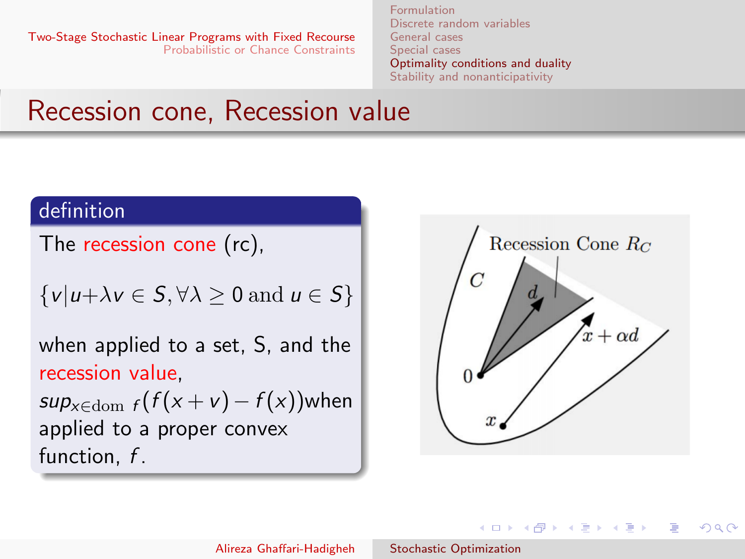# Recession cone, Recession value

**definition**

The recession cone (rc),

$$\{v | u + \lambda v \in S, \forall \lambda \geq 0 \text{ and } u \in S\}$$

when applied to a set, S, and the recession value,
$sup_{x \in \text{dom } f}(f(x+v) - f(x))$ when applied to a proper convex function, $f$.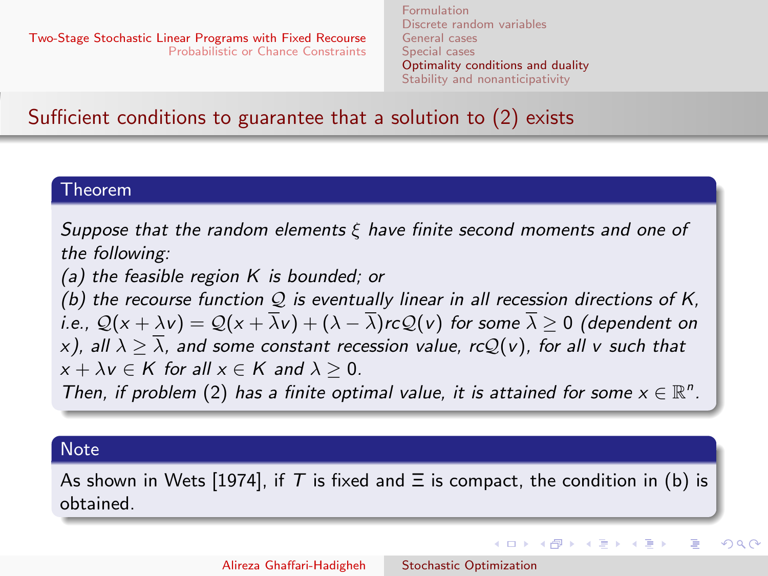## Sufficient conditions to guarantee that a solution to (2) exists

**Theorem**

*Suppose that the random elements $\xi$ have finite second moments and one of the following:*
*(a) the feasible region $K$ is bounded; or*
*(b) the recourse function $\mathcal{Q}$ is eventually linear in all recession directions of $K$, i.e., $\mathcal{Q}(x + \lambda v) = \mathcal{Q}(x + \overline{\lambda} v) + (\lambda - \overline{\lambda}) rc\mathcal{Q}(v)$ for some $\overline{\lambda} \geq 0$ (dependent on $x$), all $\lambda \geq \overline{\lambda}$, and some constant recession value, $rc\mathcal{Q}(v)$, for all $v$ such that $x + \lambda v \in K$ for all $x \in K$ and $\lambda \geq 0$.*
*Then, if problem (2) has a finite optimal value, it is attained for some $x \in \mathbb{R}^n$.*

**Note**

As shown in Wets [1974], if $T$ is fixed and $\Xi$ is compact, the condition in (b) is obtained.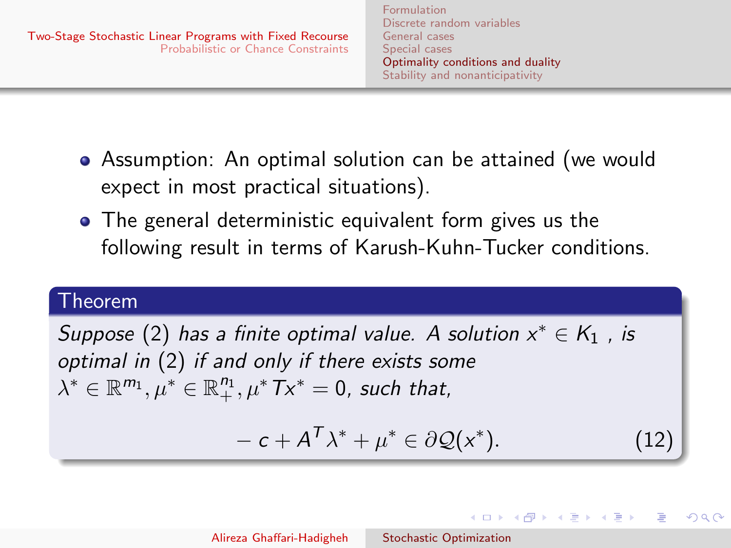- Assumption: An optimal solution can be attained (we would expect in most practical situations).
- The general deterministic equivalent form gives us the following result in terms of Karush-Kuhn-Tucker conditions.

**Theorem**

*Suppose* (2) *has a finite optimal value. A solution* $x^* \in K_1$ *, is optimal in* (2) *if and only if there exists some* $\lambda^* \in \mathbb{R}^{m_1}, \mu^* \in \mathbb{R}_+^{n_1}, \mu^* T x^* = 0$, *such that,*

$$-c + A^T \lambda^* + \mu^* \in \partial \mathcal{Q}(x^*). \tag{12}$$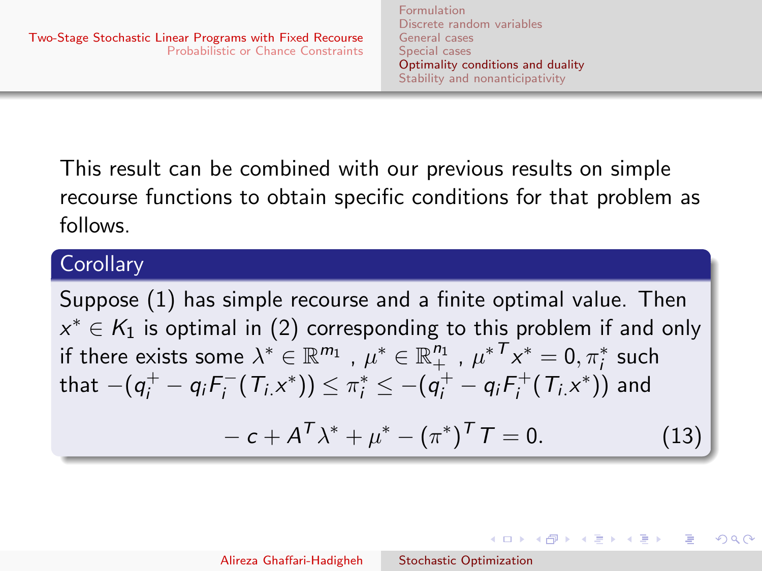This result can be combined with our previous results on simple recourse functions to obtain specific conditions for that problem as follows.

**Corollary**

Suppose (1) has simple recourse and a finite optimal value. Then $x^* \in K_1$ is optimal in (2) corresponding to this problem if and only if there exists some $\lambda^* \in \mathbb{R}^{m_1}$, $\mu^* \in \mathbb{R}^{n_1}_+$, ${\mu^*}^T x^* = 0, \pi_i^*$ such that $-(q_i^+ - q_i F_i^-(T_{i.}x^*)) \leq \pi_i^* \leq -(q_i^+ - q_i F_i^+(T_{i.}x^*))$ and

$$-c + A^T\lambda^* + \mu^* - (\pi^*)^T T = 0. \tag{13}$$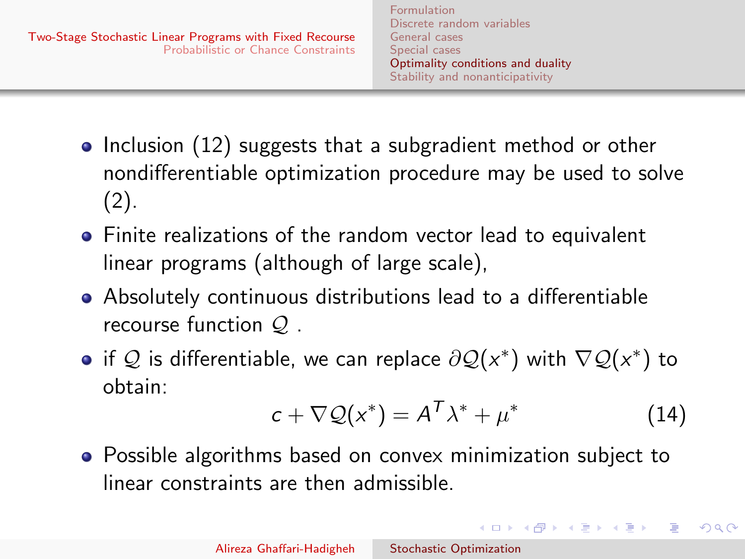- Inclusion (12) suggests that a subgradient method or other nondifferentiable optimization procedure may be used to solve (2).
- Finite realizations of the random vector lead to equivalent linear programs (although of large scale),
- Absolutely continuous distributions lead to a differentiable recourse function $\mathcal{Q}$ .
- if $\mathcal{Q}$ is differentiable, we can replace $\partial \mathcal{Q}(x^*)$ with $\nabla \mathcal{Q}(x^*)$ to obtain:

$$c + \nabla \mathcal{Q}(x^*) = A^T \lambda^* + \mu^* \tag{14}$$

- Possible algorithms based on convex minimization subject to linear constraints are then admissible.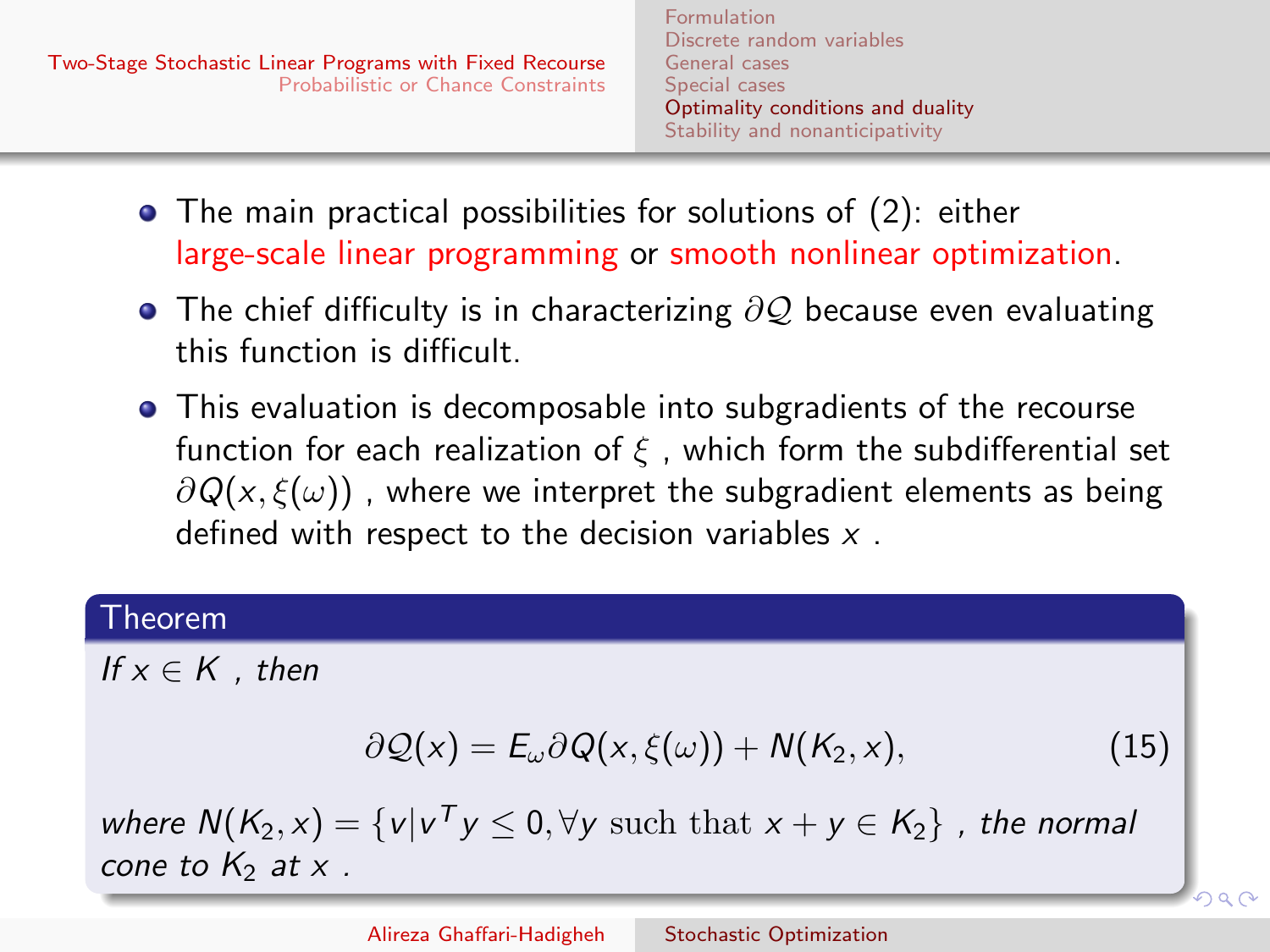- The main practical possibilities for solutions of (2): either large-scale linear programming or smooth nonlinear optimization.
- The chief difficulty is in characterizing $\partial \mathcal{Q}$ because even evaluating this function is difficult.
- This evaluation is decomposable into subgradients of the recourse function for each realization of $\xi$ , which form the subdifferential set $\partial Q(x, \xi(\omega))$ , where we interpret the subgradient elements as being defined with respect to the decision variables $x$ .

**Theorem**

*If $x \in K$ , then*

$$\partial \mathcal{Q}(x) = E_{\omega} \partial Q(x, \xi(\omega)) + N(K_2, x), \tag{15}$$

*where $N(K_2, x) = \{v | v^T y \leq 0, \forall y \text{ such that } x + y \in K_2\}$ , the normal cone to $K_2$ at $x$ .*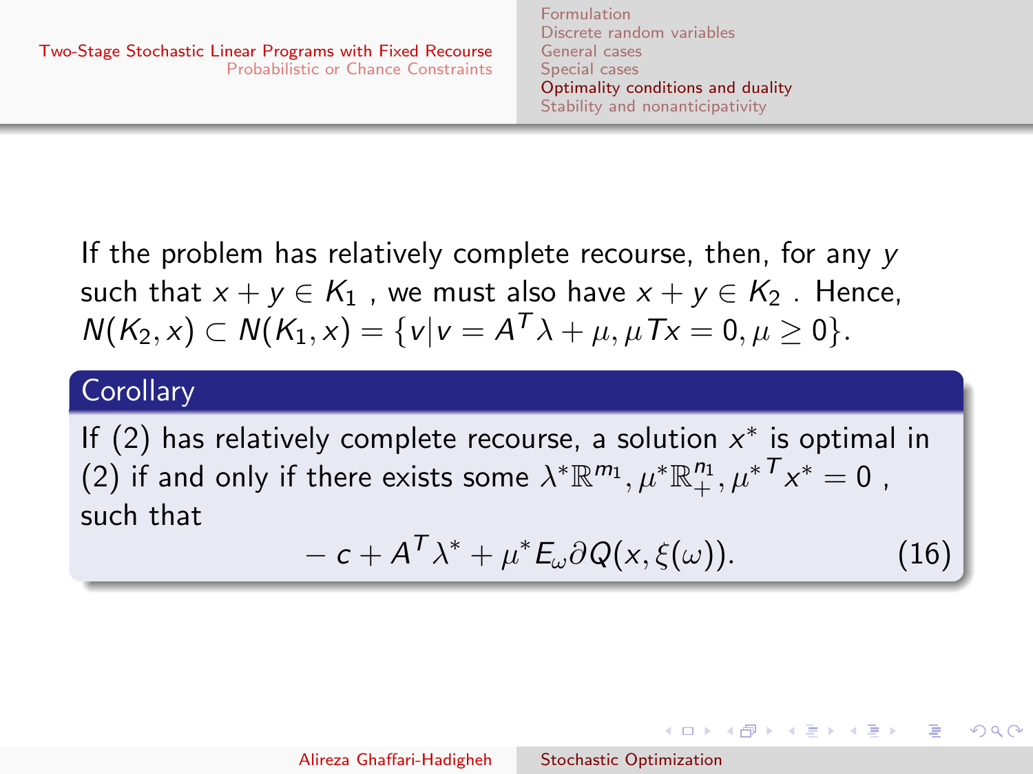If the problem has relatively complete recourse, then, for any $y$ such that $x + y \in K_1$ , we must also have $x + y \in K_2$ . Hence, $N(K_2, x) \subset N(K_1, x) = \{v | v = A^T \lambda + \mu, \mu T x = 0, \mu \geq 0\}$.

**Corollary**

If (2) has relatively complete recourse, a solution $x^*$ is optimal in (2) if and only if there exists some $\lambda^* \mathbb{R}^{m_1}, \mu^* \mathbb{R}^{n_1}_+, {\mu^*}^T x^* = 0$ , such that

$$-c + A^T \lambda^* + \mu^* E_\omega \partial Q(x, \xi(\omega)). \tag{16}$$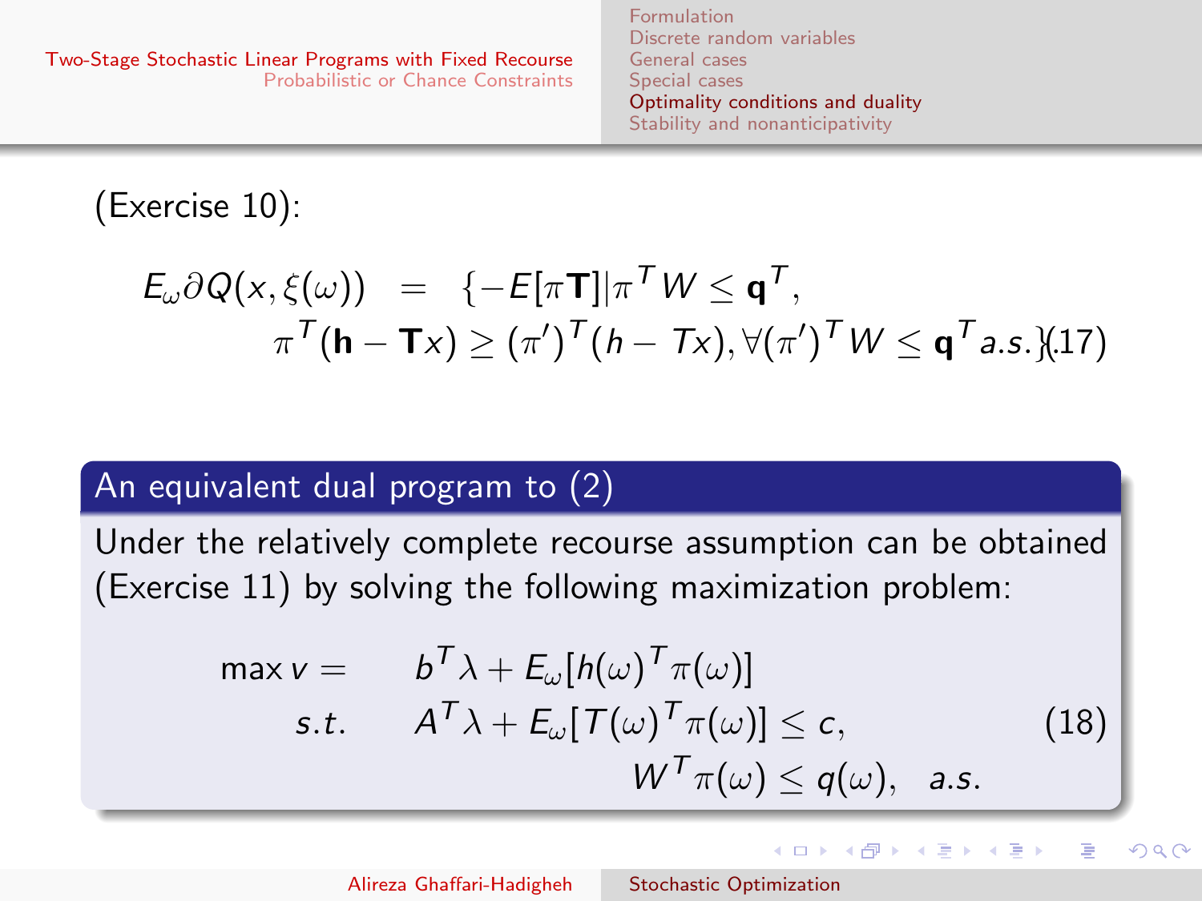(Exercise 10):

$$
\begin{aligned}
E_\omega \partial Q(x, \xi(\omega)) &= \{-E[\pi \mathbf{T}] | \pi^T W \leq \mathbf{q}^T, \\
&\quad \pi^T(\mathbf{h} - \mathbf{T}x) \geq (\pi')^T(h - Tx), \forall (\pi')^T W \leq \mathbf{q}^T a.s.\} \quad (17)
\end{aligned}
$$

### An equivalent dual program to (2)

Under the relatively complete recourse assumption can be obtained (Exercise 11) by solving the following maximization problem:

$$
\begin{aligned}
\max v = \quad & b^T \lambda + E_\omega[h(\omega)^T \pi(\omega)] \\
s.t. \quad & A^T \lambda + E_\omega[T(\omega)^T \pi(\omega)] \leq c, \\
& W^T \pi(\omega) \leq q(\omega), \quad a.s.
\end{aligned} \quad (18)
$$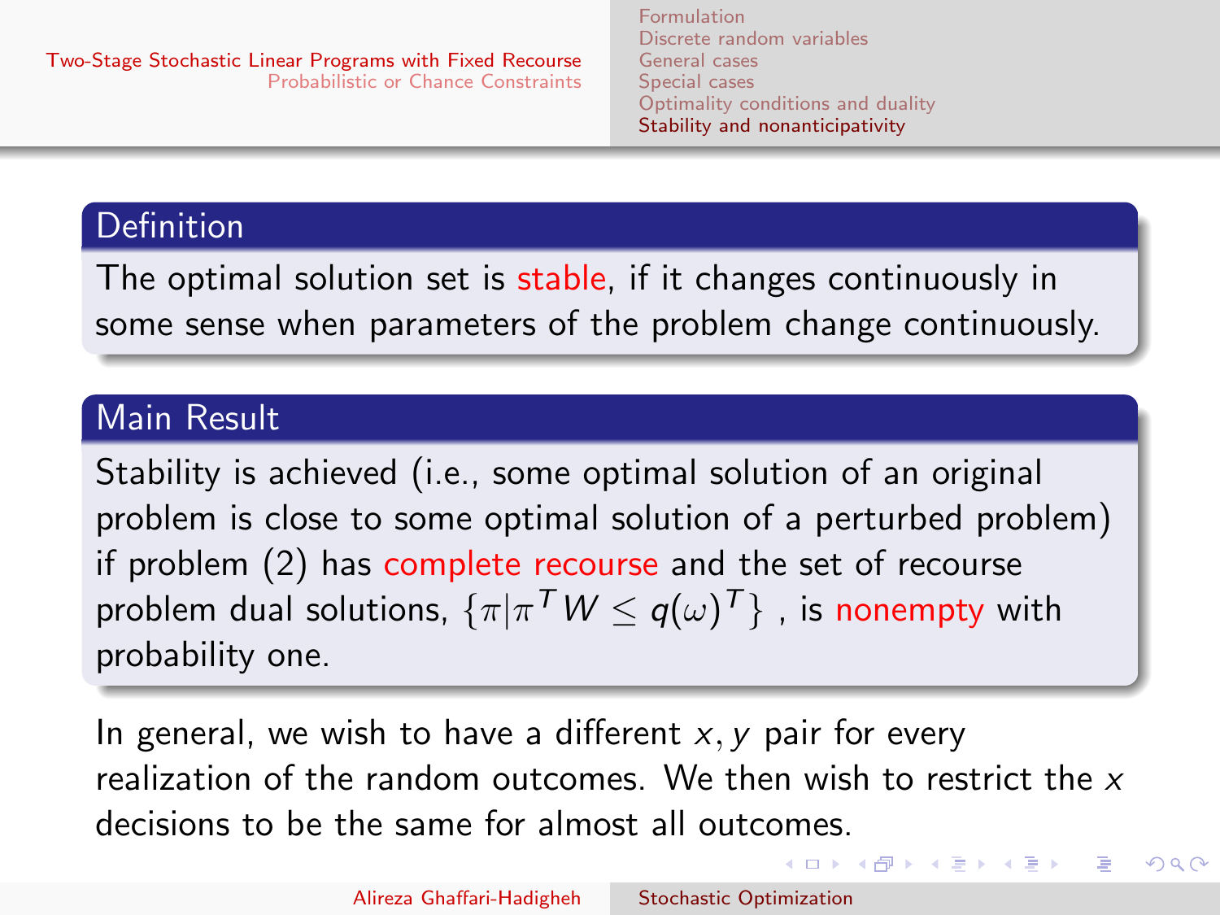**Definition**

The optimal solution set is stable, if it changes continuously in some sense when parameters of the problem change continuously.

**Main Result**

Stability is achieved (i.e., some optimal solution of an original problem is close to some optimal solution of a perturbed problem) if problem (2) has complete recourse and the set of recourse problem dual solutions, $\{\pi | \pi^T W \leq q(\omega)^T\}$ , is nonempty with probability one.

In general, we wish to have a different $x, y$ pair for every realization of the random outcomes. We then wish to restrict the $x$ decisions to be the same for almost all outcomes.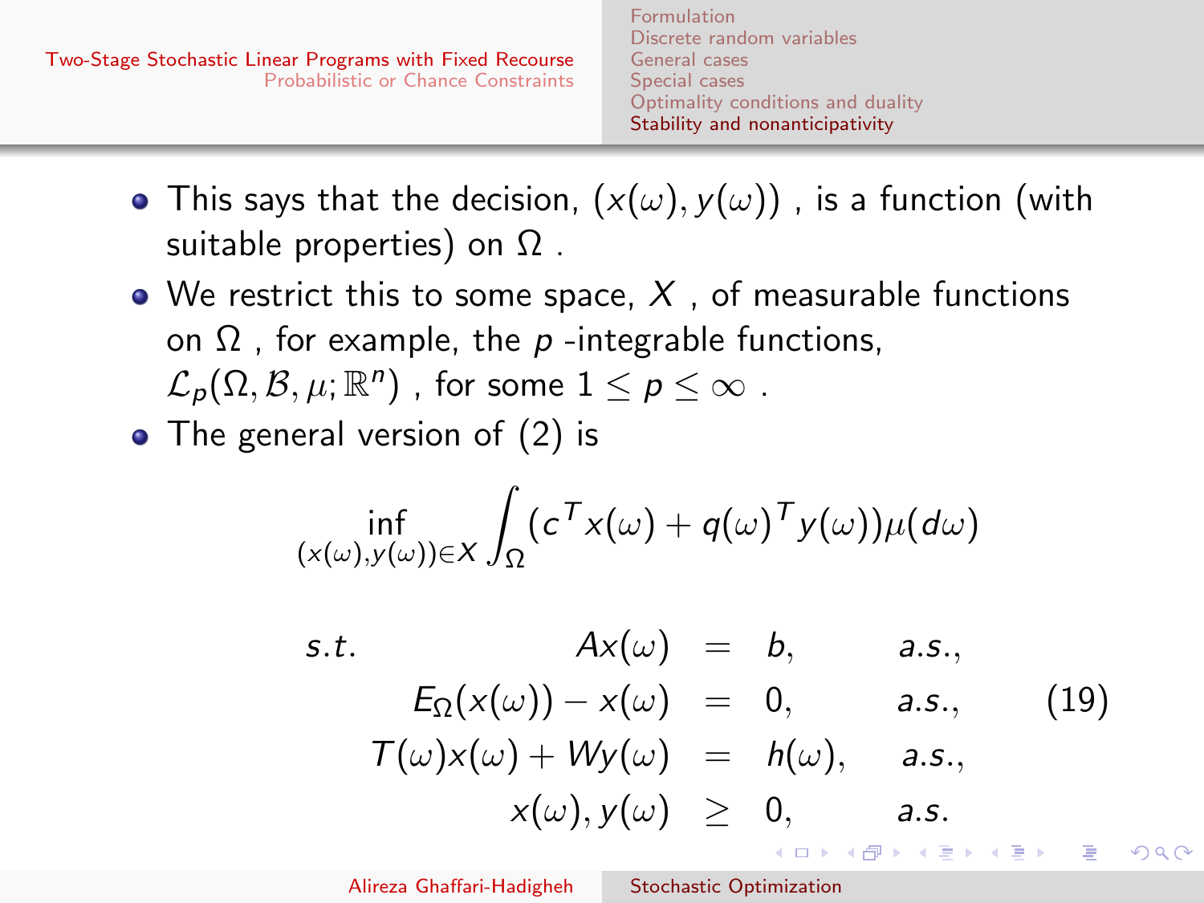- This says that the decision, $(x(\omega), y(\omega))$ , is a function (with suitable properties) on $\Omega$ .
- We restrict this to some space, $X$ , of measurable functions on $\Omega$ , for example, the $p$ -integrable functions, $\mathcal{L}_p(\Omega, \mathcal{B}, \mu; \mathbb{R}^n)$ , for some $1 \leq p \leq \infty$ .
- The general version of (2) is

$$\inf_{(x(\omega),y(\omega))\in X} \int_\Omega (c^T x(\omega) + q(\omega)^T y(\omega))\mu(d\omega)$$

$$\begin{array}{rrcll}
s.t. & Ax(\omega) & = & b, & a.s., \\
& E_\Omega(x(\omega)) - x(\omega) & = & 0, & a.s., \\
& T(\omega)x(\omega) + Wy(\omega) & = & h(\omega), & a.s., \\
& x(\omega), y(\omega) & \geq & 0, & a.s.
\end{array} \tag{19}$$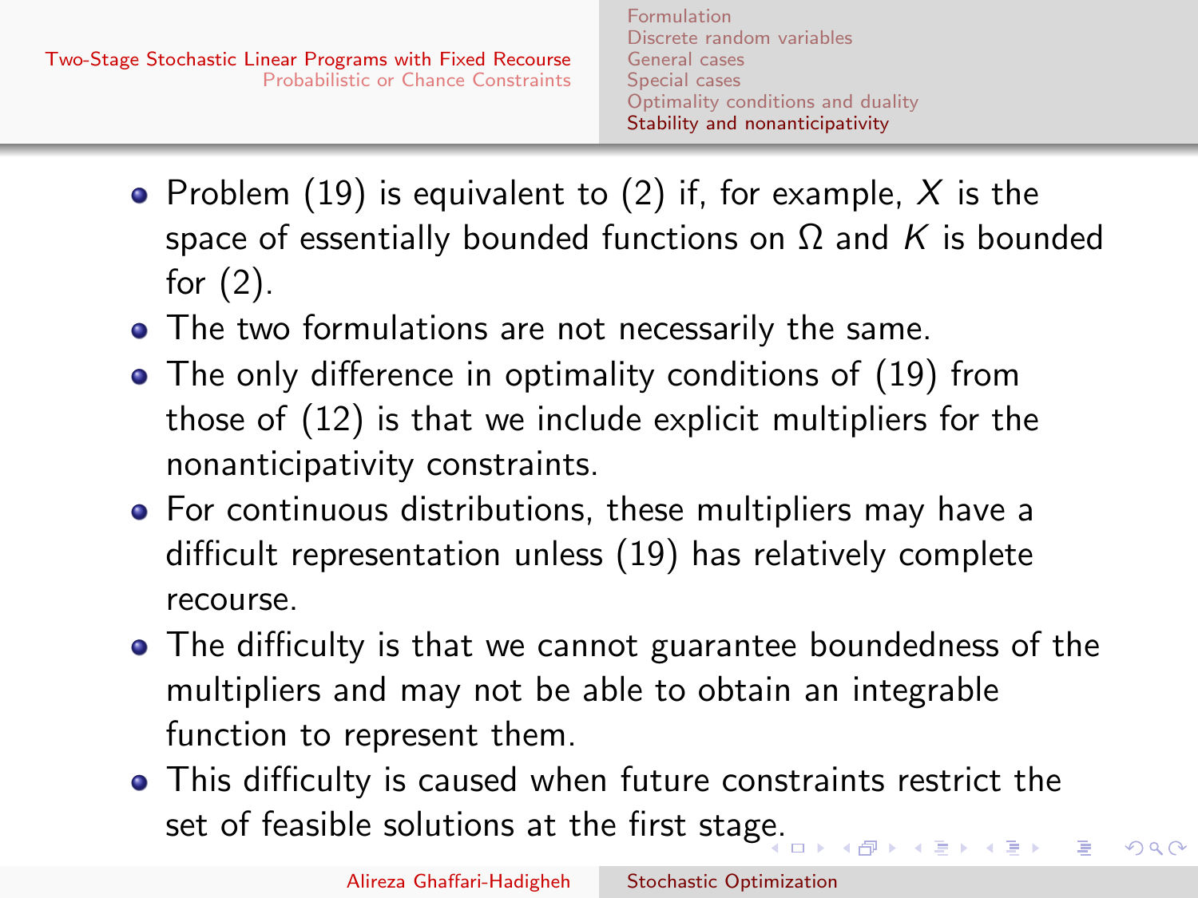- Problem (19) is equivalent to (2) if, for example, $X$ is the space of essentially bounded functions on $\Omega$ and $K$ is bounded for (2).
- The two formulations are not necessarily the same.
- The only difference in optimality conditions of (19) from those of (12) is that we include explicit multipliers for the nonanticipativity constraints.
- For continuous distributions, these multipliers may have a difficult representation unless (19) has relatively complete recourse.
- The difficulty is that we cannot guarantee boundedness of the multipliers and may not be able to obtain an integrable function to represent them.
- This difficulty is caused when future constraints restrict the set of feasible solutions at the first stage.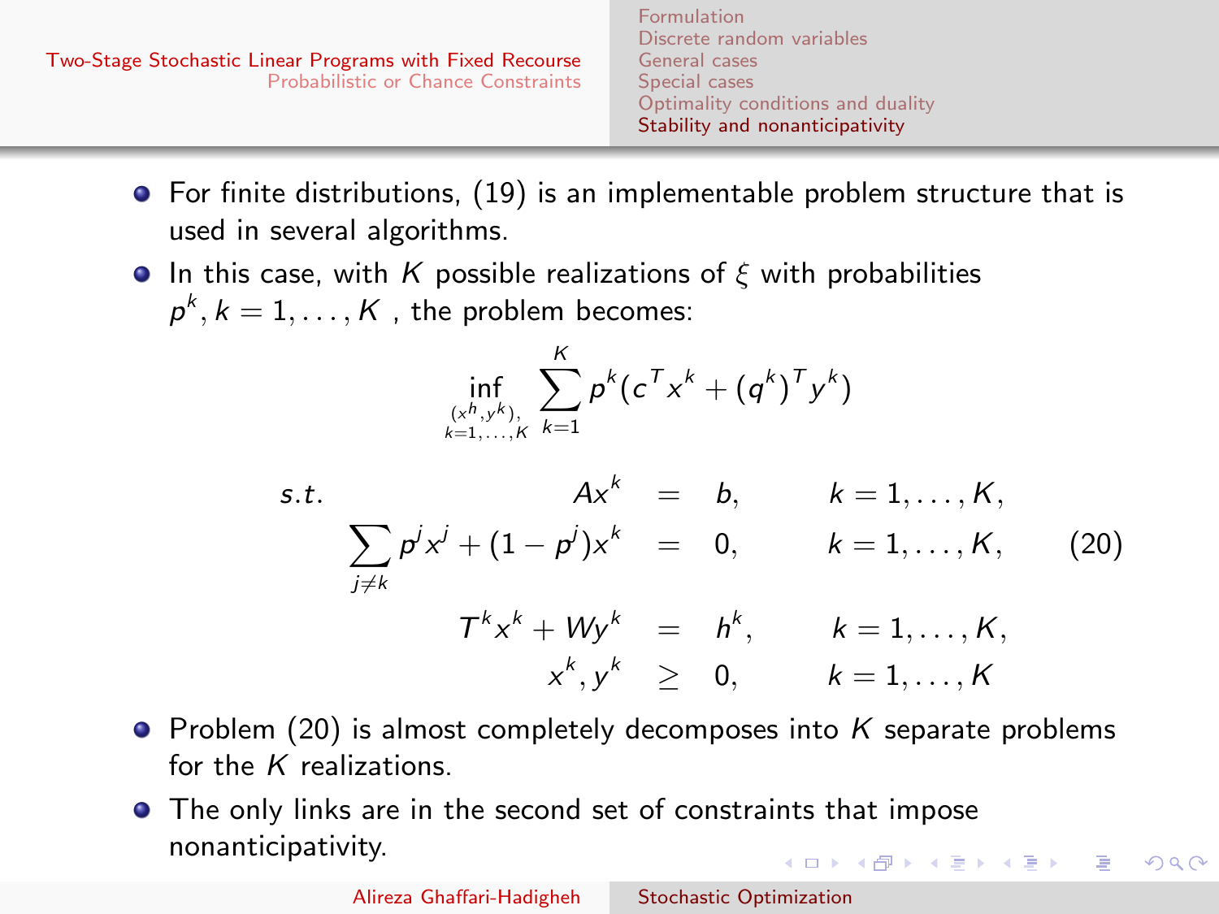- For finite distributions, (19) is an implementable problem structure that is used in several algorithms.
- In this case, with $K$ possible realizations of $\xi$ with probabilities $p^k, k = 1, \ldots, K$ , the problem becomes:

$$
\inf_{\substack{(x^h, y^k),\\ k=1,\ldots,K}} \sum_{k=1}^{K} p^k (c^T x^k + (q^k)^T y^k)
$$

$$
\begin{array}{llcll}
s.t. & Ax^k & = & b, & k = 1, \ldots, K, \\
& \sum_{j \neq k} p^j x^j + (1 - p^j) x^k & = & 0, & k = 1, \ldots, K, \\
& T^k x^k + W y^k & = & h^k, & k = 1, \ldots, K, \\
& x^k, y^k & \geq & 0, & k = 1, \ldots, K
\end{array}
\qquad (20)
$$

- Problem (20) is almost completely decomposes into $K$ separate problems for the $K$ realizations.
- The only links are in the second set of constraints that impose nonanticipativity.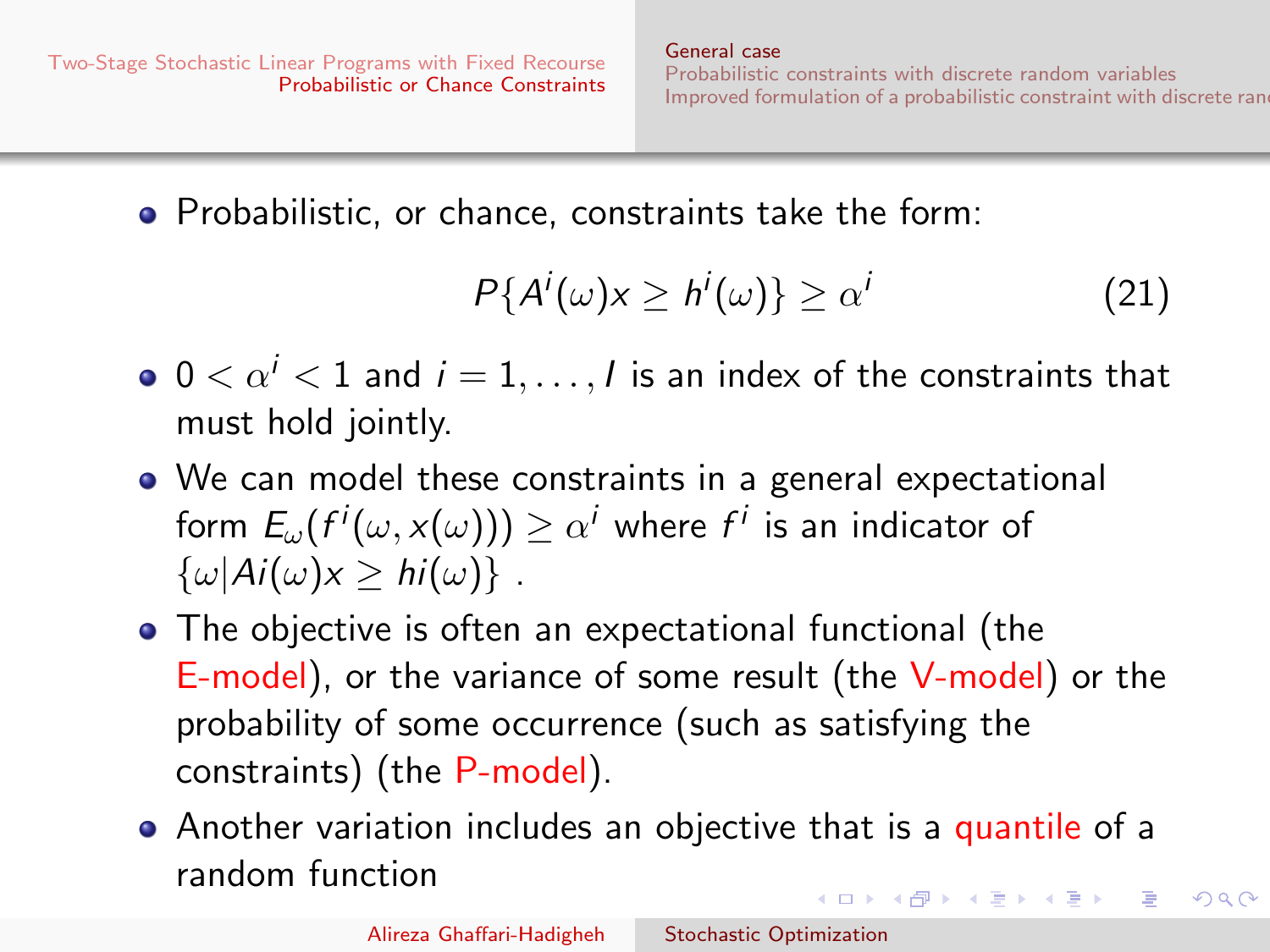- Probabilistic, or chance, constraints take the form:

$$P\{A^i(\omega)x \geq h^i(\omega)\} \geq \alpha^i \tag{21}$$

- $0 < \alpha^i < 1$ and $i = 1, \ldots, I$ is an index of the constraints that must hold jointly.
- We can model these constraints in a general expectational form $E_\omega(f^i(\omega, x(\omega))) \geq \alpha^i$ where $f^i$ is an indicator of $\{\omega | Ai(\omega)x \geq hi(\omega)\}$ .
- The objective is often an expectational functional (the E-model), or the variance of some result (the V-model) or the probability of some occurrence (such as satisfying the constraints) (the P-model).
- Another variation includes an objective that is a quantile of a random function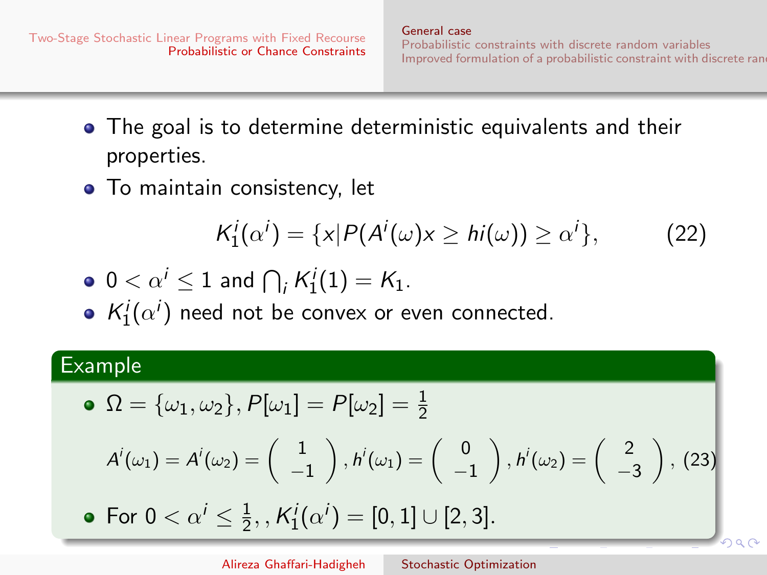- The goal is to determine deterministic equivalents and their properties.
- To maintain consistency, let

$$K_1^i(\alpha^i) = \{x | P(A^i(\omega)x \geq hi(\omega)) \geq \alpha^i\}, \tag{22}$$

- $0 < \alpha^i \leq 1$ and $\bigcap_i K_1^i(1) = K_1$.
- $K_1^i(\alpha^i)$ need not be convex or even connected.

### Example

- $\Omega = \{\omega_1, \omega_2\}, P[\omega_1] = P[\omega_2] = \frac{1}{2}$

$$A^i(\omega_1) = A^i(\omega_2) = \begin{pmatrix} 1 \\ -1 \end{pmatrix}, h^i(\omega_1) = \begin{pmatrix} 0 \\ -1 \end{pmatrix}, h^i(\omega_2) = \begin{pmatrix} 2 \\ -3 \end{pmatrix}, \tag{23}$$

- For $0 < \alpha^i \leq \frac{1}{2}, , K_1^i(\alpha^i) = [0, 1] \cup [2, 3]$.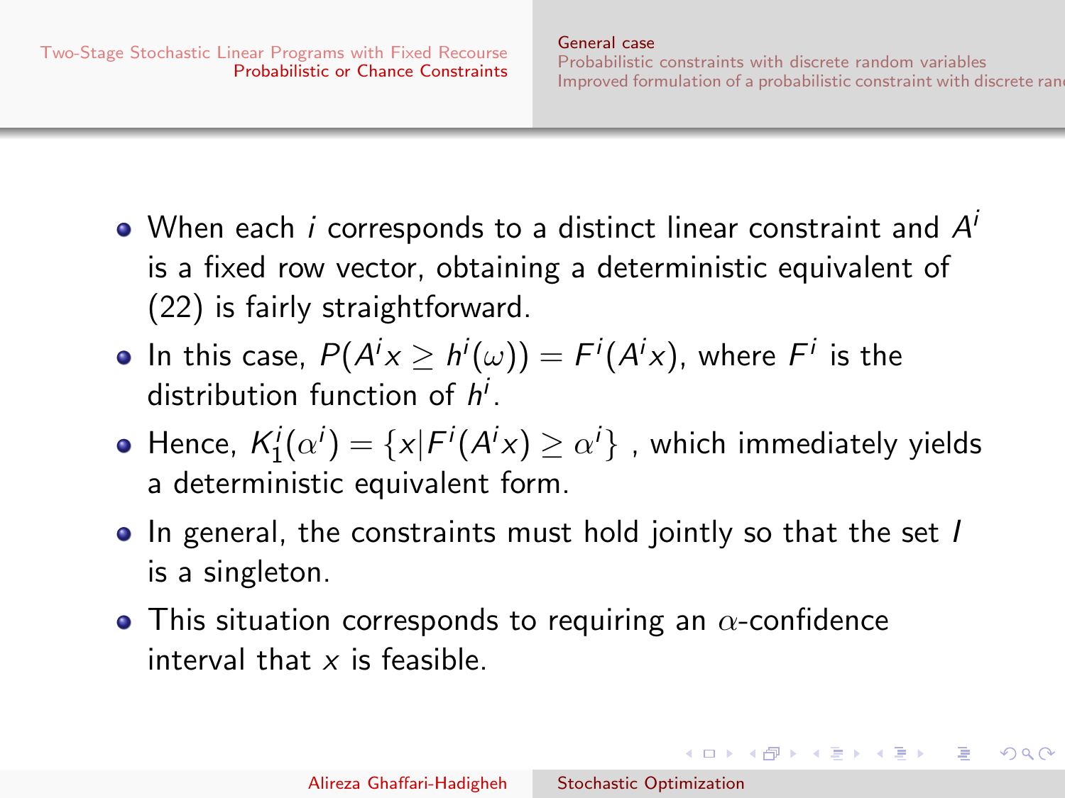- When each $i$ corresponds to a distinct linear constraint and $A^i$ is a fixed row vector, obtaining a deterministic equivalent of (22) is fairly straightforward.
- In this case, $P(A^i x \geq h^i(\omega)) = F^i(A^i x)$, where $F^i$ is the distribution function of $h^i$.
- Hence, $K_1^i(\alpha^i) = \{x | F^i(A^i x) \geq \alpha^i\}$ , which immediately yields a deterministic equivalent form.
- In general, the constraints must hold jointly so that the set $I$ is a singleton.
- This situation corresponds to requiring an $\alpha$-confidence interval that $x$ is feasible.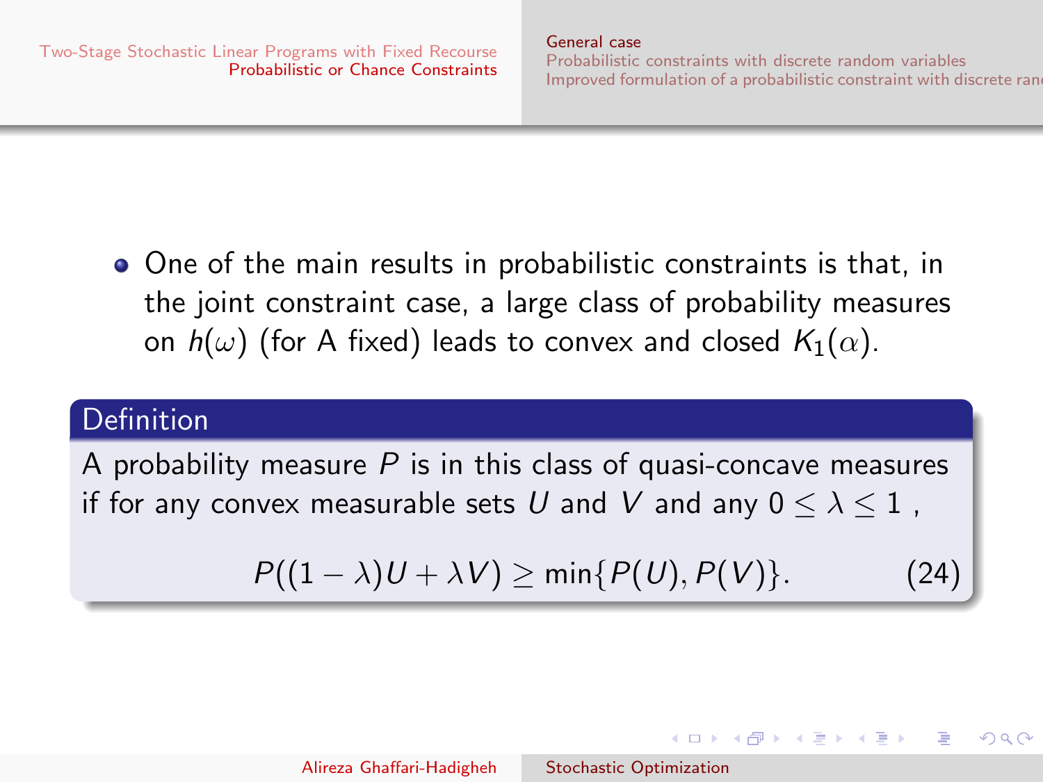- One of the main results in probabilistic constraints is that, in the joint constraint case, a large class of probability measures on $h(\omega)$ (for A fixed) leads to convex and closed $K_1(\alpha)$.

**Definition**

A probability measure $P$ is in this class of quasi-concave measures if for any convex measurable sets $U$ and $V$ and any $0 \leq \lambda \leq 1$ ,

$$P((1-\lambda)U + \lambda V) \geq \min\{P(U), P(V)\}. \tag{24}$$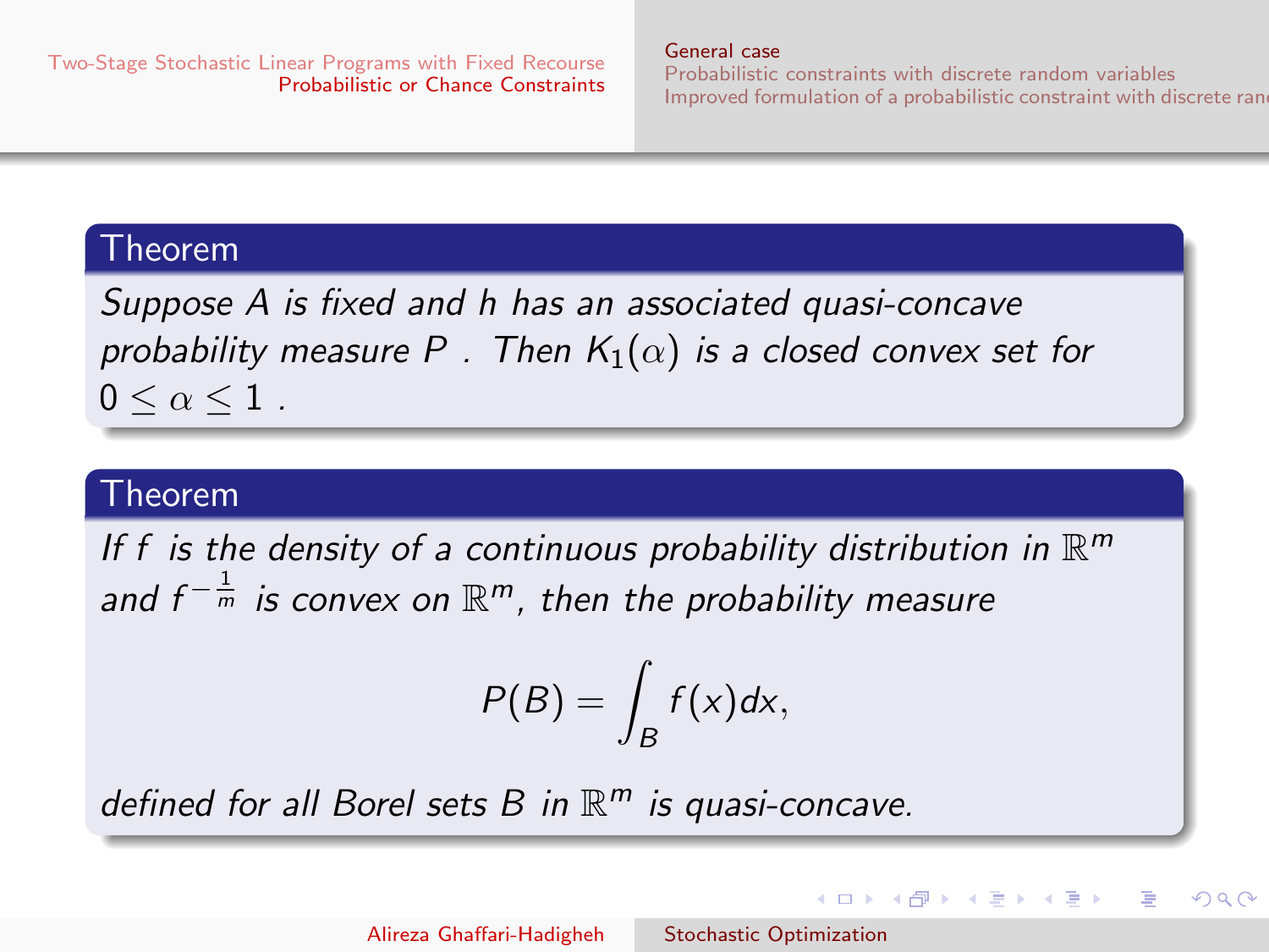**Theorem**

*Suppose $A$ is fixed and $h$ has an associated quasi-concave probability measure $P$ . Then $K_1(\alpha)$ is a closed convex set for $0 \leq \alpha \leq 1$ .*

**Theorem**

*If $f$ is the density of a continuous probability distribution in $\mathbb{R}^m$ and $f^{-\frac{1}{m}}$ is convex on $\mathbb{R}^m$, then the probability measure*

$$P(B) = \int_B f(x)dx,$$

*defined for all Borel sets $B$ in $\mathbb{R}^m$ is quasi-concave.*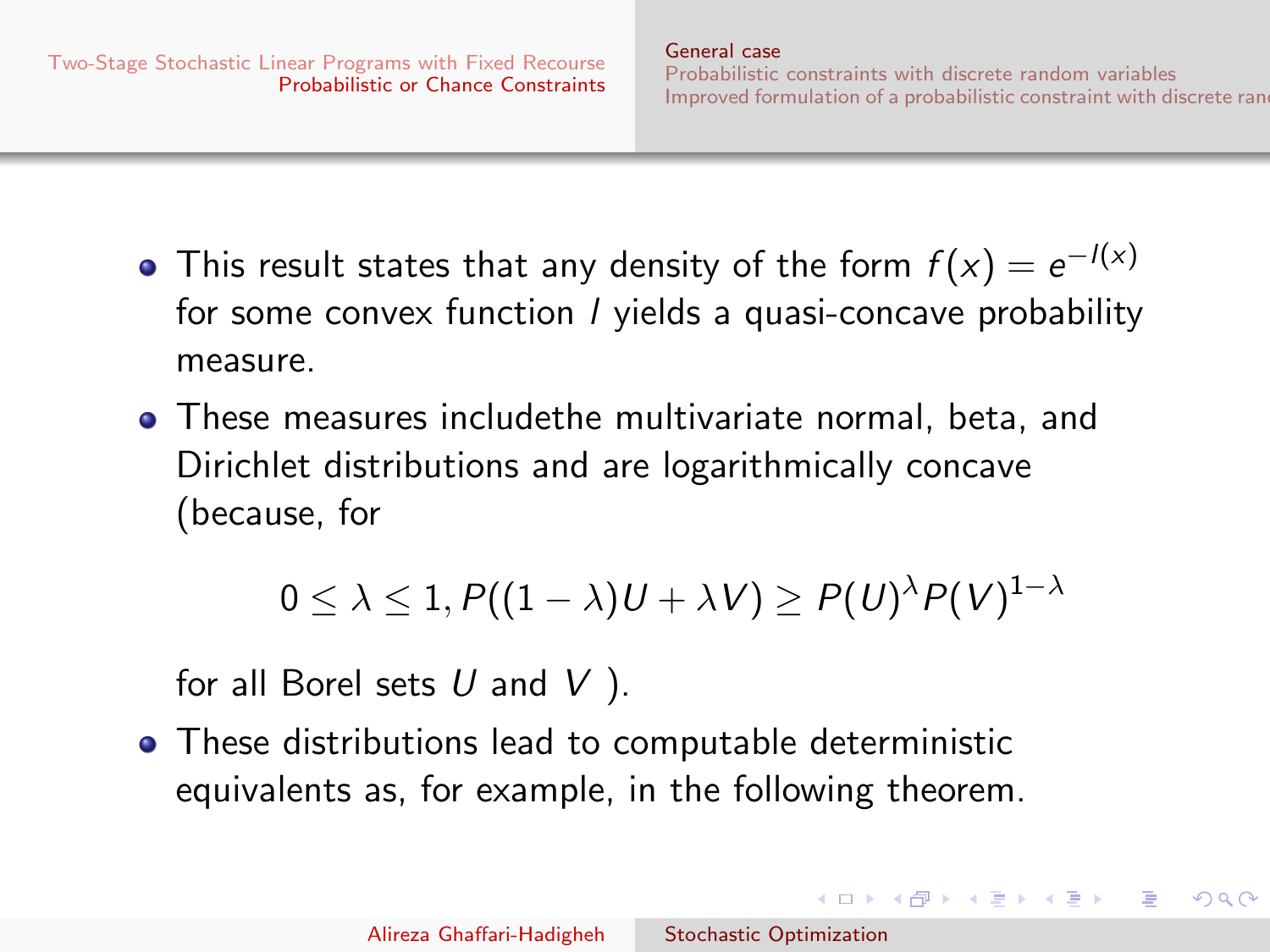- This result states that any density of the form $f(x) = e^{-l(x)}$ for some convex function $l$ yields a quasi-concave probability measure.
- These measures includethe multivariate normal, beta, and Dirichlet distributions and are logarithmically concave (because, for

$$0 \leq \lambda \leq 1, P((1-\lambda)U + \lambda V) \geq P(U)^{\lambda} P(V)^{1-\lambda}$$

  for all Borel sets $U$ and $V$ ).
- These distributions lead to computable deterministic equivalents as, for example, in the following theorem.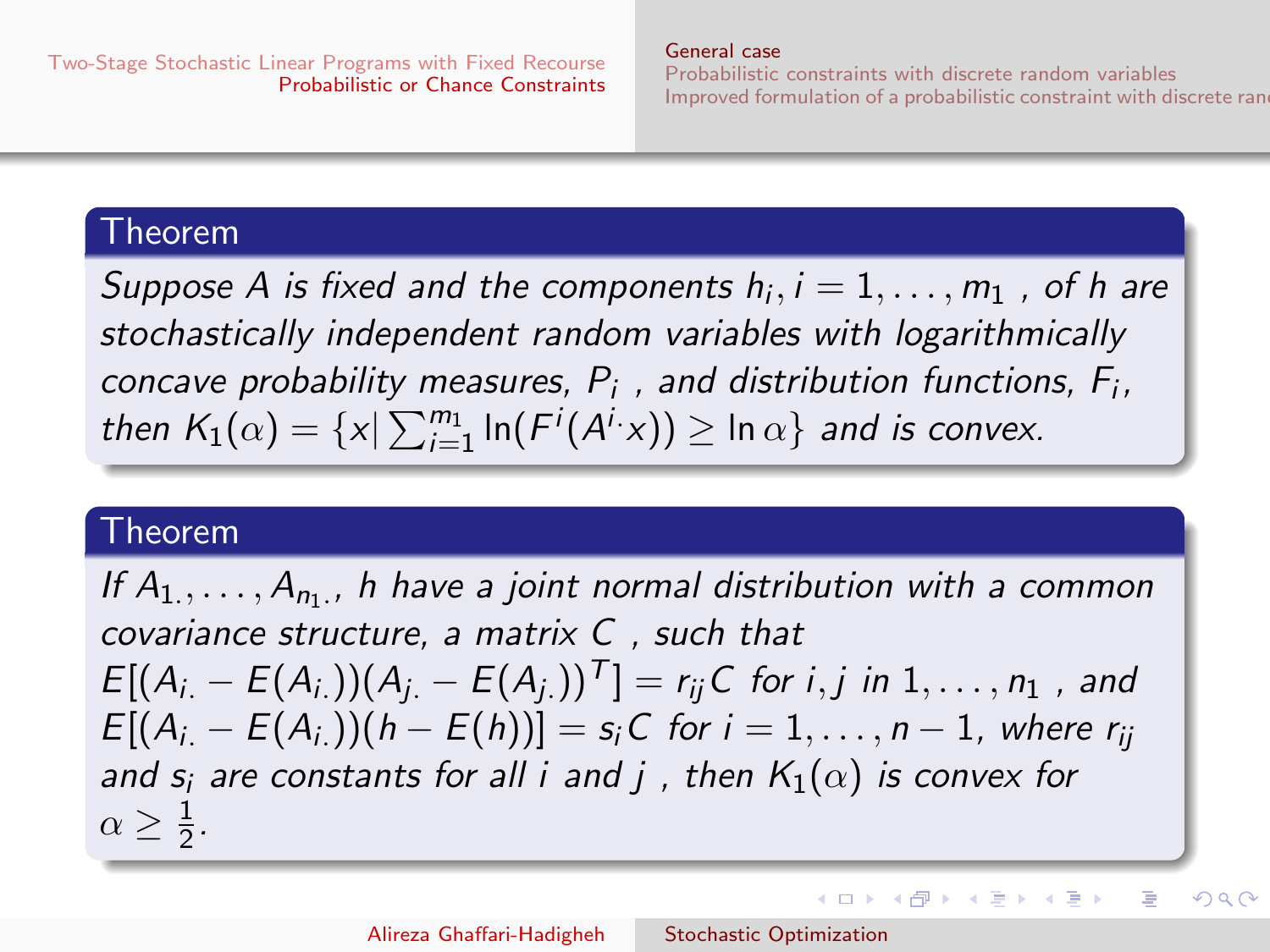**Theorem**

*Suppose $A$ is fixed and the components $h_i, i = 1, \ldots, m_1$ , of $h$ are stochastically independent random variables with logarithmically concave probability measures, $P_i$ , and distribution functions, $F_i$, then $K_1(\alpha) = \{x | \sum_{i=1}^{m_1} \ln(F^i(A^{i\cdot}x)) \geq \ln \alpha\}$ and is convex.*

**Theorem**

*If $A_{1.}, \ldots, A_{n_1.}$, $h$ have a joint normal distribution with a common covariance structure, a matrix $C$ , such that $E[(A_{i.} - E(A_{i.}))(A_{j.} - E(A_{j.}))^T] = r_{ij}C$ for $i, j$ in $1, \ldots, n_1$ , and $E[(A_{i.} - E(A_{i.}))(h - E(h))] = s_iC$ for $i = 1, \ldots, n-1$, where $r_{ij}$ and $s_i$ are constants for all $i$ and $j$ , then $K_1(\alpha)$ is convex for $\alpha \geq \frac{1}{2}$.*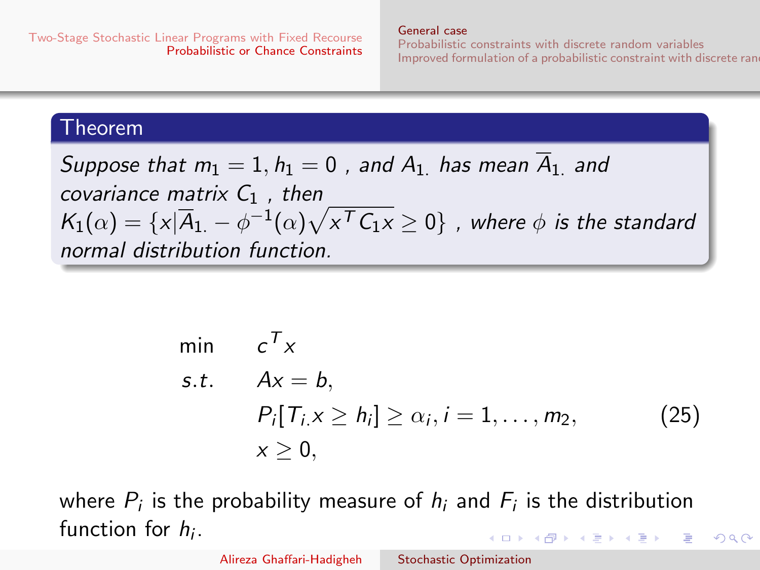**Theorem**

*Suppose that $m_1 = 1, h_1 = 0$ , and $A_{1.}$ has mean $\overline{A}_{1.}$ and covariance matrix $C_1$ , then $K_1(\alpha) = \{x | \overline{A}_{1.} - \phi^{-1}(\alpha)\sqrt{x^T C_1 x} \geq 0\}$ , where $\phi$ is the standard normal distribution function.*

$$
\begin{aligned}
\min \quad & c^T x \\
s.t. \quad & Ax = b, \\
& P_i[T_{i.}x \geq h_i] \geq \alpha_i, i = 1, \ldots, m_2, \\
& x \geq 0,
\end{aligned}
\tag{25}
$$

where $P_i$ is the probability measure of $h_i$ and $F_i$ is the distribution function for $h_i$.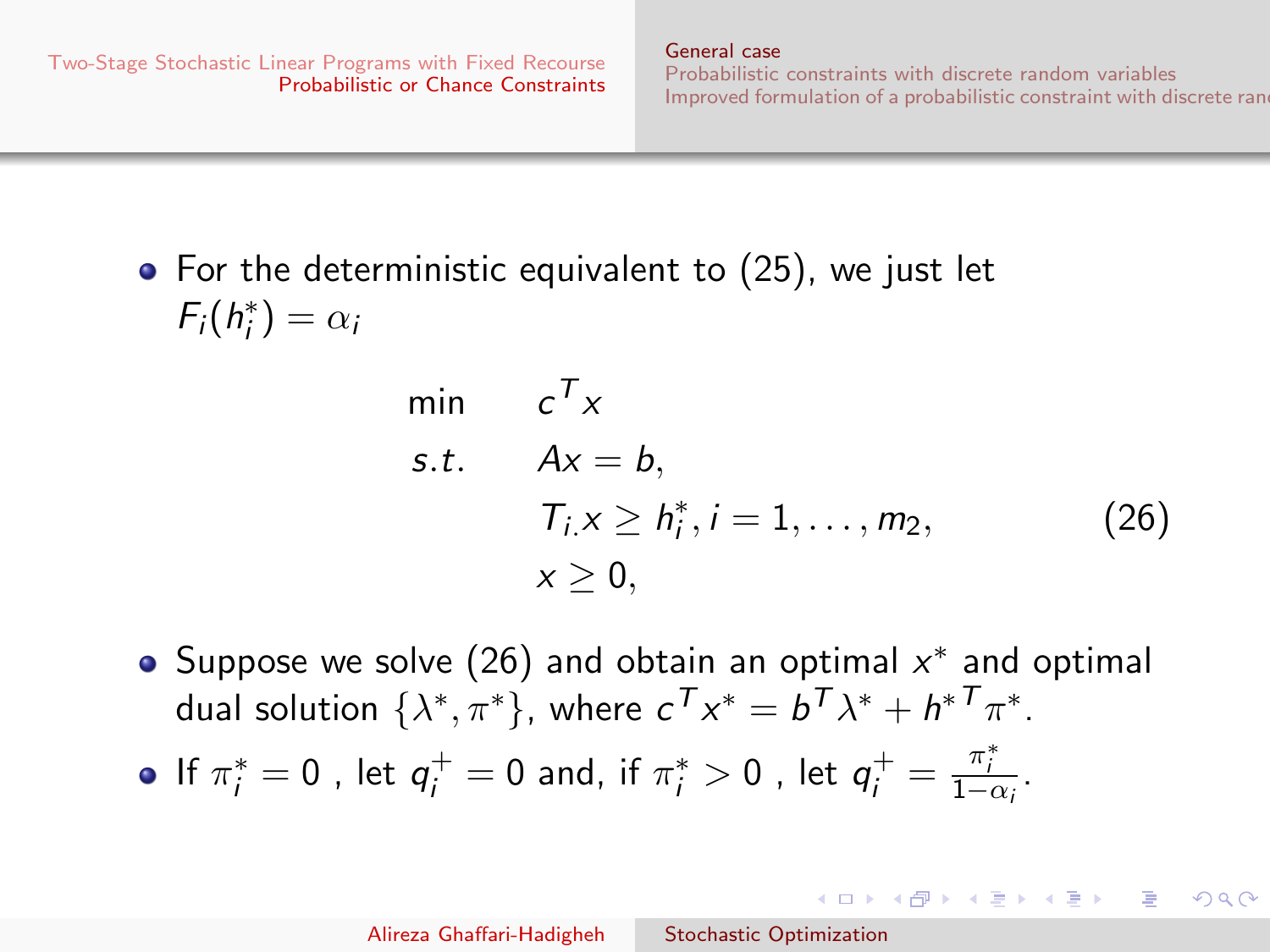- For the deterministic equivalent to (25), we just let $F_i(h_i^*) = \alpha_i$

$$
\begin{aligned}
\min \quad & c^T x \\
s.t. \quad & Ax = b, \\
& T_{i\cdot} x \geq h_i^*, i = 1, \ldots, m_2, \\
& x \geq 0,
\end{aligned}
\tag{26}
$$

- Suppose we solve (26) and obtain an optimal $x^*$ and optimal dual solution $\{\lambda^*, \pi^*\}$, where $c^T x^* = b^T \lambda^* + {h^*}^T \pi^*$.
- If $\pi_i^* = 0$ , let $q_i^+ = 0$ and, if $\pi_i^* > 0$ , let $q_i^+ = \frac{\pi_i^*}{1-\alpha_i}$.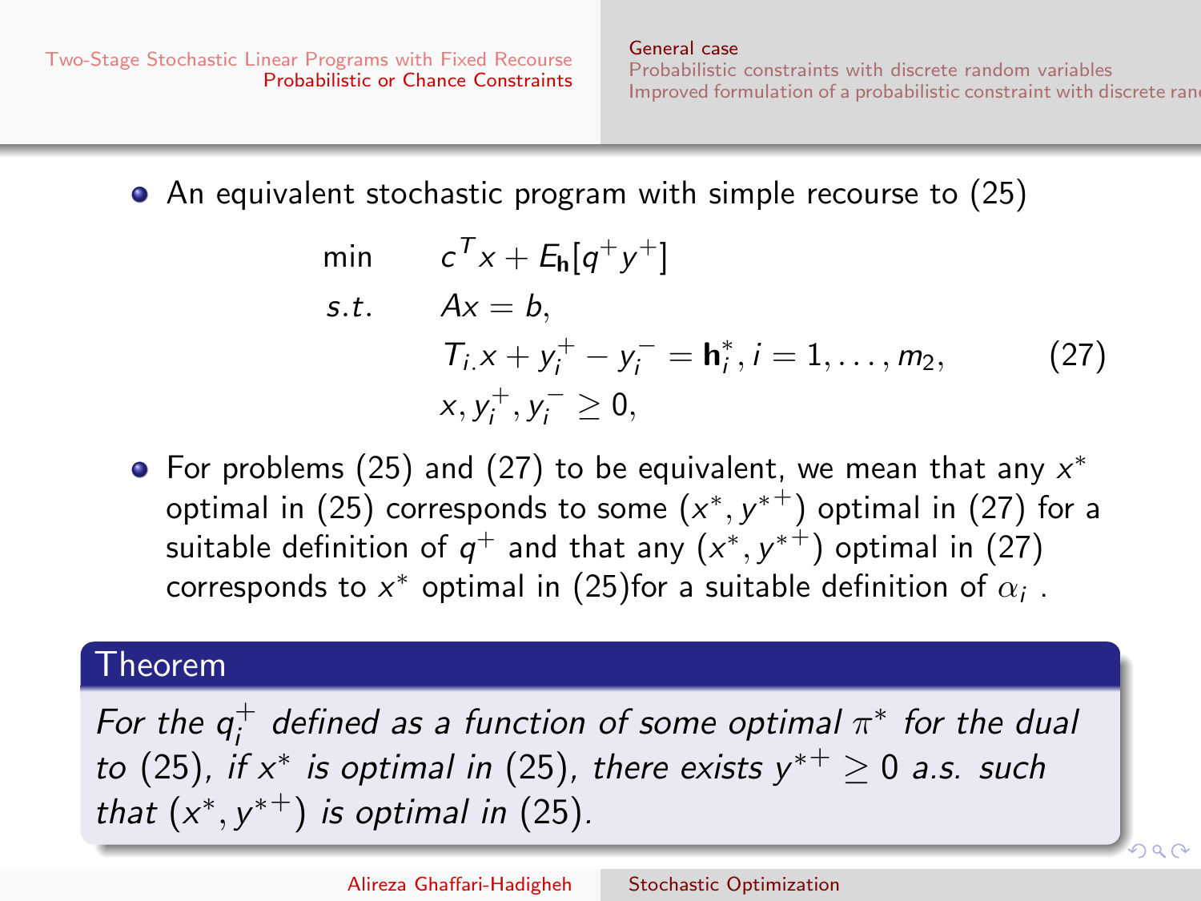- An equivalent stochastic program with simple recourse to (25)

$$
\begin{array}{ll}
\min & c^T x + E_{\mathbf{h}}[q^+ y^+] \\
s.t. & Ax = b, \\
 & T_{i.} x + y_i^+ - y_i^- = \mathbf{h}_i^*, i = 1, \ldots, m_2, \\
 & x, y_i^+, y_i^- \geq 0,
\end{array}
\tag{27}
$$

- For problems (25) and (27) to be equivalent, we mean that any $x^*$ optimal in (25) corresponds to some $(x^*, y^{*+})$ optimal in (27) for a suitable definition of $q^+$ and that any $(x^*, y^{*+})$ optimal in (27) corresponds to $x^*$ optimal in (25)for a suitable definition of $\alpha_i$ .

**Theorem**

*For the $q_i^+$ defined as a function of some optimal $\pi^*$ for the dual to (25), if $x^*$ is optimal in (25), there exists $y^{*+} \geq 0$ a.s. such that $(x^*, y^{*+})$ is optimal in (25).*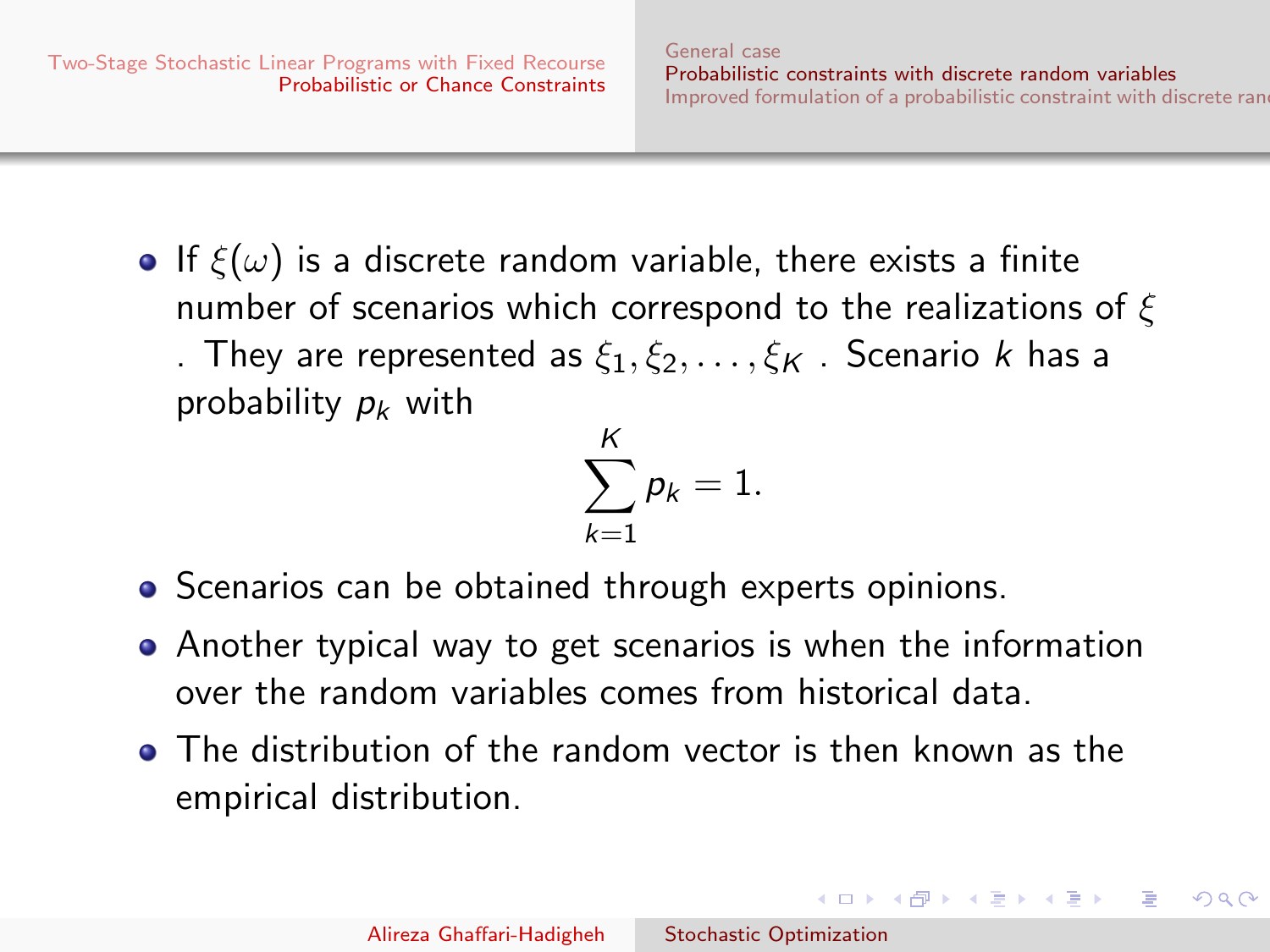- If $\xi(\omega)$ is a discrete random variable, there exists a finite number of scenarios which correspond to the realizations of $\xi$ . They are represented as $\xi_1, \xi_2, \ldots, \xi_K$ . Scenario $k$ has a probability $p_k$ with

$$\sum_{k=1}^{K} p_k = 1.$$

- Scenarios can be obtained through experts opinions.
- Another typical way to get scenarios is when the information over the random variables comes from historical data.
- The distribution of the random vector is then known as the empirical distribution.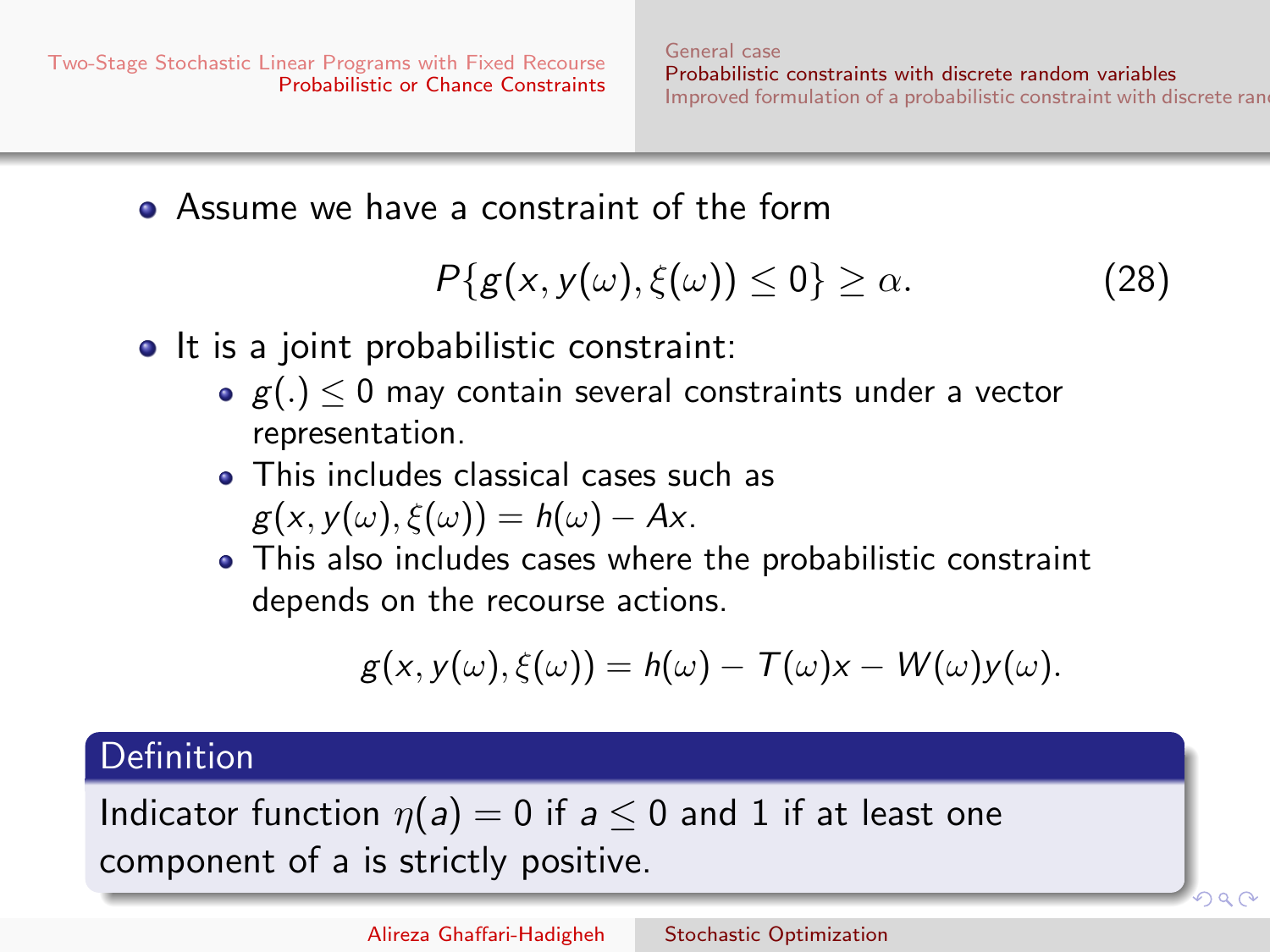- Assume we have a constraint of the form

$$P\{g(x, y(\omega), \xi(\omega)) \leq 0\} \geq \alpha. \tag{28}$$

- It is a joint probabilistic constraint:
  - $g(.) \leq 0$ may contain several constraints under a vector representation.
  - This includes classical cases such as $g(x, y(\omega), \xi(\omega)) = h(\omega) - Ax$.
  - This also includes cases where the probabilistic constraint depends on the recourse actions.

$$g(x, y(\omega), \xi(\omega)) = h(\omega) - T(\omega)x - W(\omega)y(\omega).$$

**Definition**

Indicator function $\eta(a) = 0$ if $a \leq 0$ and 1 if at least one component of a is strictly positive.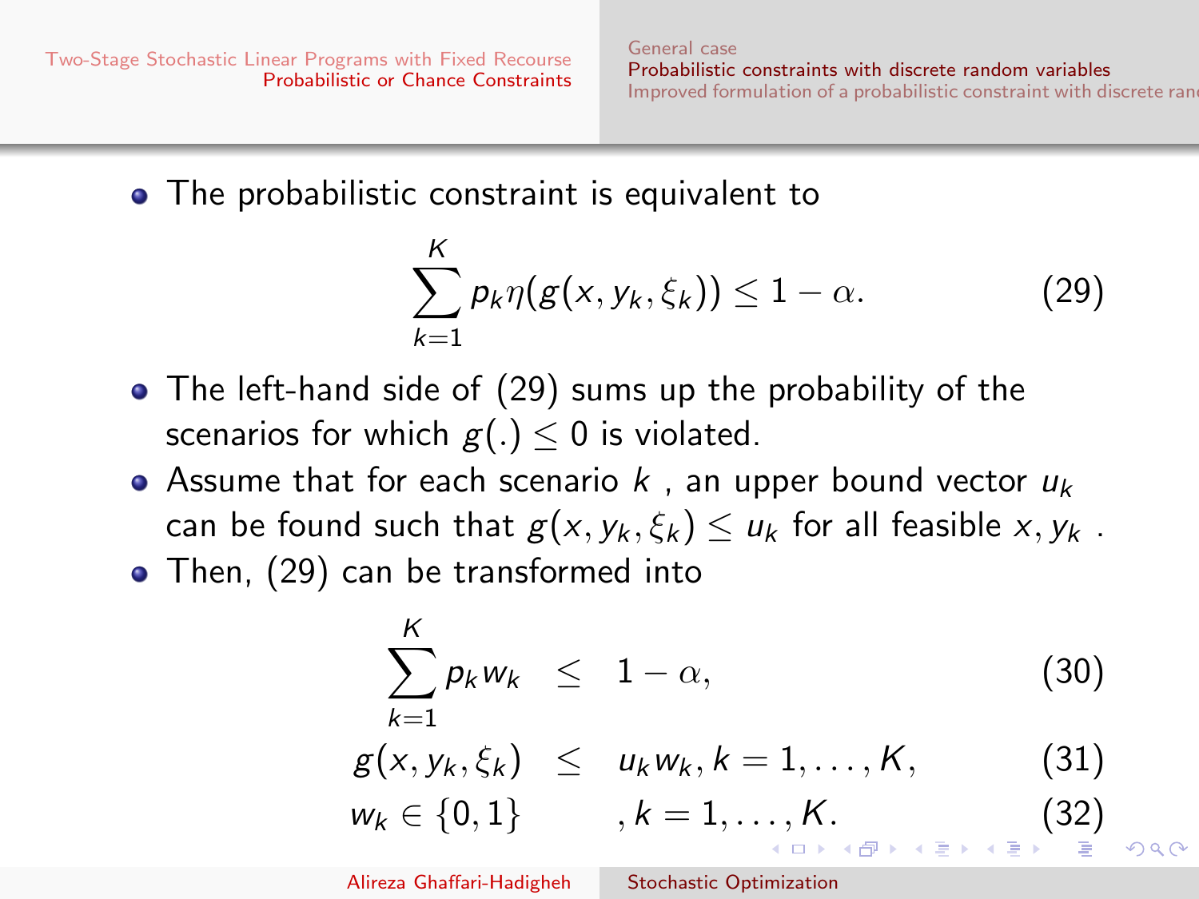- The probabilistic constraint is equivalent to

$$\sum_{k=1}^{K} p_k \eta(g(x, y_k, \xi_k)) \leq 1 - \alpha. \tag{29}$$

- The left-hand side of (29) sums up the probability of the scenarios for which $g(.) \leq 0$ is violated.
- Assume that for each scenario $k$ , an upper bound vector $u_k$ can be found such that $g(x, y_k, \xi_k) \leq u_k$ for all feasible $x, y_k$ .
- Then, (29) can be transformed into

$$\sum_{k=1}^{K} p_k w_k \leq 1 - \alpha, \tag{30}$$

$$g(x, y_k, \xi_k) \leq u_k w_k, k = 1, \ldots, K, \tag{31}$$

$$w_k \in \{0, 1\} \quad , k = 1, \ldots, K. \tag{32}$$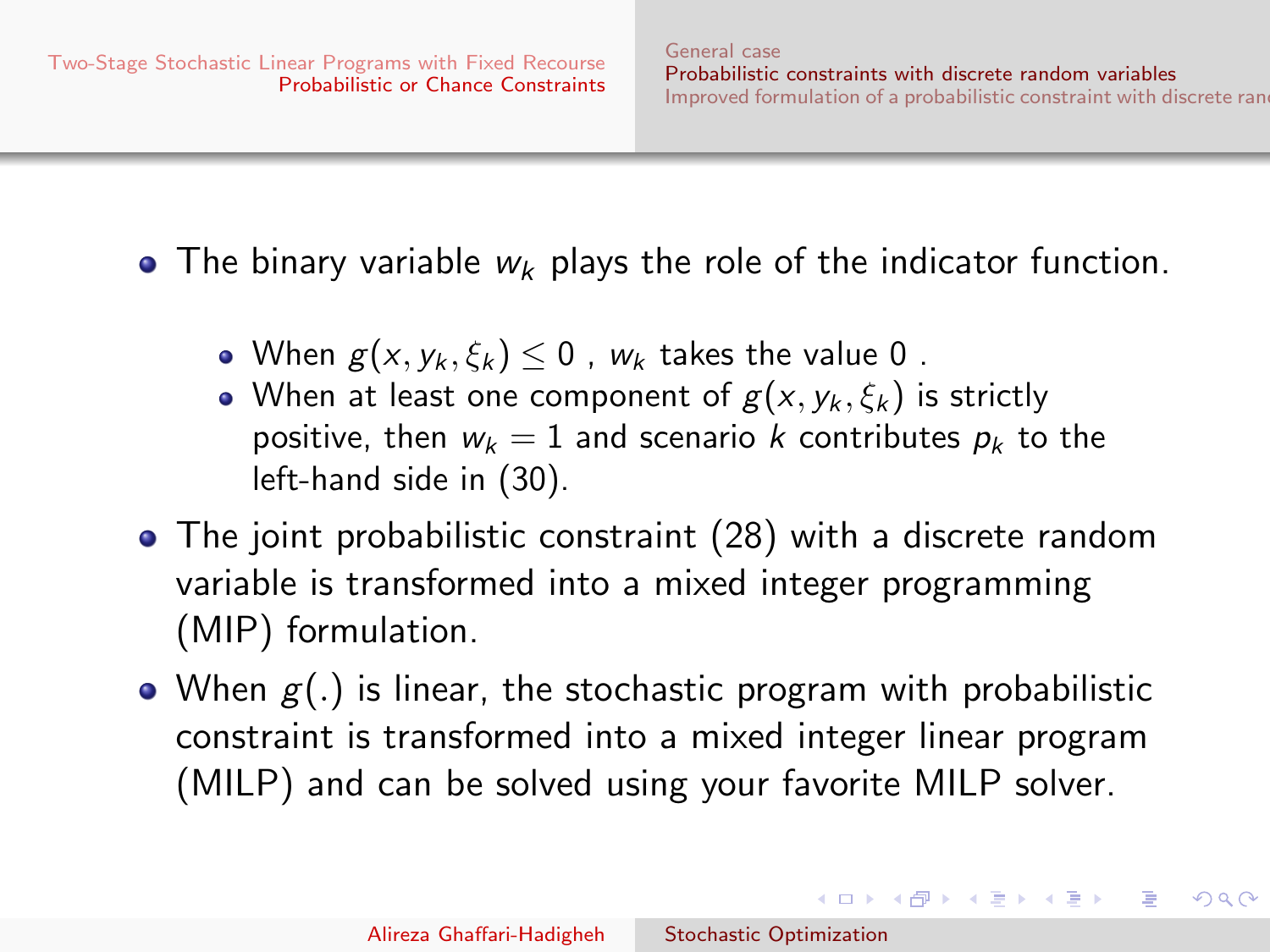- The binary variable $w_k$ plays the role of the indicator function.
  - When $g(x, y_k, \xi_k) \leq 0$ , $w_k$ takes the value 0 .
  - When at least one component of $g(x, y_k, \xi_k)$ is strictly positive, then $w_k = 1$ and scenario $k$ contributes $p_k$ to the left-hand side in (30).
- The joint probabilistic constraint (28) with a discrete random variable is transformed into a mixed integer programming (MIP) formulation.
- When $g(.)$ is linear, the stochastic program with probabilistic constraint is transformed into a mixed integer linear program (MILP) and can be solved using your favorite MILP solver.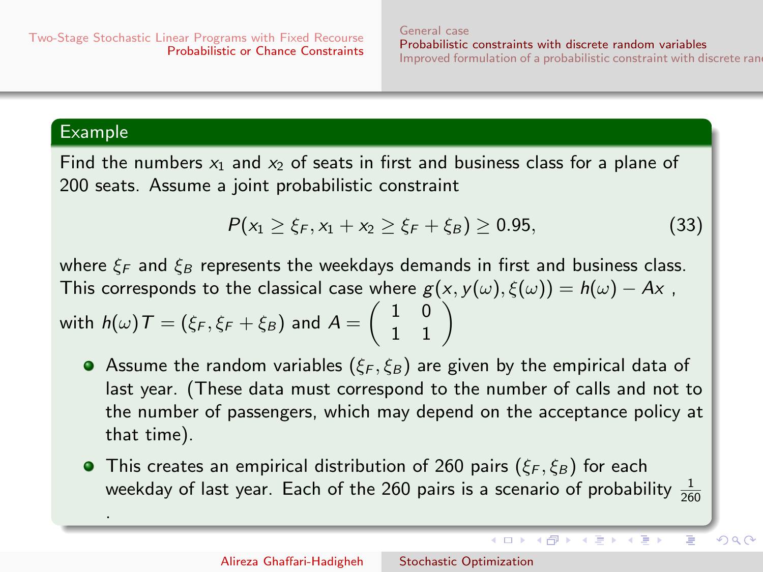#### Example

Find the numbers $x_1$ and $x_2$ of seats in first and business class for a plane of 200 seats. Assume a joint probabilistic constraint

$$P(x_1 \geq \xi_F, x_1 + x_2 \geq \xi_F + \xi_B) \geq 0.95, \tag{33}$$

where $\xi_F$ and $\xi_B$ represents the weekdays demands in first and business class. This corresponds to the classical case where $g(x, y(\omega), \xi(\omega)) = h(\omega) - Ax$ , with $h(\omega)T = (\xi_F, \xi_F + \xi_B)$ and $A = \begin{pmatrix} 1 & 0 \\ 1 & 1 \end{pmatrix}$

- Assume the random variables $(\xi_F, \xi_B)$ are given by the empirical data of last year. (These data must correspond to the number of calls and not to the number of passengers, which may depend on the acceptance policy at that time).
- This creates an empirical distribution of 260 pairs $(\xi_F, \xi_B)$ for each weekday of last year. Each of the 260 pairs is a scenario of probability $\frac{1}{260}$ .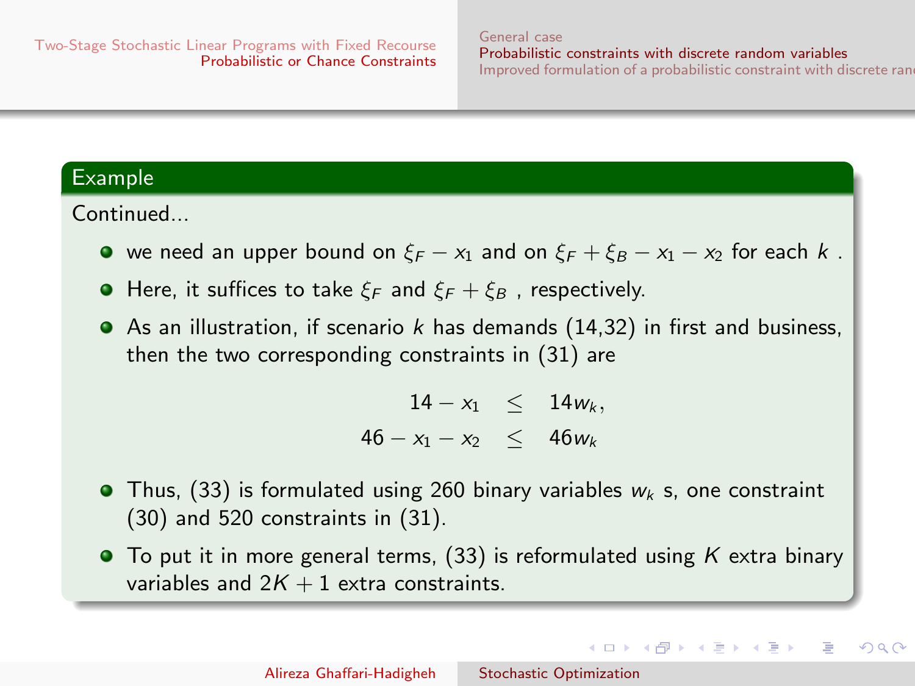## Example

Continued...

- we need an upper bound on $\xi_F - x_1$ and on $\xi_F + \xi_B - x_1 - x_2$ for each $k$ .
- Here, it suffices to take $\xi_F$ and $\xi_F + \xi_B$ , respectively.
- As an illustration, if scenario $k$ has demands (14,32) in first and business, then the two corresponding constraints in (31) are

$$
\begin{aligned}
14 - x_1 &\leq 14w_k, \\
46 - x_1 - x_2 &\leq 46w_k
\end{aligned}
$$

- Thus, (33) is formulated using 260 binary variables $w_k$ s, one constraint (30) and 520 constraints in (31).
- To put it in more general terms, (33) is reformulated using $K$ extra binary variables and $2K + 1$ extra constraints.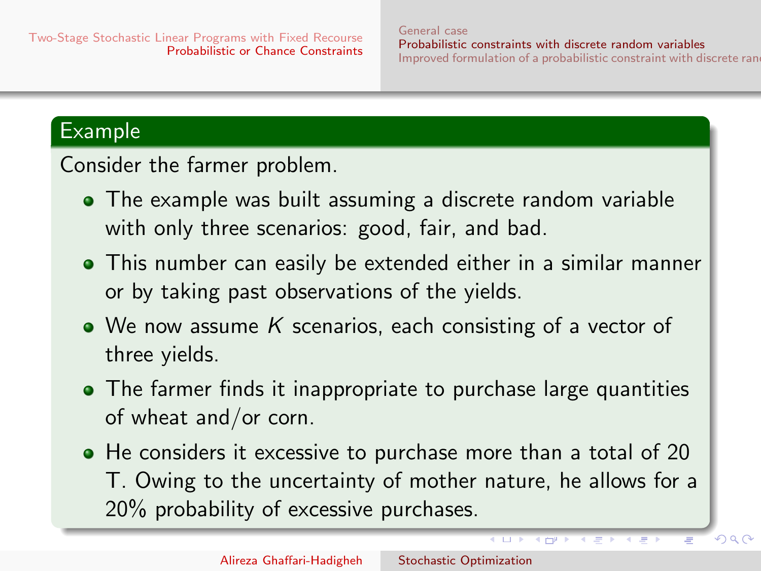### Example

Consider the farmer problem.

- The example was built assuming a discrete random variable with only three scenarios: good, fair, and bad.
- This number can easily be extended either in a similar manner or by taking past observations of the yields.
- We now assume $K$ scenarios, each consisting of a vector of three yields.
- The farmer finds it inappropriate to purchase large quantities of wheat and/or corn.
- He considers it excessive to purchase more than a total of 20 T. Owing to the uncertainty of mother nature, he allows for a 20% probability of excessive purchases.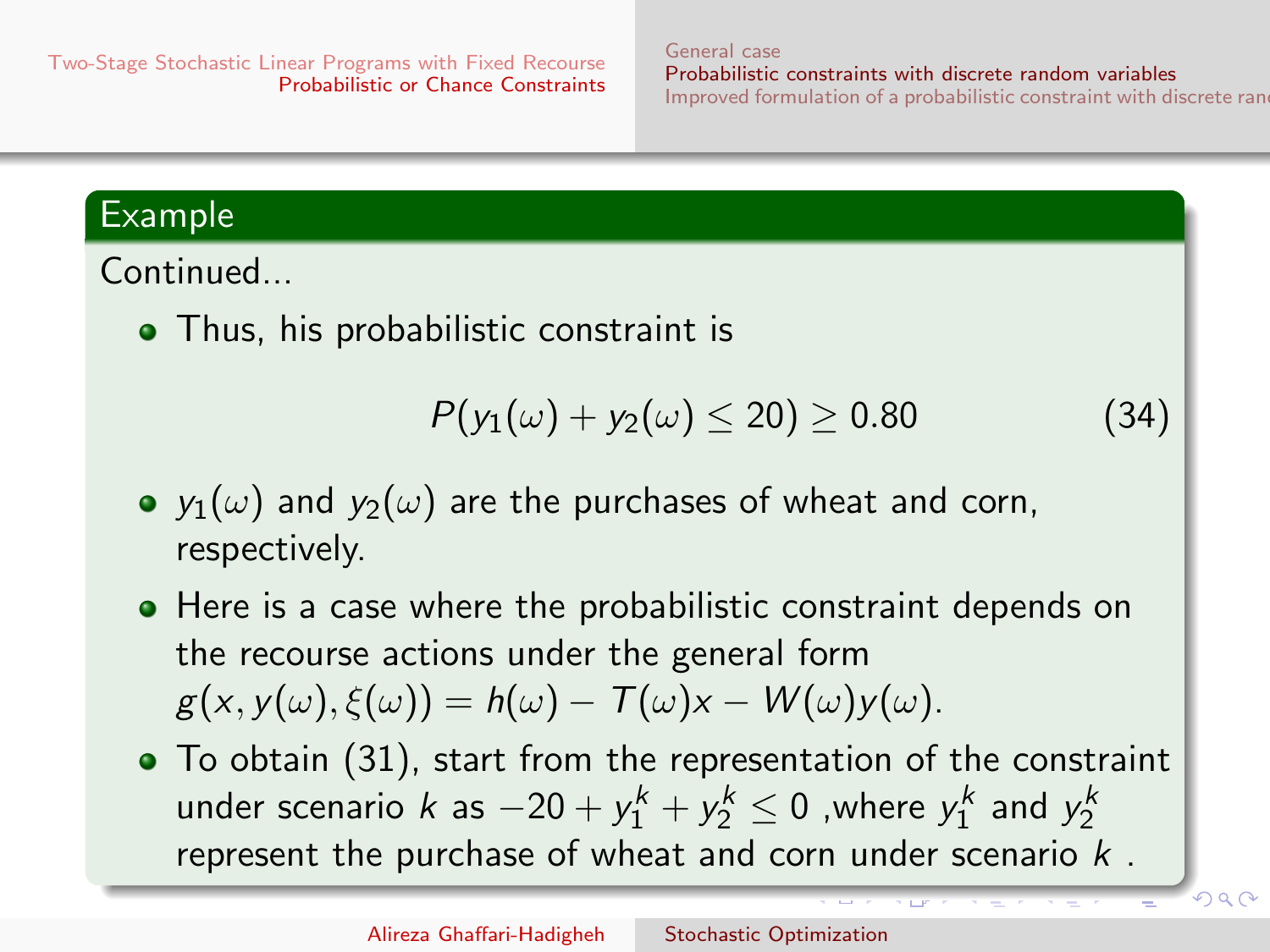### Example

Continued...

- Thus, his probabilistic constraint is

$$P(y_1(\omega) + y_2(\omega) \leq 20) \geq 0.80 \tag{34}$$

- $y_1(\omega)$ and $y_2(\omega)$ are the purchases of wheat and corn, respectively.
- Here is a case where the probabilistic constraint depends on the recourse actions under the general form $g(x, y(\omega), \xi(\omega)) = h(\omega) - T(\omega)x - W(\omega)y(\omega)$.
- To obtain (31), start from the representation of the constraint under scenario $k$ as $-20 + y_1^k + y_2^k \leq 0$ ,where $y_1^k$ and $y_2^k$ represent the purchase of wheat and corn under scenario $k$ .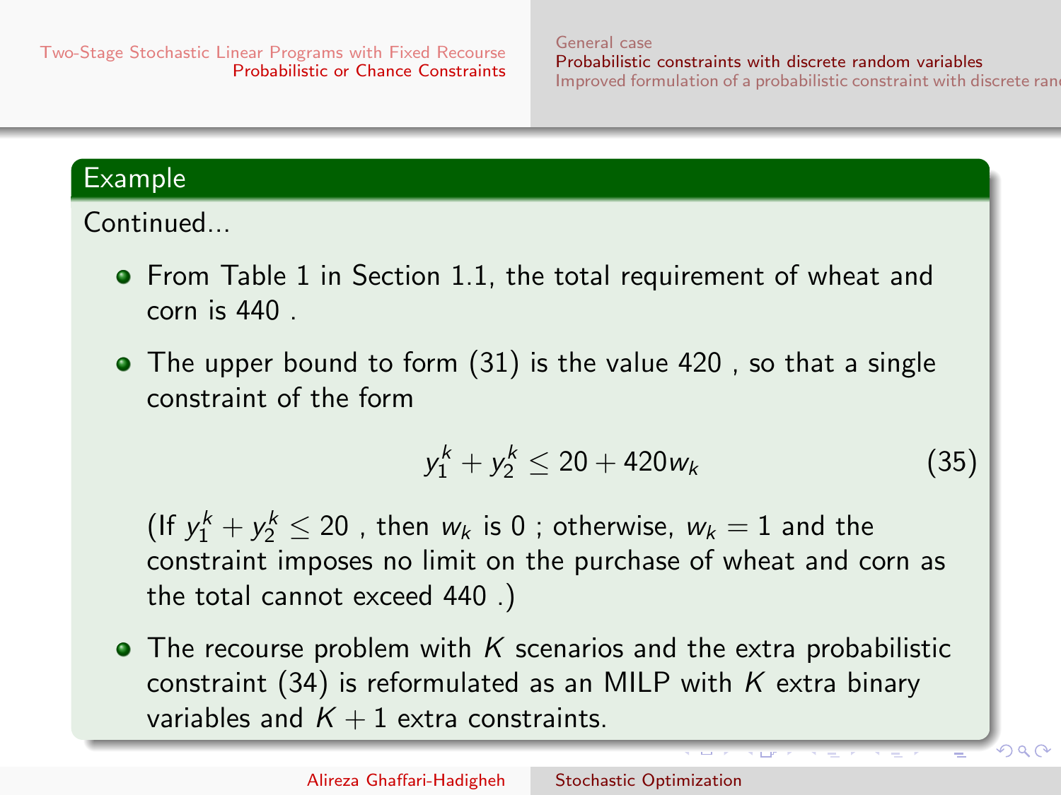## Example

Continued...

- From Table 1 in Section 1.1, the total requirement of wheat and corn is 440 .
- The upper bound to form (31) is the value 420 , so that a single constraint of the form

$$y_1^k + y_2^k \leq 20 + 420w_k \tag{35}$$

  (If $y_1^k + y_2^k \leq 20$ , then $w_k$ is 0 ; otherwise, $w_k = 1$ and the constraint imposes no limit on the purchase of wheat and corn as the total cannot exceed 440 .)
- The recourse problem with $K$ scenarios and the extra probabilistic constraint (34) is reformulated as an MILP with $K$ extra binary variables and $K + 1$ extra constraints.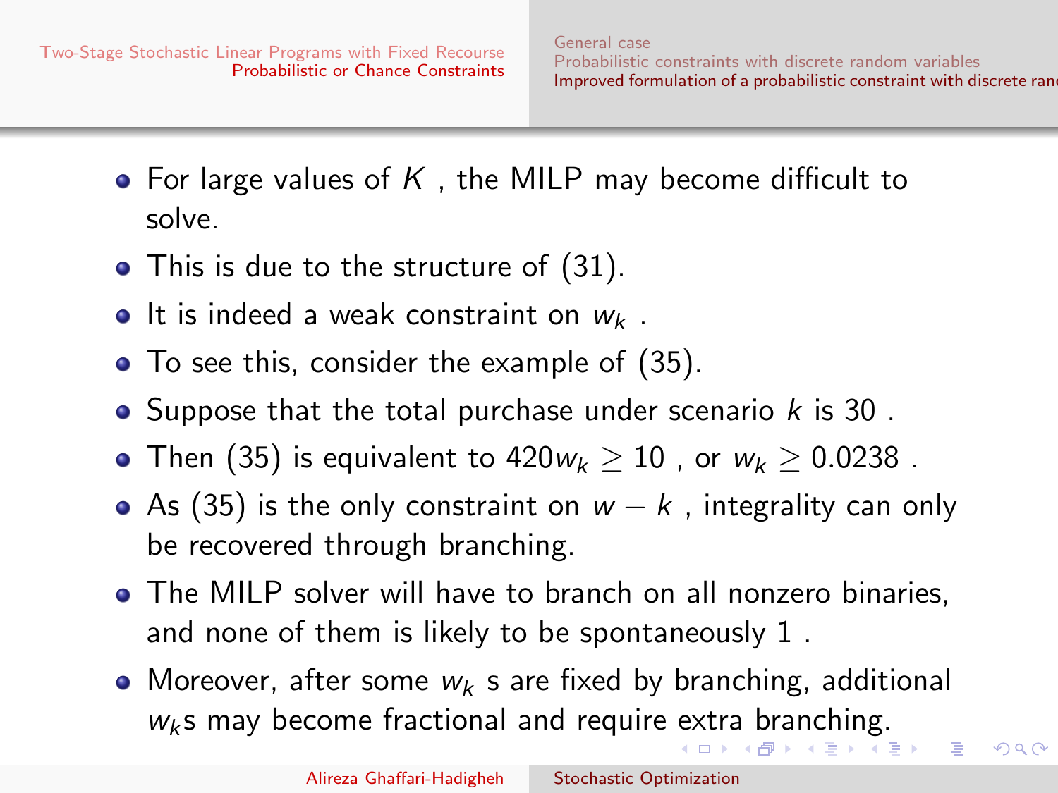- For large values of $K$ , the MILP may become difficult to solve.
- This is due to the structure of (31).
- It is indeed a weak constraint on $w_k$ .
- To see this, consider the example of (35).
- Suppose that the total purchase under scenario $k$ is 30 .
- Then (35) is equivalent to $420w_k \geq 10$ , or $w_k \geq 0.0238$ .
- As (35) is the only constraint on $w - k$ , integrality can only be recovered through branching.
- The MILP solver will have to branch on all nonzero binaries, and none of them is likely to be spontaneously 1 .
- Moreover, after some $w_k$ s are fixed by branching, additional $w_k$s may become fractional and require extra branching.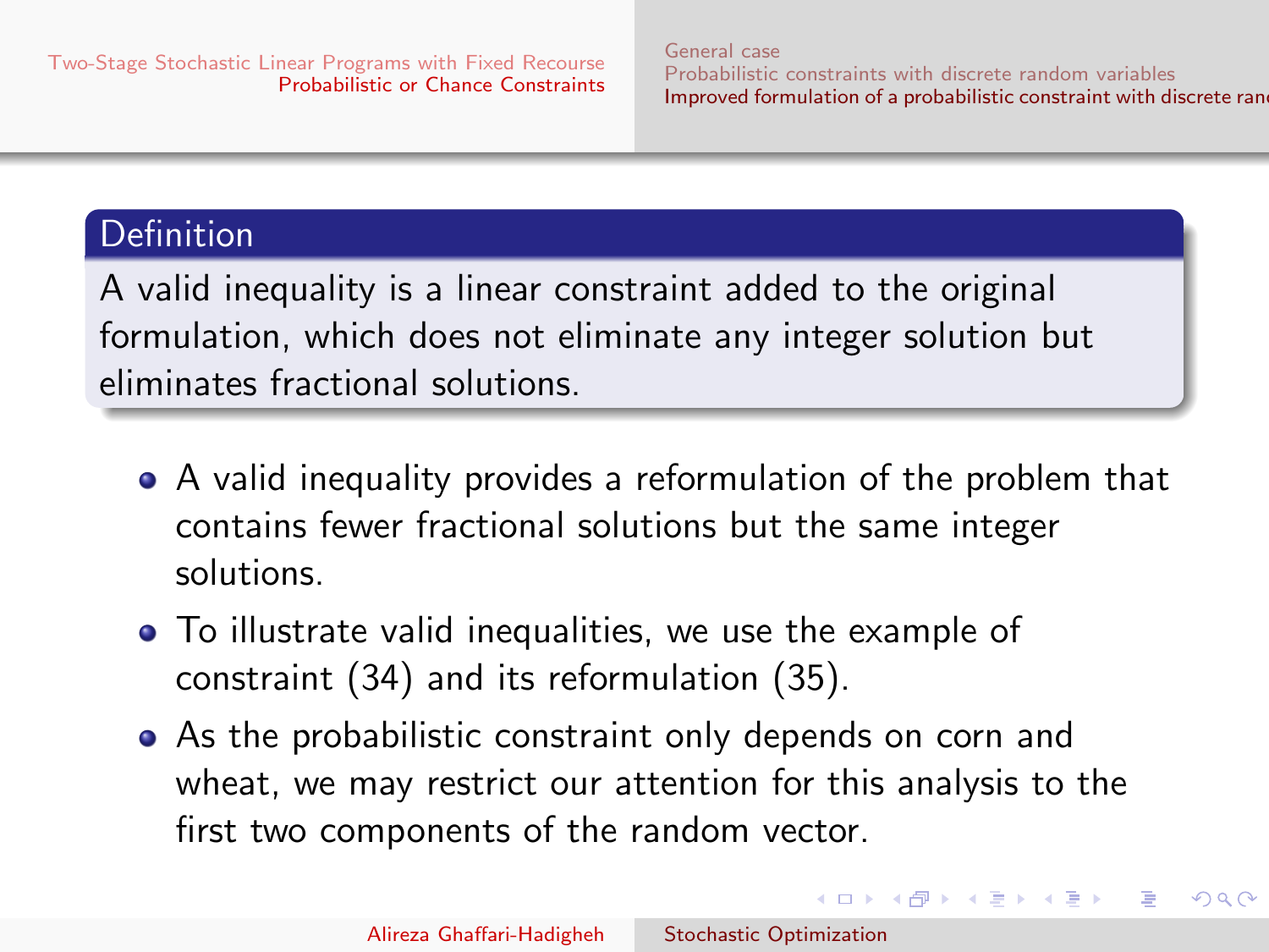**Definition**

A valid inequality is a linear constraint added to the original formulation, which does not eliminate any integer solution but eliminates fractional solutions.

- A valid inequality provides a reformulation of the problem that contains fewer fractional solutions but the same integer solutions.
- To illustrate valid inequalities, we use the example of constraint (34) and its reformulation (35).
- As the probabilistic constraint only depends on corn and wheat, we may restrict our attention for this analysis to the first two components of the random vector.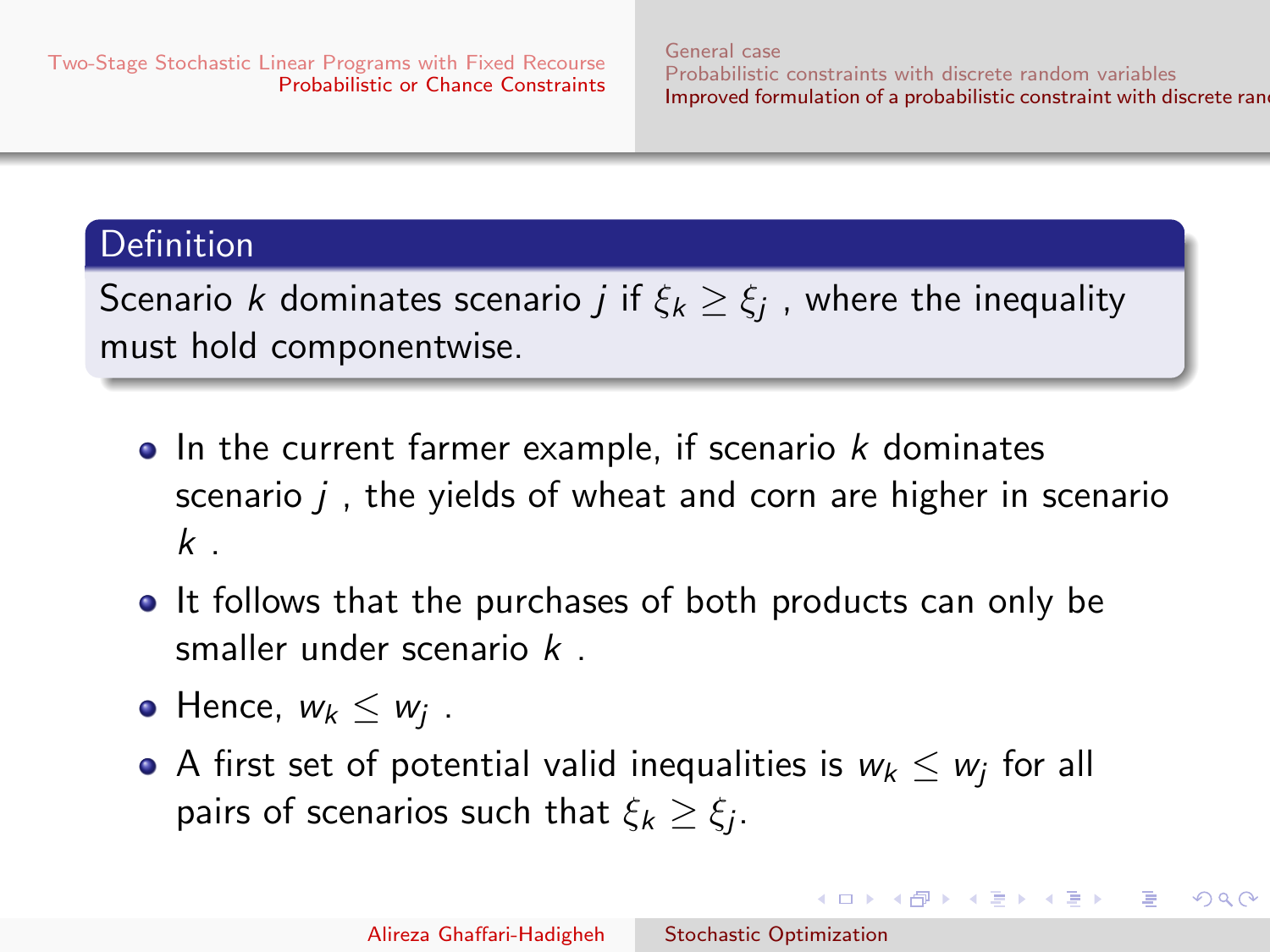**Definition**

Scenario $k$ dominates scenario $j$ if $\xi_k \geq \xi_j$ , where the inequality must hold componentwise.

- In the current farmer example, if scenario $k$ dominates scenario $j$ , the yields of wheat and corn are higher in scenario $k$ .
- It follows that the purchases of both products can only be smaller under scenario $k$ .
- Hence, $w_k \leq w_j$ .
- A first set of potential valid inequalities is $w_k \leq w_j$ for all pairs of scenarios such that $\xi_k \geq \xi_j$.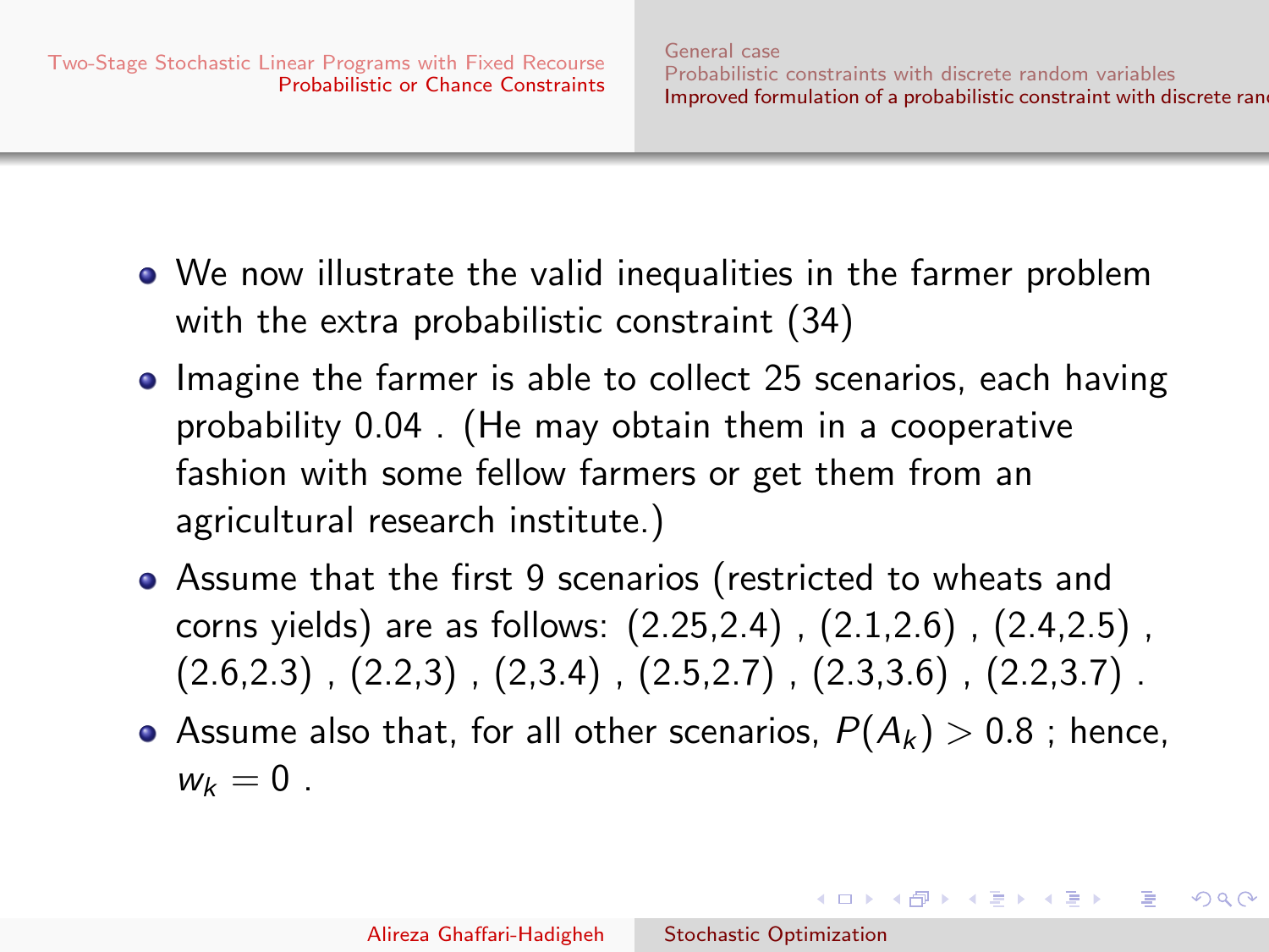- We now illustrate the valid inequalities in the farmer problem with the extra probabilistic constraint (34)
- Imagine the farmer is able to collect 25 scenarios, each having probability 0.04 . (He may obtain them in a cooperative fashion with some fellow farmers or get them from an agricultural research institute.)
- Assume that the first 9 scenarios (restricted to wheats and corns yields) are as follows: (2.25,2.4) , (2.1,2.6) , (2.4,2.5) , (2.6,2.3) , (2.2,3) , (2,3.4) , (2.5,2.7) , (2.3,3.6) , (2.2,3.7) .
- Assume also that, for all other scenarios, $P(A_k) > 0.8$ ; hence, $w_k = 0$ .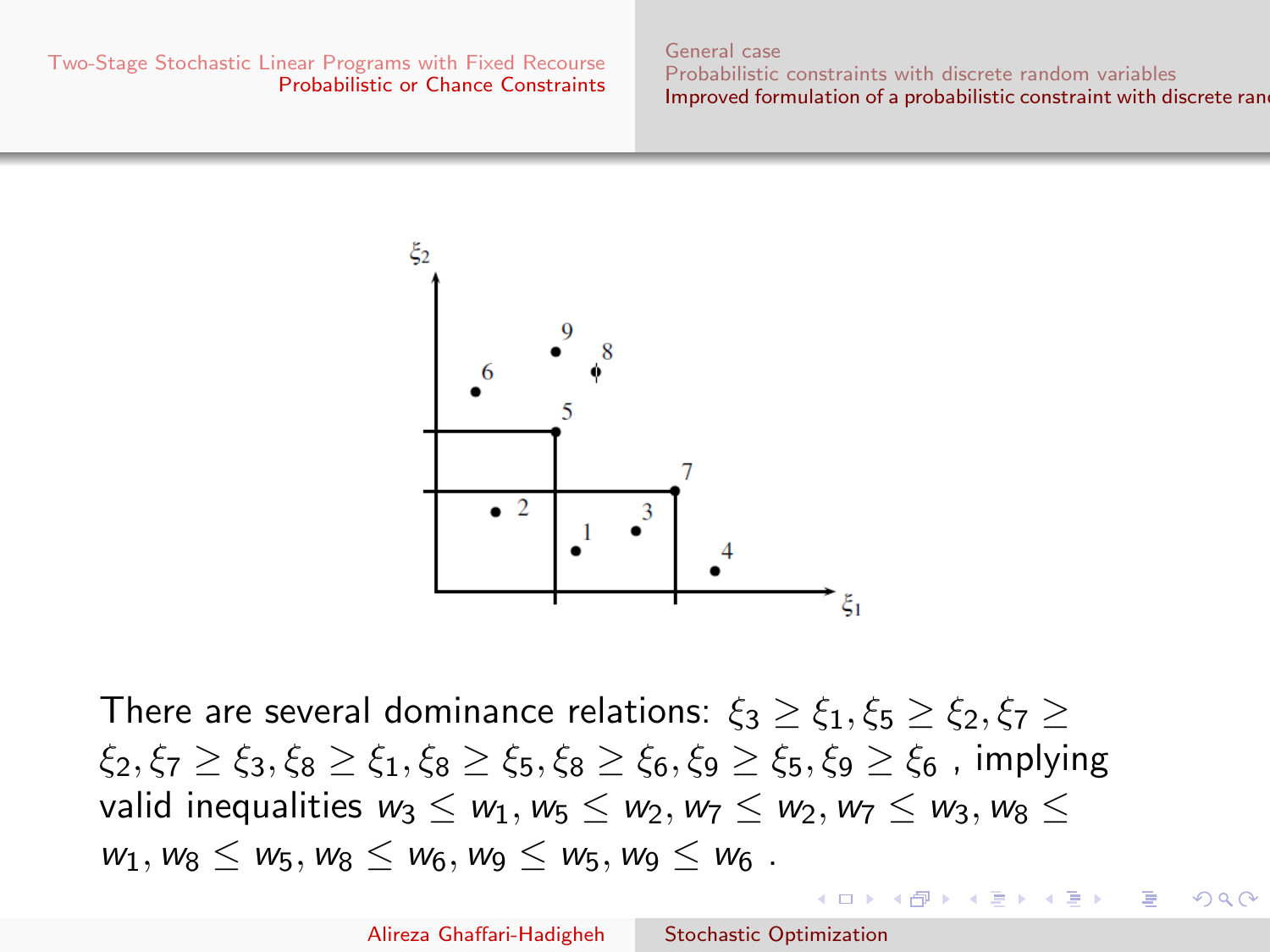There are several dominance relations: $\xi_3 \geq \xi_1, \xi_5 \geq \xi_2, \xi_7 \geq \xi_2, \xi_7 \geq \xi_3, \xi_8 \geq \xi_1, \xi_8 \geq \xi_5, \xi_8 \geq \xi_6, \xi_9 \geq \xi_5, \xi_9 \geq \xi_6$ , implying valid inequalities $w_3 \leq w_1, w_5 \leq w_2, w_7 \leq w_2, w_7 \leq w_3, w_8 \leq w_1, w_8 \leq w_5, w_8 \leq w_6, w_9 \leq w_5, w_9 \leq w_6$ .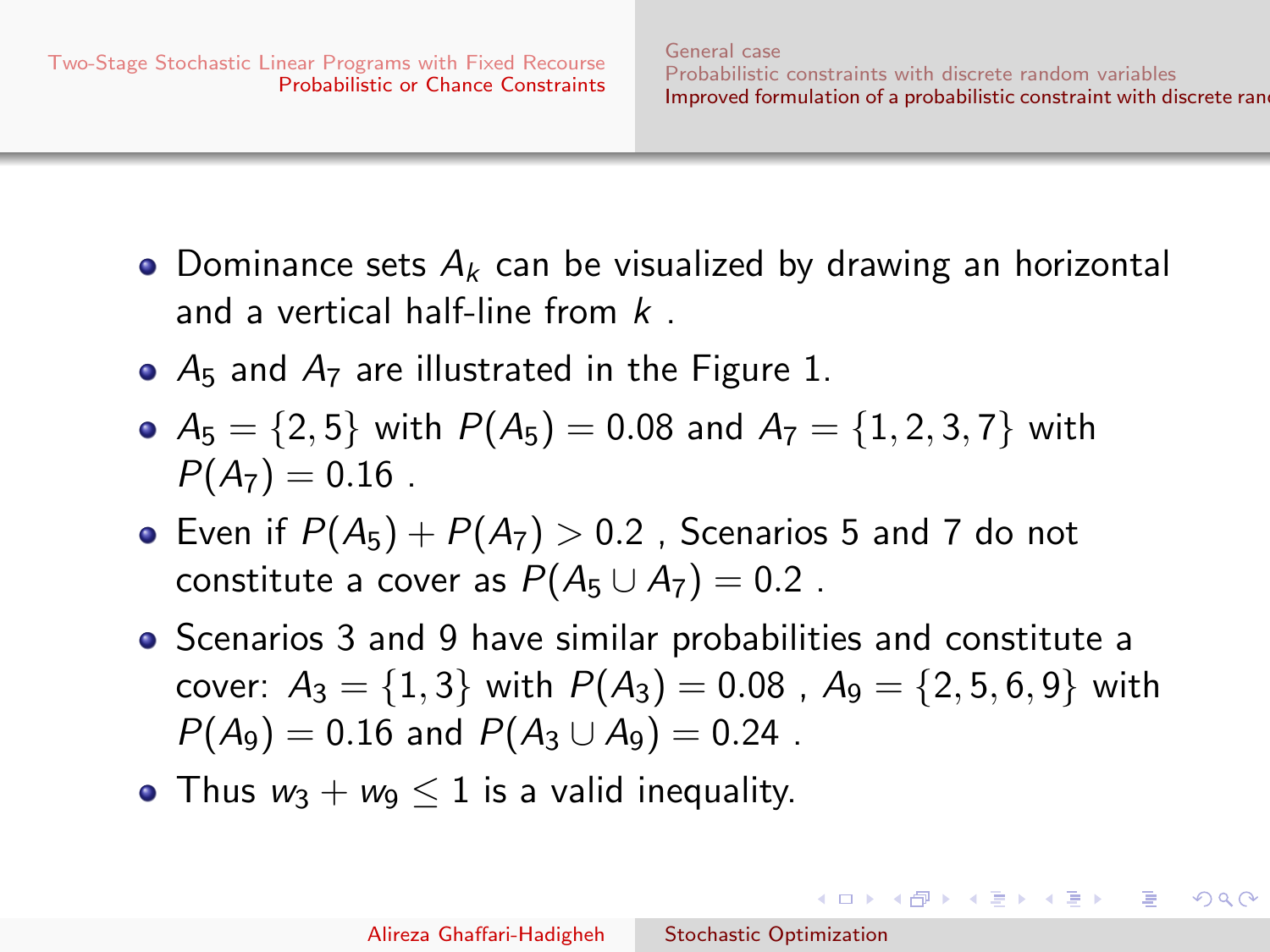- Dominance sets $A_k$ can be visualized by drawing an horizontal and a vertical half-line from $k$ .
- $A_5$ and $A_7$ are illustrated in the Figure 1.
- $A_5 = \{2, 5\}$ with $P(A_5) = 0.08$ and $A_7 = \{1, 2, 3, 7\}$ with $P(A_7) = 0.16$ .
- Even if $P(A_5) + P(A_7) > 0.2$ , Scenarios 5 and 7 do not constitute a cover as $P(A_5 \cup A_7) = 0.2$ .
- Scenarios 3 and 9 have similar probabilities and constitute a cover: $A_3 = \{1, 3\}$ with $P(A_3) = 0.08$ , $A_9 = \{2, 5, 6, 9\}$ with $P(A_9) = 0.16$ and $P(A_3 \cup A_9) = 0.24$ .
- Thus $w_3 + w_9 \leq 1$ is a valid inequality.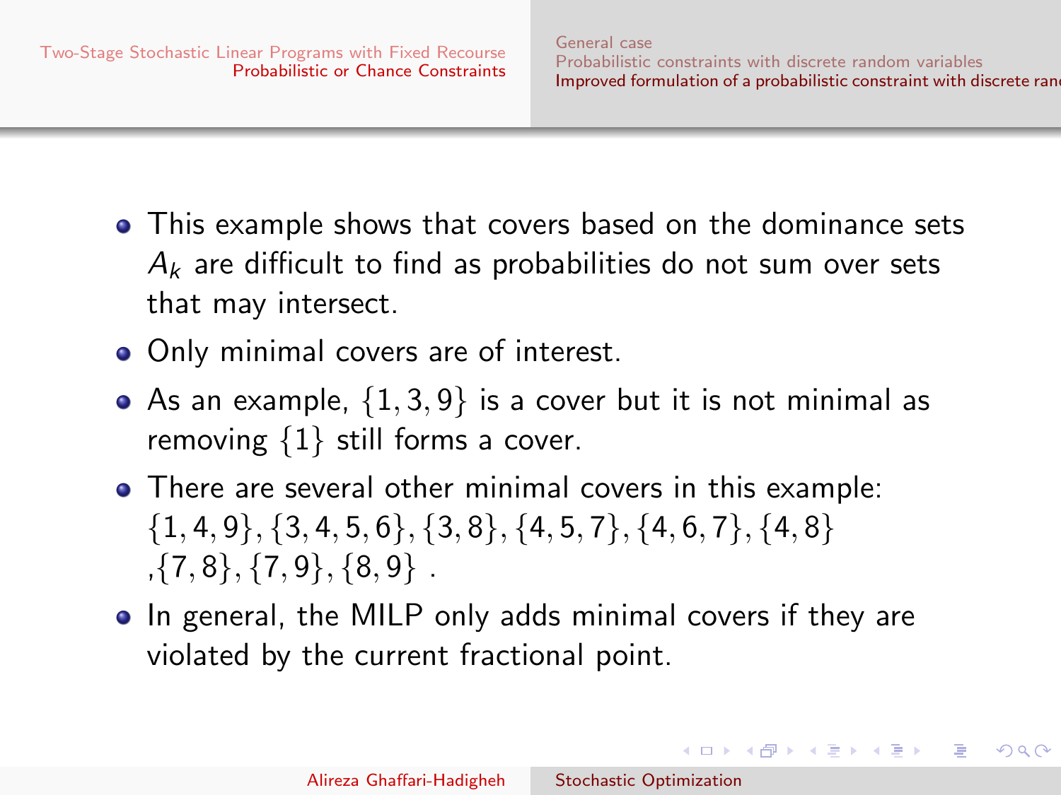- This example shows that covers based on the dominance sets $A_k$ are difficult to find as probabilities do not sum over sets that may intersect.
- Only minimal covers are of interest.
- As an example, $\{1, 3, 9\}$ is a cover but it is not minimal as removing $\{1\}$ still forms a cover.
- There are several other minimal covers in this example: $\{1, 4, 9\}, \{3, 4, 5, 6\}, \{3, 8\}, \{4, 5, 7\}, \{4, 6, 7\}, \{4, 8\}$ $,\{7, 8\}, \{7, 9\}, \{8, 9\}$ .
- In general, the MILP only adds minimal covers if they are violated by the current fractional point.